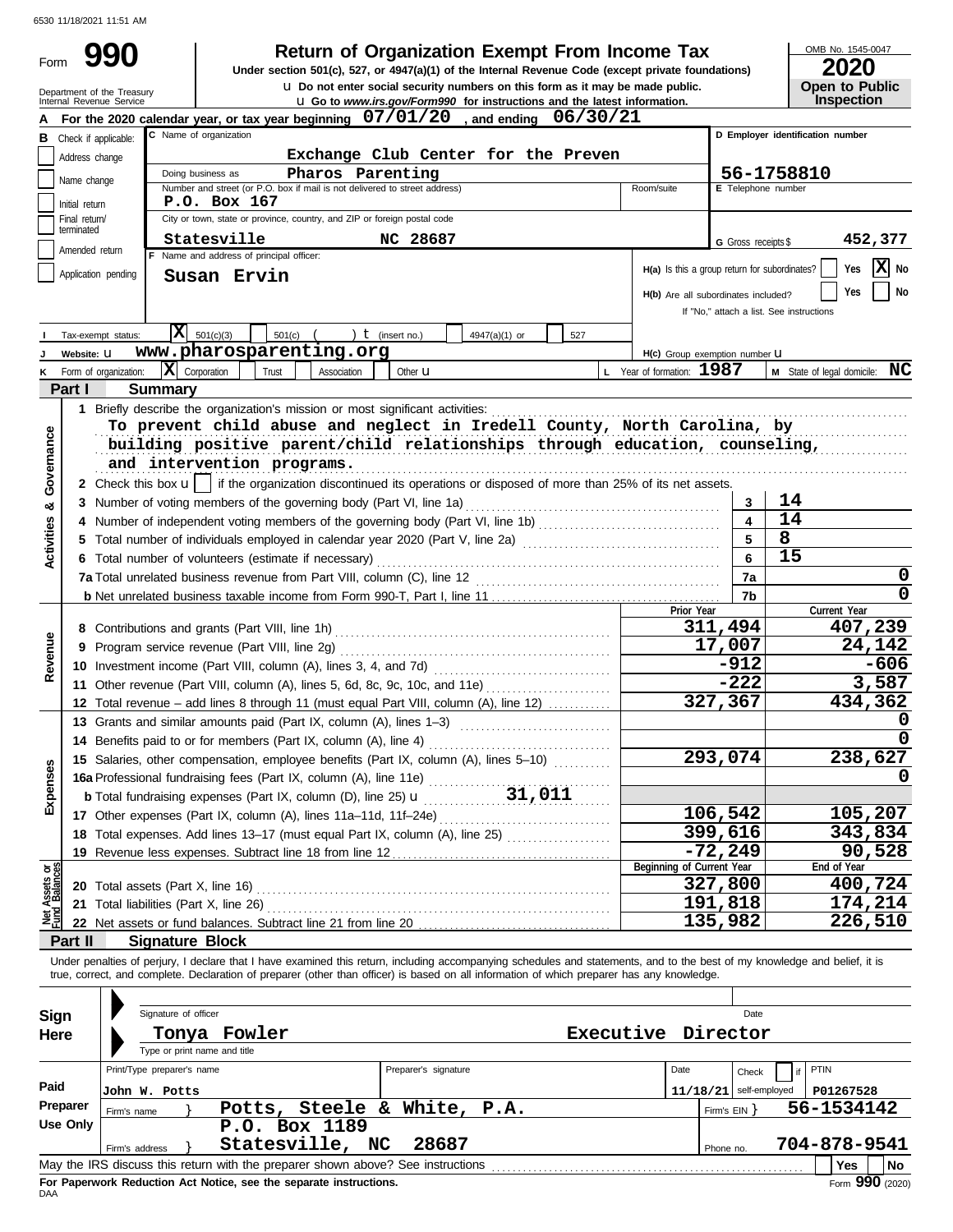6530 11/18/2021 11:51 AM

# Form 990 — Return of Organization Exempt From Income Tax

Under section 501(c), 527, or 4947(a)(1) of the Internal Revenue Code (except private foundations)

u Do not enter social security numbers on this form as it may be made public.

u Go to *www.irs.gov/Form990* for instructions and the latest information.

Department of the Treasury
Internal Revenue Service

OMB No. 1545-0047

**2020**

**Open to Public Inspection**

**A** For the 2020 calendar year, or tax year beginning **07/01/20**, and ending **06/30/21**

**B** Check if applicable:
- Address change
- Name change
- Initial return
- Final return/terminated
- Amended return
- Application pending

**C** Name of organization: **Exchange Club Center for the Preven**

Doing business as: **Pharos Parenting**

Number and street (or P.O. box if mail is not delivered to street address): **P.O. Box 167**   Room/suite

City or town, state or province, country, and ZIP or foreign postal code: **Statesville NC 28687**

**D** Employer identification number: **56-1758810**

**E** Telephone number

**G** Gross receipts $ **452,377**

**F** Name and address of principal officer: **Susan Ervin**

**H(a)** Is this a group return for subordinates? Yes [ ] No [X]

**H(b)** Are all subordinates included? Yes [ ] No [ ]
If "No," attach a list. See instructions

**I** Tax-exempt status: [X] 501(c)(3) [ ] 501(c) ( ) t (insert no.) [ ] 4947(a)(1) or [ ] 527

**J** Website: u **www.pharosparenting.org**

**H(c)** Group exemption number u

**K** Form of organization: [X] Corporation [ ] Trust [ ] Association [ ] Other u

**L** Year of formation: **1987**

**M** State of legal domicile: **NC**

## Part I Summary

**Activities & Governance**

1 Briefly describe the organization's mission or most significant activities:
To prevent child abuse and neglect in Iredell County, North Carolina, by building positive parent/child relationships through education, counseling, and intervention programs.

2 Check this box u [ ] if the organization discontinued its operations or disposed of more than 25% of its net assets.

| | | Line | Value |
|---|---|---|---|
| 3 | Number of voting members of the governing body (Part VI, line 1a) | 3 | 14 |
| 4 | Number of independent voting members of the governing body (Part VI, line 1b) | 4 | 14 |
| 5 | Total number of individuals employed in calendar year 2020 (Part V, line 2a) | 5 | 8 |
| 6 | Total number of volunteers (estimate if necessary) | 6 | 15 |
| 7a | Total unrelated business revenue from Part VIII, column (C), line 12 | 7a | 0 |
| b | Net unrelated business taxable income from Form 990-T, Part I, line 11 | 7b | 0 |

| | | | Prior Year | Current Year |
|---|---|---|---|---|
| **Revenue** | 8 | Contributions and grants (Part VIII, line 1h) | 311,494 | 407,239 |
| | 9 | Program service revenue (Part VIII, line 2g) | 17,007 | 24,142 |
| | 10 | Investment income (Part VIII, column (A), lines 3, 4, and 7d) | -912 | -606 |
| | 11 | Other revenue (Part VIII, column (A), lines 5, 6d, 8c, 9c, 10c, and 11e) | -222 | 3,587 |
| | 12 | Total revenue – add lines 8 through 11 (must equal Part VIII, column (A), line 12) | 327,367 | 434,362 |
| **Expenses** | 13 | Grants and similar amounts paid (Part IX, column (A), lines 1–3) | | 0 |
| | 14 | Benefits paid to or for members (Part IX, column (A), line 4) | | 0 |
| | 15 | Salaries, other compensation, employee benefits (Part IX, column (A), lines 5–10) | 293,074 | 238,627 |
| | 16a | Professional fundraising fees (Part IX, column (A), line 11e) | | 0 |
| | b | Total fundraising expenses (Part IX, column (D), line 25) u 31,011 | | |
| | 17 | Other expenses (Part IX, column (A), lines 11a–11d, 11f–24e) | 106,542 | 105,207 |
| | 18 | Total expenses. Add lines 13–17 (must equal Part IX, column (A), line 25) | 399,616 | 343,834 |
| | 19 | Revenue less expenses. Subtract line 18 from line 12 | -72,249 | 90,528 |

| | | | Beginning of Current Year | End of Year |
|---|---|---|---|---|
| **Net Assets or Fund Balances** | 20 | Total assets (Part X, line 16) | 327,800 | 400,724 |
| | 21 | Total liabilities (Part X, line 26) | 191,818 | 174,214 |
| | 22 | Net assets or fund balances. Subtract line 21 from line 20 | 135,982 | 226,510 |

## Part II Signature Block

Under penalties of perjury, I declare that I have examined this return, including accompanying schedules and statements, and to the best of my knowledge and belief, it is true, correct, and complete. Declaration of preparer (other than officer) is based on all information of which preparer has any knowledge.

**Sign Here**

Signature of officer — Date

**Tonya Fowler — Executive Director**
Type or print name and title

**Paid Preparer Use Only**

| Print/Type preparer's name | Preparer's signature | Date | Check if self-employed | PTIN |
|---|---|---|---|---|
| John W. Potts | | 11/18/21 | | P01267528 |

Firm's name } **Potts, Steele & White, P.A.** — Firm's EIN } **56-1534142**

Firm's address } **P.O. Box 1189, Statesville, NC 28687** — Phone no. **704-878-9541**

May the IRS discuss this return with the preparer shown above? See instructions — Yes [ ] No [ ]

**For Paperwork Reduction Act Notice, see the separate instructions.**

DAA — Form **990** (2020)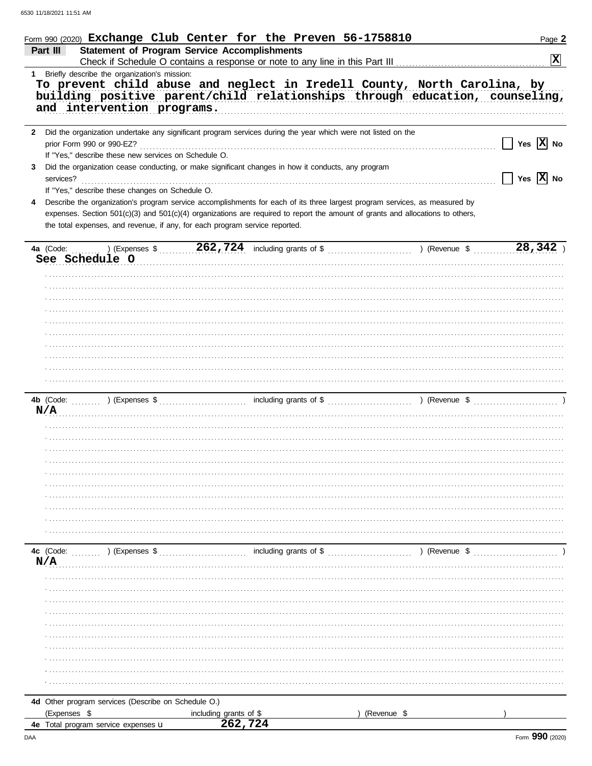Form 990 (2020) **Exchange Club Center for the Preven 56-1758810**

## Part III Statement of Program Service Accomplishments

Check if Schedule O contains a response or note to any line in this Part III . . . . . [X]

**1** Briefly describe the organization's mission:

**To prevent child abuse and neglect in Iredell County, North Carolina, by building positive parent/child relationships through education, counseling, and intervention programs.**

**2** Did the organization undertake any significant program services during the year which were not listed on the prior Form 990 or 990-EZ? . . . . . [ ] Yes [X] No

If "Yes," describe these new services on Schedule O.

**3** Did the organization cease conducting, or make significant changes in how it conducts, any program services? . . . . . [ ] Yes [X] No

If "Yes," describe these changes on Schedule O.

**4** Describe the organization's program service accomplishments for each of its three largest program services, as measured by expenses. Section 501(c)(3) and 501(c)(4) organizations are required to report the amount of grants and allocations to others, the total expenses, and revenue, if any, for each program service reported.

**4a** (Code: ) (Expenses $ **262,724** including grants of $ ) (Revenue $ **28,342** )

**See Schedule O**

**4b** (Code: ) (Expenses $ including grants of $ ) (Revenue $ )

**N/A**

**4c** (Code: ) (Expenses $ including grants of $ ) (Revenue $ )

**N/A**

**4d** Other program services (Describe on Schedule O.)

(Expenses $ including grants of $ ) (Revenue $ )

**4e** Total program service expenses **262,724**

Form **990** (2020)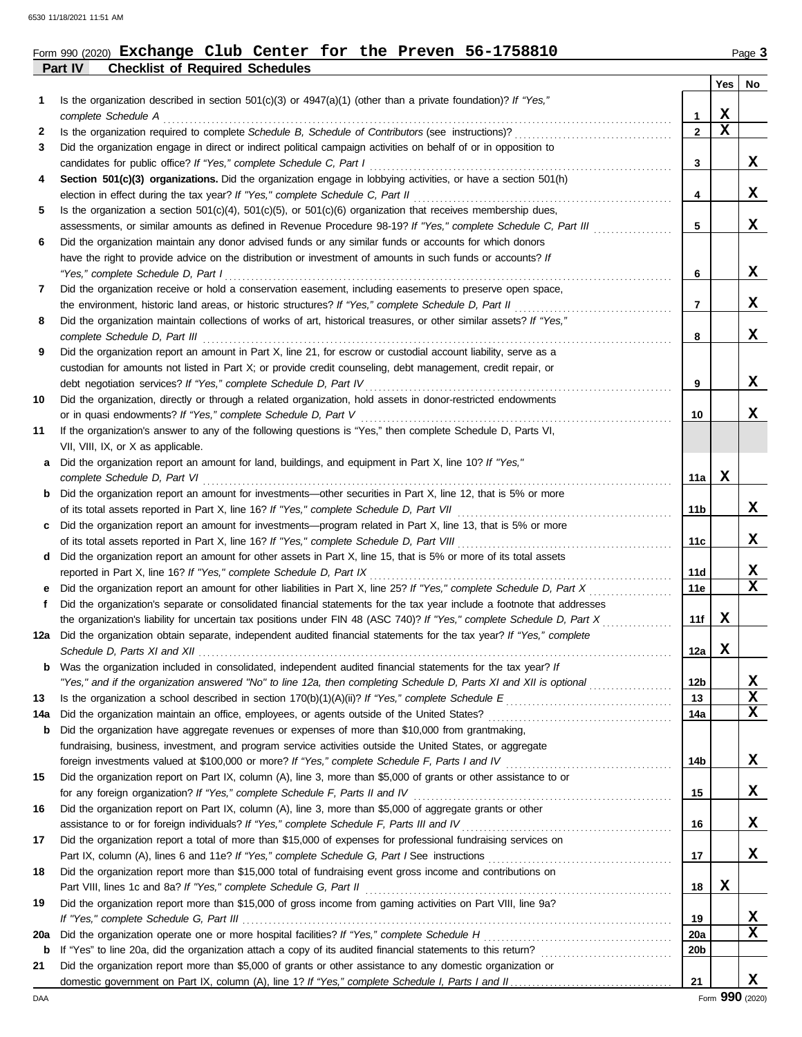Form 990 (2020) **Exchange Club Center for the Preven 56-1758810** Page **3**

## Part IV Checklist of Required Schedules

| | | | Yes | No |
|---|---|---|---|---|
| **1** | Is the organization described in section 501(c)(3) or 4947(a)(1) (other than a private foundation)? *If "Yes," complete Schedule A* | **1** | X | |
| **2** | Is the organization required to complete *Schedule B, Schedule of Contributors* (see instructions)? | **2** | X | |
| **3** | Did the organization engage in direct or indirect political campaign activities on behalf of or in opposition to candidates for public office? *If "Yes," complete Schedule C, Part I* | **3** | | X |
| **4** | **Section 501(c)(3) organizations.** Did the organization engage in lobbying activities, or have a section 501(h) election in effect during the tax year? *If "Yes," complete Schedule C, Part II* | **4** | | X |
| **5** | Is the organization a section 501(c)(4), 501(c)(5), or 501(c)(6) organization that receives membership dues, assessments, or similar amounts as defined in Revenue Procedure 98-19? *If "Yes," complete Schedule C, Part III* | **5** | | X |
| **6** | Did the organization maintain any donor advised funds or any similar funds or accounts for which donors have the right to provide advice on the distribution or investment of amounts in such funds or accounts? *If "Yes," complete Schedule D, Part I* | **6** | | X |
| **7** | Did the organization receive or hold a conservation easement, including easements to preserve open space, the environment, historic land areas, or historic structures? *If "Yes," complete Schedule D, Part II* | **7** | | X |
| **8** | Did the organization maintain collections of works of art, historical treasures, or other similar assets? *If "Yes," complete Schedule D, Part III* | **8** | | X |
| **9** | Did the organization report an amount in Part X, line 21, for escrow or custodial account liability, serve as a custodian for amounts not listed in Part X; or provide credit counseling, debt management, credit repair, or debt negotiation services? *If "Yes," complete Schedule D, Part IV* | **9** | | X |
| **10** | Did the organization, directly or through a related organization, hold assets in donor-restricted endowments or in quasi endowments? *If "Yes," complete Schedule D, Part V* | **10** | | X |
| **11** | If the organization's answer to any of the following questions is "Yes," then complete Schedule D, Parts VI, VII, VIII, IX, or X as applicable. | | | |
| **a** | Did the organization report an amount for land, buildings, and equipment in Part X, line 10? *If "Yes," complete Schedule D, Part VI* | **11a** | X | |
| **b** | Did the organization report an amount for investments—other securities in Part X, line 12, that is 5% or more of its total assets reported in Part X, line 16? *If "Yes," complete Schedule D, Part VII* | **11b** | | X |
| **c** | Did the organization report an amount for investments—program related in Part X, line 13, that is 5% or more of its total assets reported in Part X, line 16? *If "Yes," complete Schedule D, Part VIII* | **11c** | | X |
| **d** | Did the organization report an amount for other assets in Part X, line 15, that is 5% or more of its total assets reported in Part X, line 16? *If "Yes," complete Schedule D, Part IX* | **11d** | | X |
| **e** | Did the organization report an amount for other liabilities in Part X, line 25? *If "Yes," complete Schedule D, Part X* | **11e** | | X |
| **f** | Did the organization's separate or consolidated financial statements for the tax year include a footnote that addresses the organization's liability for uncertain tax positions under FIN 48 (ASC 740)? *If "Yes," complete Schedule D, Part X* | **11f** | X | |
| **12a** | Did the organization obtain separate, independent audited financial statements for the tax year? *If "Yes," complete Schedule D, Parts XI and XII* | **12a** | X | |
| **b** | Was the organization included in consolidated, independent audited financial statements for the tax year? *If "Yes," and if the organization answered "No" to line 12a, then completing Schedule D, Parts XI and XII is optional* | **12b** | | X |
| **13** | Is the organization a school described in section 170(b)(1)(A)(ii)? *If "Yes," complete Schedule E* | **13** | | X |
| **14a** | Did the organization maintain an office, employees, or agents outside of the United States? | **14a** | | X |
| **b** | Did the organization have aggregate revenues or expenses of more than $10,000 from grantmaking, fundraising, business, investment, and program service activities outside the United States, or aggregate foreign investments valued at $100,000 or more? *If "Yes," complete Schedule F, Parts I and IV* | **14b** | | X |
| **15** | Did the organization report on Part IX, column (A), line 3, more than $5,000 of grants or other assistance to or for any foreign organization? *If "Yes," complete Schedule F, Parts II and IV* | **15** | | X |
| **16** | Did the organization report on Part IX, column (A), line 3, more than $5,000 of aggregate grants or other assistance to or for foreign individuals? *If "Yes," complete Schedule F, Parts III and IV* | **16** | | X |
| **17** | Did the organization report a total of more than $15,000 of expenses for professional fundraising services on Part IX, column (A), lines 6 and 11e? *If "Yes," complete Schedule G, Part I* See instructions | **17** | | X |
| **18** | Did the organization report more than $15,000 total of fundraising event gross income and contributions on Part VIII, lines 1c and 8a? *If "Yes," complete Schedule G, Part II* | **18** | X | |
| **19** | Did the organization report more than $15,000 of gross income from gaming activities on Part VIII, line 9a? *If "Yes," complete Schedule G, Part III* | **19** | | X |
| **20a** | Did the organization operate one or more hospital facilities? *If "Yes," complete Schedule H* | **20a** | | X |
| **b** | If "Yes" to line 20a, did the organization attach a copy of its audited financial statements to this return? | **20b** | | |
| **21** | Did the organization report more than $5,000 of grants or other assistance to any domestic organization or domestic government on Part IX, column (A), line 1? *If "Yes," complete Schedule I, Parts I and II* | **21** | | X |

Form **990** (2020)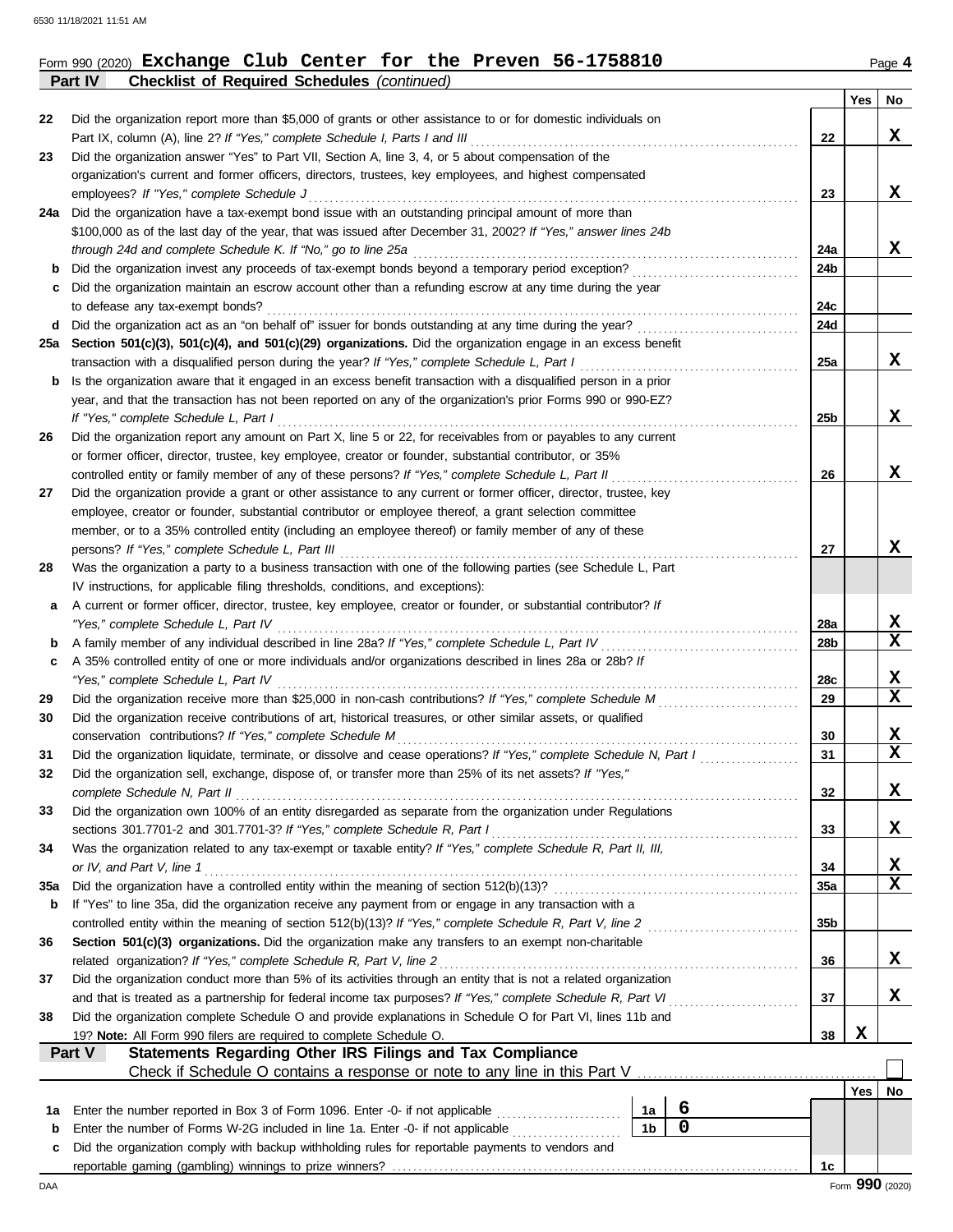Form 990 (2020) **Exchange Club Center for the Preven 56-1758810** Page **4**

**Part IV Checklist of Required Schedules** *(continued)*

| | | | Yes | No |
|---|---|---|---|---|
| 22 | Did the organization report more than $5,000 of grants or other assistance to or for domestic individuals on Part IX, column (A), line 2? *If "Yes," complete Schedule I, Parts I and III* | 22 | | X |
| 23 | Did the organization answer "Yes" to Part VII, Section A, line 3, 4, or 5 about compensation of the organization's current and former officers, directors, trustees, key employees, and highest compensated employees? *If "Yes," complete Schedule J* | 23 | | X |
| 24a | Did the organization have a tax-exempt bond issue with an outstanding principal amount of more than $100,000 as of the last day of the year, that was issued after December 31, 2002? *If "Yes," answer lines 24b through 24d and complete Schedule K. If "No," go to line 25a* | 24a | | X |
| b | Did the organization invest any proceeds of tax-exempt bonds beyond a temporary period exception? | 24b | | |
| c | Did the organization maintain an escrow account other than a refunding escrow at any time during the year to defease any tax-exempt bonds? | 24c | | |
| d | Did the organization act as an "on behalf of" issuer for bonds outstanding at any time during the year? | 24d | | |
| 25a | **Section 501(c)(3), 501(c)(4), and 501(c)(29) organizations.** Did the organization engage in an excess benefit transaction with a disqualified person during the year? *If "Yes," complete Schedule L, Part I* | 25a | | X |
| b | Is the organization aware that it engaged in an excess benefit transaction with a disqualified person in a prior year, and that the transaction has not been reported on any of the organization's prior Forms 990 or 990-EZ? *If "Yes," complete Schedule L, Part I* | 25b | | X |
| 26 | Did the organization report any amount on Part X, line 5 or 22, for receivables from or payables to any current or former officer, director, trustee, key employee, creator or founder, substantial contributor, or 35% controlled entity or family member of any of these persons? *If "Yes," complete Schedule L, Part II* | 26 | | X |
| 27 | Did the organization provide a grant or other assistance to any current or former officer, director, trustee, key employee, creator or founder, substantial contributor or employee thereof, a grant selection committee member, or to a 35% controlled entity (including an employee thereof) or family member of any of these persons? *If "Yes," complete Schedule L, Part III* | 27 | | X |
| 28 | Was the organization a party to a business transaction with one of the following parties (see Schedule L, Part IV instructions, for applicable filing thresholds, conditions, and exceptions): | | | |
| a | A current or former officer, director, trustee, key employee, creator or founder, or substantial contributor? *If "Yes," complete Schedule L, Part IV* | 28a | | X |
| b | A family member of any individual described in line 28a? *If "Yes," complete Schedule L, Part IV* | 28b | | X |
| c | A 35% controlled entity of one or more individuals and/or organizations described in lines 28a or 28b? *If "Yes," complete Schedule L, Part IV* | 28c | | X |
| 29 | Did the organization receive more than $25,000 in non-cash contributions? *If "Yes," complete Schedule M* | 29 | | X |
| 30 | Did the organization receive contributions of art, historical treasures, or other similar assets, or qualified conservation contributions? *If "Yes," complete Schedule M* | 30 | | X |
| 31 | Did the organization liquidate, terminate, or dissolve and cease operations? *If "Yes," complete Schedule N, Part I* | 31 | | X |
| 32 | Did the organization sell, exchange, dispose of, or transfer more than 25% of its net assets? *If "Yes," complete Schedule N, Part II* | 32 | | X |
| 33 | Did the organization own 100% of an entity disregarded as separate from the organization under Regulations sections 301.7701-2 and 301.7701-3? *If "Yes," complete Schedule R, Part I* | 33 | | X |
| 34 | Was the organization related to any tax-exempt or taxable entity? *If "Yes," complete Schedule R, Part II, III, or IV, and Part V, line 1* | 34 | | X |
| 35a | Did the organization have a controlled entity within the meaning of section 512(b)(13)? | 35a | | X |
| b | If "Yes" to line 35a, did the organization receive any payment from or engage in any transaction with a controlled entity within the meaning of section 512(b)(13)? *If "Yes," complete Schedule R, Part V, line 2* | 35b | | |
| 36 | **Section 501(c)(3) organizations.** Did the organization make any transfers to an exempt non-charitable related organization? *If "Yes," complete Schedule R, Part V, line 2* | 36 | | X |
| 37 | Did the organization conduct more than 5% of its activities through an entity that is not a related organization and that is treated as a partnership for federal income tax purposes? *If "Yes," complete Schedule R, Part VI* | 37 | | X |
| 38 | Did the organization complete Schedule O and provide explanations in Schedule O for Part VI, lines 11b and 19? **Note:** All Form 990 filers are required to complete Schedule O. | 38 | X | |

**Part V Statements Regarding Other IRS Filings and Tax Compliance**

Check if Schedule O contains a response or note to any line in this Part V ☐

| | | | | | Yes | No |
|---|---|---|---|---|---|---|
| 1a | Enter the number reported in Box 3 of Form 1096. Enter -0- if not applicable | 1a | 6 | | | |
| b | Enter the number of Forms W-2G included in line 1a. Enter -0- if not applicable | 1b | 0 | | | |
| c | Did the organization comply with backup withholding rules for reportable payments to vendors and reportable gaming (gambling) winnings to prize winners? | | | 1c | | |

Form **990** (2020)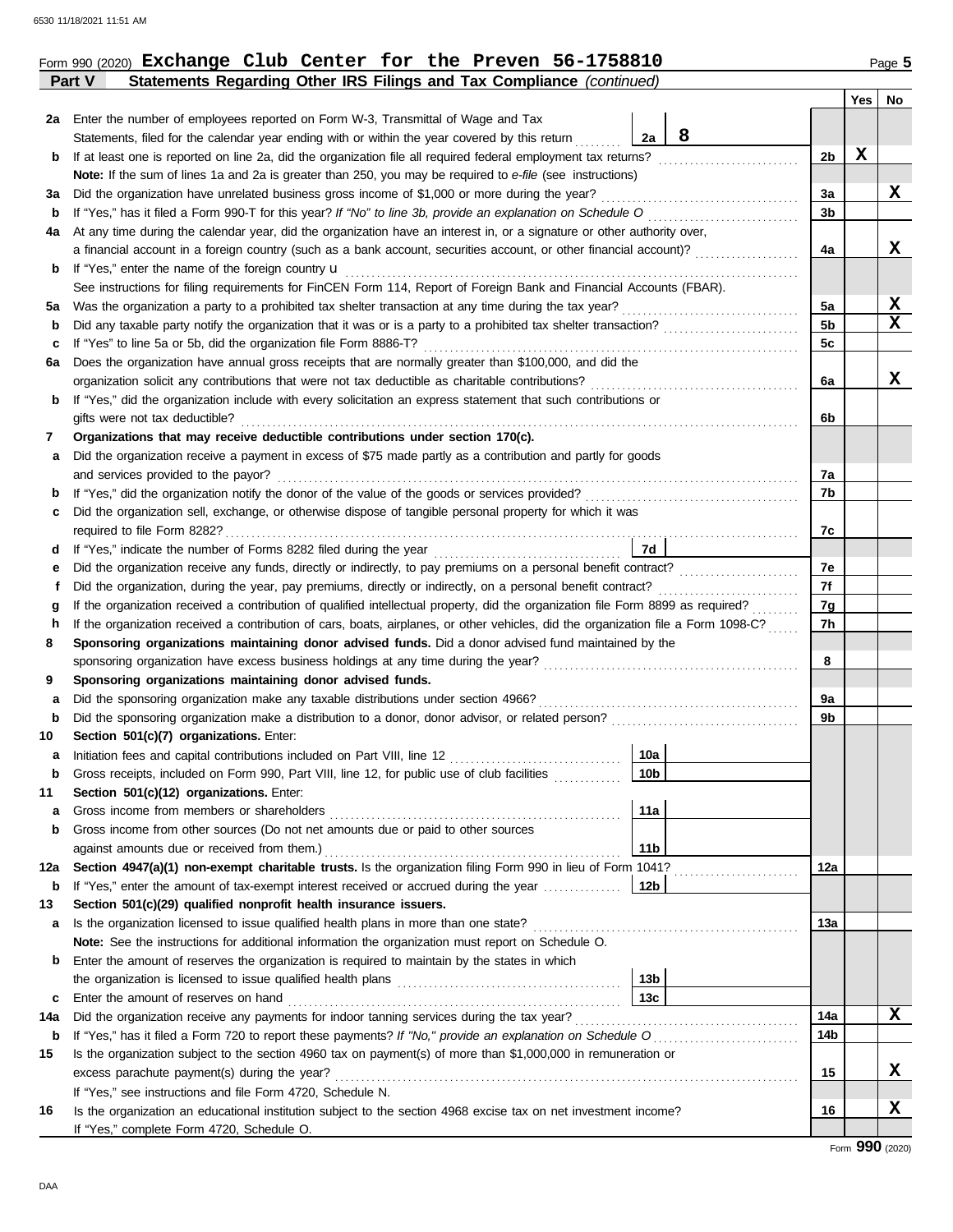Form 990 (2020) **Exchange Club Center for the Preven 56-1758810** Page 5

**Part V Statements Regarding Other IRS Filings and Tax Compliance** *(continued)*

| | | | | Yes | No |
|---|---|---|---|---|---|
| **2a** | Enter the number of employees reported on Form W-3, Transmittal of Wage and Tax Statements, filed for the calendar year ending with or within the year covered by this return | 2a 8 | | | |
| **b** | If at least one is reported on line 2a, did the organization file all required federal employment tax returns? | | 2b | X | |
| | **Note:** If the sum of lines 1a and 2a is greater than 250, you may be required to *e-file* (see instructions) | | | | |
| **3a** | Did the organization have unrelated business gross income of $1,000 or more during the year? | | 3a | | X |
| **b** | If "Yes," has it filed a Form 990-T for this year? *If "No" to line 3b, provide an explanation on Schedule O* | | 3b | | |
| **4a** | At any time during the calendar year, did the organization have an interest in, or a signature or other authority over, a financial account in a foreign country (such as a bank account, securities account, or other financial account)? | | 4a | | X |
| **b** | If "Yes," enter the name of the foreign country u | | | | |
| | See instructions for filing requirements for FinCEN Form 114, Report of Foreign Bank and Financial Accounts (FBAR). | | | | |
| **5a** | Was the organization a party to a prohibited tax shelter transaction at any time during the tax year? | | 5a | | X |
| **b** | Did any taxable party notify the organization that it was or is a party to a prohibited tax shelter transaction? | | 5b | | X |
| **c** | If "Yes" to line 5a or 5b, did the organization file Form 8886-T? | | 5c | | |
| **6a** | Does the organization have annual gross receipts that are normally greater than $100,000, and did the organization solicit any contributions that were not tax deductible as charitable contributions? | | 6a | | X |
| **b** | If "Yes," did the organization include with every solicitation an express statement that such contributions or gifts were not tax deductible? | | 6b | | |
| **7** | **Organizations that may receive deductible contributions under section 170(c).** | | | | |
| **a** | Did the organization receive a payment in excess of $75 made partly as a contribution and partly for goods and services provided to the payor? | | 7a | | |
| **b** | If "Yes," did the organization notify the donor of the value of the goods or services provided? | | 7b | | |
| **c** | Did the organization sell, exchange, or otherwise dispose of tangible personal property for which it was required to file Form 8282? | | 7c | | |
| **d** | If "Yes," indicate the number of Forms 8282 filed during the year | 7d | | | |
| **e** | Did the organization receive any funds, directly or indirectly, to pay premiums on a personal benefit contract? | | 7e | | |
| **f** | Did the organization, during the year, pay premiums, directly or indirectly, on a personal benefit contract? | | 7f | | |
| **g** | If the organization received a contribution of qualified intellectual property, did the organization file Form 8899 as required? | | 7g | | |
| **h** | If the organization received a contribution of cars, boats, airplanes, or other vehicles, did the organization file a Form 1098-C? | | 7h | | |
| **8** | **Sponsoring organizations maintaining donor advised funds.** Did a donor advised fund maintained by the sponsoring organization have excess business holdings at any time during the year? | | 8 | | |
| **9** | **Sponsoring organizations maintaining donor advised funds.** | | | | |
| **a** | Did the sponsoring organization make any taxable distributions under section 4966? | | 9a | | |
| **b** | Did the sponsoring organization make a distribution to a donor, donor advisor, or related person? | | 9b | | |
| **10** | **Section 501(c)(7) organizations.** Enter: | | | | |
| **a** | Initiation fees and capital contributions included on Part VIII, line 12 | 10a | | | |
| **b** | Gross receipts, included on Form 990, Part VIII, line 12, for public use of club facilities | 10b | | | |
| **11** | **Section 501(c)(12) organizations.** Enter: | | | | |
| **a** | Gross income from members or shareholders | 11a | | | |
| **b** | Gross income from other sources (Do not net amounts due or paid to other sources against amounts due or received from them.) | 11b | | | |
| **12a** | **Section 4947(a)(1) non-exempt charitable trusts.** Is the organization filing Form 990 in lieu of Form 1041? | | 12a | | |
| **b** | If "Yes," enter the amount of tax-exempt interest received or accrued during the year | 12b | | | |
| **13** | **Section 501(c)(29) qualified nonprofit health insurance issuers.** | | | | |
| **a** | Is the organization licensed to issue qualified health plans in more than one state? | | 13a | | |
| | **Note:** See the instructions for additional information the organization must report on Schedule O. | | | | |
| **b** | Enter the amount of reserves the organization is required to maintain by the states in which the organization is licensed to issue qualified health plans | 13b | | | |
| **c** | Enter the amount of reserves on hand | 13c | | | |
| **14a** | Did the organization receive any payments for indoor tanning services during the tax year? | | 14a | | X |
| **b** | If "Yes," has it filed a Form 720 to report these payments? *If "No," provide an explanation on Schedule O* | | 14b | | |
| **15** | Is the organization subject to the section 4960 tax on payment(s) of more than $1,000,000 in remuneration or excess parachute payment(s) during the year? | | 15 | | X |
| | If "Yes," see instructions and file Form 4720, Schedule N. | | | | |
| **16** | Is the organization an educational institution subject to the section 4968 excise tax on net investment income? | | 16 | | X |
| | If "Yes," complete Form 4720, Schedule O. | | | | |

Form **990** (2020)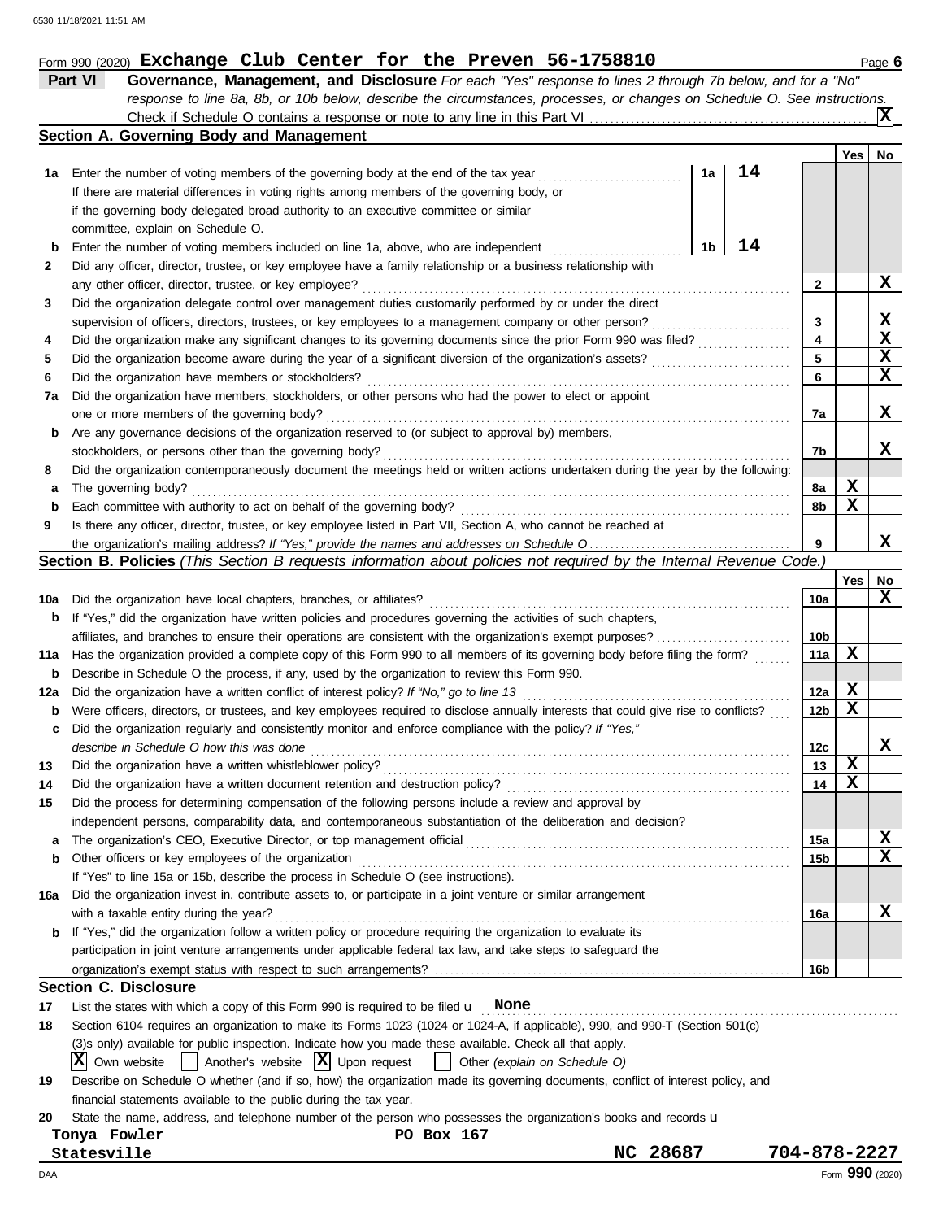Form 990 (2020) **Exchange Club Center for the Preven 56-1758810** Page **6**

## Part VI Governance, Management, and Disclosure

*For each "Yes" response to lines 2 through 7b below, and for a "No" response to line 8a, 8b, or 10b below, describe the circumstances, processes, or changes on Schedule O. See instructions.*

Check if Schedule O contains a response or note to any line in this Part VI .......... [X]

### Section A. Governing Body and Management

| | | | | | Yes | No |
|---|---|---|---|---|---|---|
| **1a** | Enter the number of voting members of the governing body at the end of the tax year. If there are material differences in voting rights among members of the governing body, or if the governing body delegated broad authority to an executive committee or similar committee, explain on Schedule O. | 1a | 14 | | | |
| **b** | Enter the number of voting members included on line 1a, above, who are independent | 1b | 14 | | | |
| **2** | Did any officer, director, trustee, or key employee have a family relationship or a business relationship with any other officer, director, trustee, or key employee? | | | 2 | | X |
| **3** | Did the organization delegate control over management duties customarily performed by or under the direct supervision of officers, directors, trustees, or key employees to a management company or other person? | | | 3 | | X |
| **4** | Did the organization make any significant changes to its governing documents since the prior Form 990 was filed? | | | 4 | | X |
| **5** | Did the organization become aware during the year of a significant diversion of the organization's assets? | | | 5 | | X |
| **6** | Did the organization have members or stockholders? | | | 6 | | X |
| **7a** | Did the organization have members, stockholders, or other persons who had the power to elect or appoint one or more members of the governing body? | | | 7a | | X |
| **b** | Are any governance decisions of the organization reserved to (or subject to approval by) members, stockholders, or persons other than the governing body? | | | 7b | | X |
| **8** | Did the organization contemporaneously document the meetings held or written actions undertaken during the year by the following: | | | | | |
| **a** | The governing body? | | | 8a | X | |
| **b** | Each committee with authority to act on behalf of the governing body? | | | 8b | X | |
| **9** | Is there any officer, director, trustee, or key employee listed in Part VII, Section A, who cannot be reached at the organization's mailing address? *If "Yes," provide the names and addresses on Schedule O* | | | 9 | | X |

### Section B. Policies *(This Section B requests information about policies not required by the Internal Revenue Code.)*

| | | | Yes | No |
|---|---|---|---|---|
| **10a** | Did the organization have local chapters, branches, or affiliates? | 10a | | X |
| **b** | If "Yes," did the organization have written policies and procedures governing the activities of such chapters, affiliates, and branches to ensure their operations are consistent with the organization's exempt purposes? | 10b | | |
| **11a** | Has the organization provided a complete copy of this Form 990 to all members of its governing body before filing the form? | 11a | X | |
| **b** | Describe in Schedule O the process, if any, used by the organization to review this Form 990. | | | |
| **12a** | Did the organization have a written conflict of interest policy? *If "No," go to line 13* | 12a | X | |
| **b** | Were officers, directors, or trustees, and key employees required to disclose annually interests that could give rise to conflicts? | 12b | X | |
| **c** | Did the organization regularly and consistently monitor and enforce compliance with the policy? *If "Yes," describe in Schedule O how this was done* | 12c | | X |
| **13** | Did the organization have a written whistleblower policy? | 13 | X | |
| **14** | Did the organization have a written document retention and destruction policy? | 14 | X | |
| **15** | Did the process for determining compensation of the following persons include a review and approval by independent persons, comparability data, and contemporaneous substantiation of the deliberation and decision? | | | |
| **a** | The organization's CEO, Executive Director, or top management official | 15a | | X |
| **b** | Other officers or key employees of the organization | 15b | | X |
| | If "Yes" to line 15a or 15b, describe the process in Schedule O (see instructions). | | | |
| **16a** | Did the organization invest in, contribute assets to, or participate in a joint venture or similar arrangement with a taxable entity during the year? | 16a | | X |
| **b** | If "Yes," did the organization follow a written policy or procedure requiring the organization to evaluate its participation in joint venture arrangements under applicable federal tax law, and take steps to safeguard the organization's exempt status with respect to such arrangements? | 16b | | |

### Section C. Disclosure

**17** List the states with which a copy of this Form 990 is required to be filed u **None**

**18** Section 6104 requires an organization to make its Forms 1023 (1024 or 1024-A, if applicable), 990, and 990-T (Section 501(c)(3)s only) available for public inspection. Indicate how you made these available. Check all that apply.

[X] Own website [ ] Another's website [X] Upon request [ ] Other *(explain on Schedule O)*

**19** Describe on Schedule O whether (and if so, how) the organization made its governing documents, conflict of interest policy, and financial statements available to the public during the tax year.

**20** State the name, address, and telephone number of the person who possesses the organization's books and records u

**Tonya Fowler** **PO Box 167**
**Statesville** **NC 28687** **704-878-2227**

Form **990** (2020)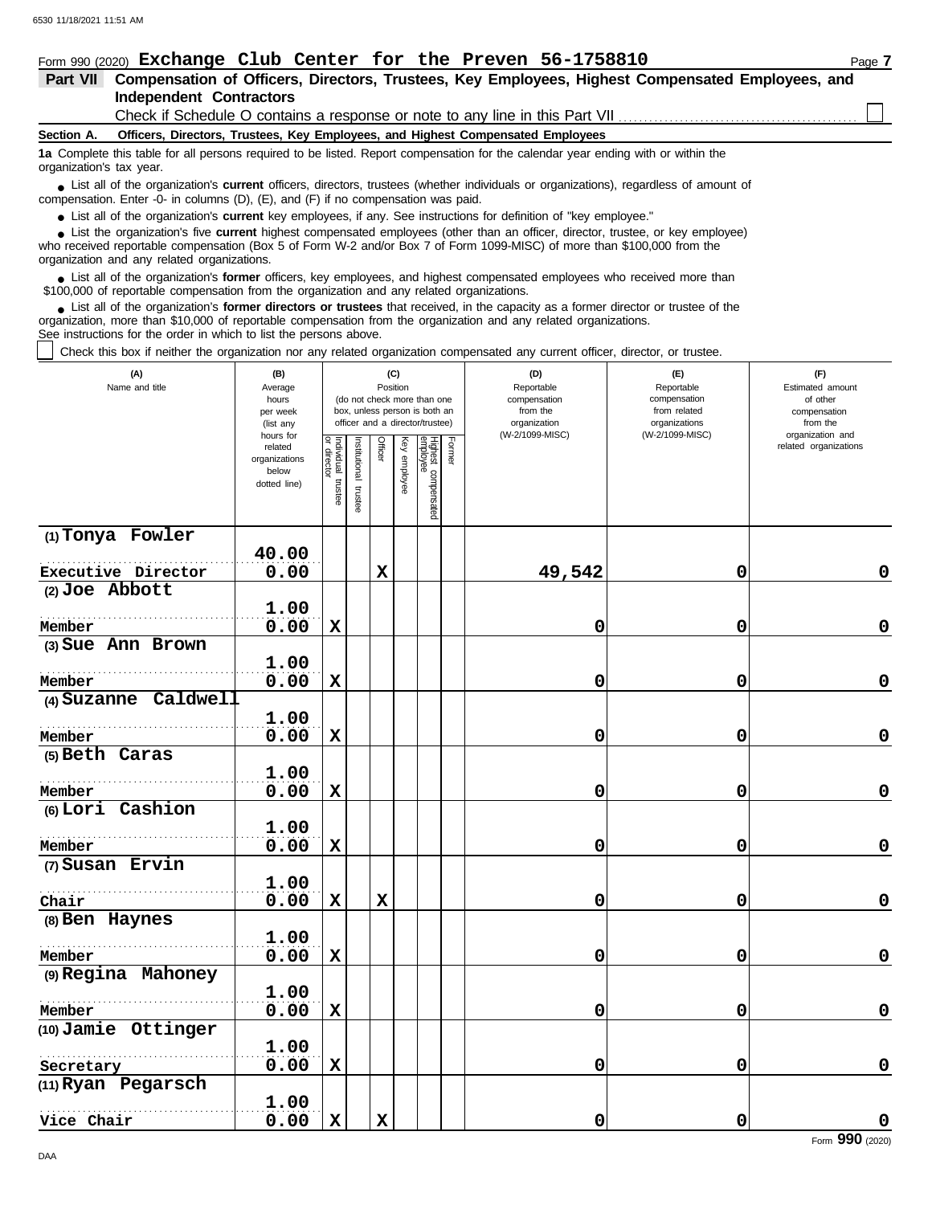Form 990 (2020) **Exchange Club Center for the Preven 56-1758810** Page **7**

## Part VII Compensation of Officers, Directors, Trustees, Key Employees, Highest Compensated Employees, and Independent Contractors

Check if Schedule O contains a response or note to any line in this Part VII ☐

### Section A. Officers, Directors, Trustees, Key Employees, and Highest Compensated Employees

**1a** Complete this table for all persons required to be listed. Report compensation for the calendar year ending with or within the organization's tax year.

- List all of the organization's **current** officers, directors, trustees (whether individuals or organizations), regardless of amount of compensation. Enter -0- in columns (D), (E), and (F) if no compensation was paid.
- List all of the organization's **current** key employees, if any. See instructions for definition of "key employee."
- List the organization's five **current** highest compensated employees (other than an officer, director, trustee, or key employee) who received reportable compensation (Box 5 of Form W-2 and/or Box 7 of Form 1099-MISC) of more than $100,000 from the organization and any related organizations.
- List all of the organization's **former** officers, key employees, and highest compensated employees who received more than $100,000 of reportable compensation from the organization and any related organizations.
- List all of the organization's **former directors or trustees** that received, in the capacity as a former director or trustee of the organization, more than $10,000 of reportable compensation from the organization and any related organizations.

See instructions for the order in which to list the persons above.

☐ Check this box if neither the organization nor any related organization compensated any current officer, director, or trustee.

| (A) Name and title | (B) Average hours per week (list any hours for related organizations below dotted line) | (C) Position: Individual trustee or director | Institutional trustee | Officer | Key employee | Highest compensated employee | Former | (D) Reportable compensation from the organization (W-2/1099-MISC) | (E) Reportable compensation from related organizations (W-2/1099-MISC) | (F) Estimated amount of other compensation from the organization and related organizations |
|---|---|---|---|---|---|---|---|---|---|---|
| (1) Tonya Fowler<br>Executive Director | 40.00<br>0.00 | | | X | | | | 49,542 | 0 | 0 |
| (2) Joe Abbott<br>Member | 1.00<br>0.00 | X | | | | | | 0 | 0 | 0 |
| (3) Sue Ann Brown<br>Member | 1.00<br>0.00 | X | | | | | | 0 | 0 | 0 |
| (4) Suzanne Caldwell<br>Member | 1.00<br>0.00 | X | | | | | | 0 | 0 | 0 |
| (5) Beth Caras<br>Member | 1.00<br>0.00 | X | | | | | | 0 | 0 | 0 |
| (6) Lori Cashion<br>Member | 1.00<br>0.00 | X | | | | | | 0 | 0 | 0 |
| (7) Susan Ervin<br>Chair | 1.00<br>0.00 | X | | X | | | | 0 | 0 | 0 |
| (8) Ben Haynes<br>Member | 1.00<br>0.00 | X | | | | | | 0 | 0 | 0 |
| (9) Regina Mahoney<br>Member | 1.00<br>0.00 | X | | | | | | 0 | 0 | 0 |
| (10) Jamie Ottinger<br>Secretary | 1.00<br>0.00 | X | | | | | | 0 | 0 | 0 |
| (11) Ryan Pegarsch<br>Vice Chair | 1.00<br>0.00 | X | | X | | | | 0 | 0 | 0 |

Form **990** (2020)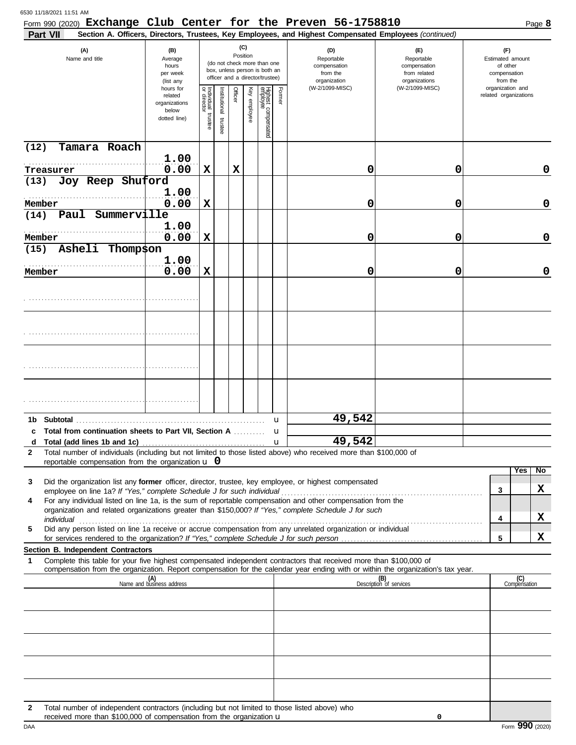Form 990 (2020) **Exchange Club Center for the Preven 56-1758810**

**Part VII** **Section A. Officers, Directors, Trustees, Key Employees, and Highest Compensated Employees** *(continued)*

| (A) Name and title | (B) Average hours per week (list any hours for related organizations below dotted line) | (C) Position: Individual trustee or director | Institutional trustee | Officer | Key employee | Highest compensated employee | Former | (D) Reportable compensation from the organization (W-2/1099-MISC) | (E) Reportable compensation from related organizations (W-2/1099-MISC) | (F) Estimated amount of other compensation from the organization and related organizations |
|---|---|---|---|---|---|---|---|---|---|---|
| (12) Tamara Roach<br>Treasurer | 1.00<br>0.00 | X | | X | | | | 0 | 0 | 0 |
| (13) Joy Reep Shuford<br>Member | 1.00<br>0.00 | X | | | | | | 0 | 0 | 0 |
| (14) Paul Summerville<br>Member | 1.00<br>0.00 | X | | | | | | 0 | 0 | 0 |
| (15) Asheli Thompson<br>Member | 1.00<br>0.00 | X | | | | | | 0 | 0 | 0 |
| | | | | | | | | | | |
| | | | | | | | | | | |
| | | | | | | | | | | |
| | | | | | | | | | | |
| **1b Subtotal** | | | | | | | | 49,542 | | |
| **c Total from continuation sheets to Part VII, Section A** | | | | | | | | | | |
| **d Total (add lines 1b and 1c)** | | | | | | | | 49,542 | | |

**2** Total number of individuals (including but not limited to those listed above) who received more than $100,000 of reportable compensation from the organization u 0

| | | | Yes | No |
|---|---|---|---|---|
| **3** | Did the organization list any **former** officer, director, trustee, key employee, or highest compensated employee on line 1a? *If "Yes," complete Schedule J for such individual* | 3 | | X |
| **4** | For any individual listed on line 1a, is the sum of reportable compensation and other compensation from the organization and related organizations greater than $150,000? *If "Yes," complete Schedule J for such individual* | 4 | | X |
| **5** | Did any person listed on line 1a receive or accrue compensation from any unrelated organization or individual for services rendered to the organization? *If "Yes," complete Schedule J for such person* | 5 | | X |

**Section B. Independent Contractors**

**1** Complete this table for your five highest compensated independent contractors that received more than $100,000 of compensation from the organization. Report compensation for the calendar year ending with or within the organization's tax year.

| (A) Name and business address | (B) Description of services | (C) Compensation |
|---|---|---|
| | | |
| | | |
| | | |
| | | |
| | | |

**2** Total number of independent contractors (including but not limited to those listed above) who received more than $100,000 of compensation from the organization u 0

Form **990** (2020)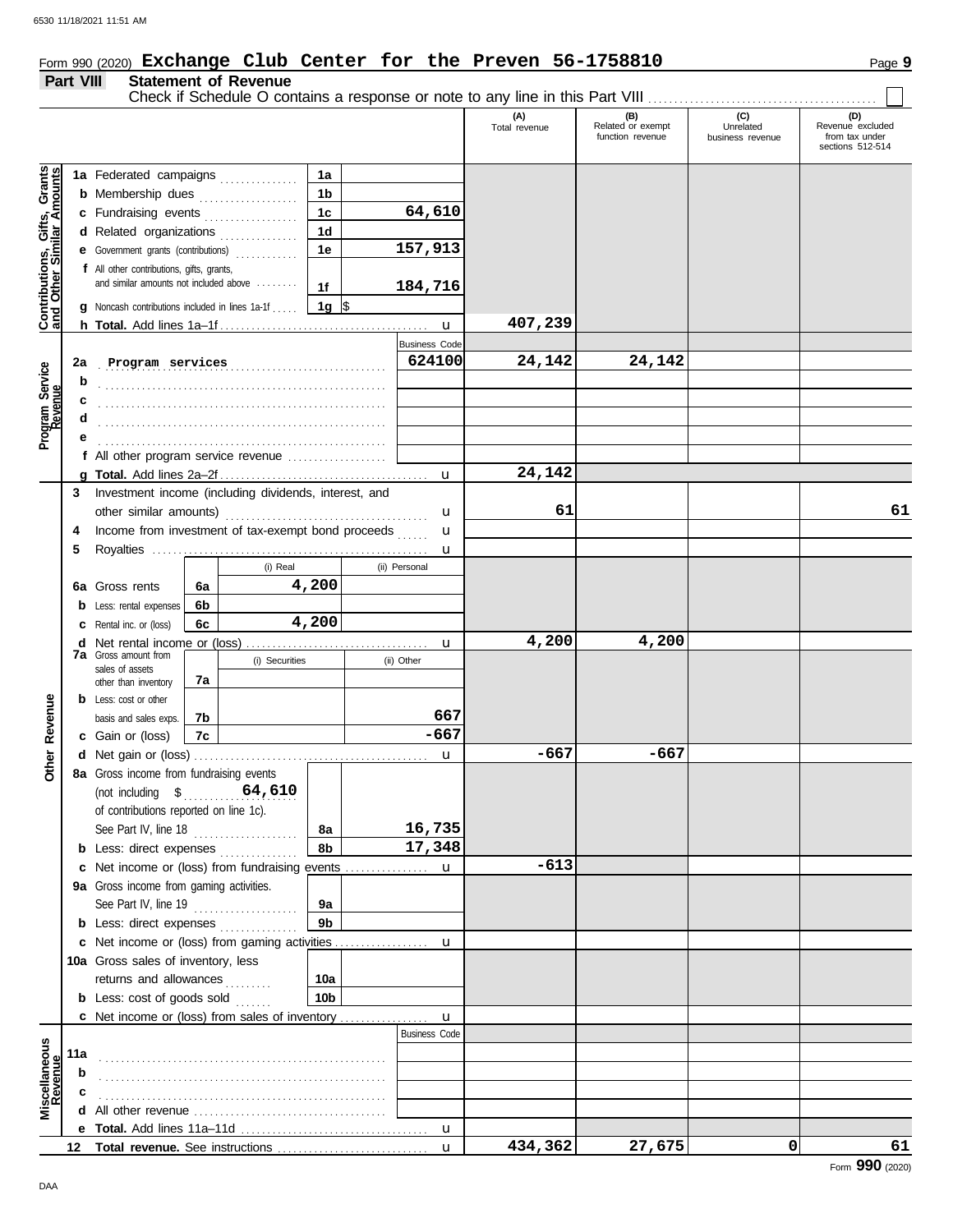Form 990 (2020) **Exchange Club Center for the Preven 56-1758810**

## Part VIII — Statement of Revenue

Check if Schedule O contains a response or note to any line in this Part VIII ☐

| | | | (A) Total revenue | (B) Related or exempt function revenue | (C) Unrelated business revenue | (D) Revenue excluded from tax under sections 512-514 |
|---|---|---|---|---|---|---|
| **Contributions, Gifts, Grants and Other Similar Amounts** | | | | | | |
| 1a | Federated campaigns | 1a | | | | |
| b | Membership dues | 1b | | | | |
| c | Fundraising events | 1c 64,610 | | | | |
| d | Related organizations | 1d | | | | |
| e | Government grants (contributions) | 1e 157,913 | | | | |
| f | All other contributions, gifts, grants, and similar amounts not included above | 1f 184,716 | | | | |
| g | Noncash contributions included in lines 1a-1f | 1g $ | | | | |
| h | **Total.** Add lines 1a–1f | | 407,239 | | | |
| **Program Service Revenue** | | Business Code | | | | |
| 2a | Program services | 624100 | 24,142 | 24,142 | | |
| b | | | | | | |
| c | | | | | | |
| d | | | | | | |
| e | | | | | | |
| f | All other program service revenue | | | | | |
| g | **Total.** Add lines 2a–2f | | 24,142 | | | |
| **Other Revenue** | | | | | | |
| 3 | Investment income (including dividends, interest, and other similar amounts) | | 61 | | | 61 |
| 4 | Income from investment of tax-exempt bond proceeds | | | | | |
| 5 | Royalties | | | | | |
| | | (i) Real / (ii) Personal | | | | |
| 6a | Gross rents | 6a (i) 4,200 | | | | |
| b | Less: rental expenses | 6b | | | | |
| c | Rental inc. or (loss) | 6c (i) 4,200 | | | | |
| d | Net rental income or (loss) | | 4,200 | 4,200 | | |
| | | (i) Securities / (ii) Other | | | | |
| 7a | Gross amount from sales of assets other than inventory | 7a | | | | |
| b | Less: cost or other basis and sales exps. | 7b (ii) 667 | | | | |
| c | Gain or (loss) | 7c (ii) -667 | | | | |
| d | Net gain or (loss) | | -667 | -667 | | |
| 8a | Gross income from fundraising events (not including $ 64,610 of contributions reported on line 1c). See Part IV, line 18 | 8a 16,735 | | | | |
| b | Less: direct expenses | 8b 17,348 | | | | |
| c | Net income or (loss) from fundraising events | | -613 | | | |
| 9a | Gross income from gaming activities. See Part IV, line 19 | 9a | | | | |
| b | Less: direct expenses | 9b | | | | |
| c | Net income or (loss) from gaming activities | | | | | |
| 10a | Gross sales of inventory, less returns and allowances | 10a | | | | |
| b | Less: cost of goods sold | 10b | | | | |
| c | Net income or (loss) from sales of inventory | | | | | |
| **Miscellaneous Revenue** | | Business Code | | | | |
| 11a | | | | | | |
| b | | | | | | |
| c | | | | | | |
| d | All other revenue | | | | | |
| e | **Total.** Add lines 11a–11d | | | | | |
| 12 | **Total revenue.** See instructions | | 434,362 | 27,675 | 0 | 61 |

Form **990** (2020)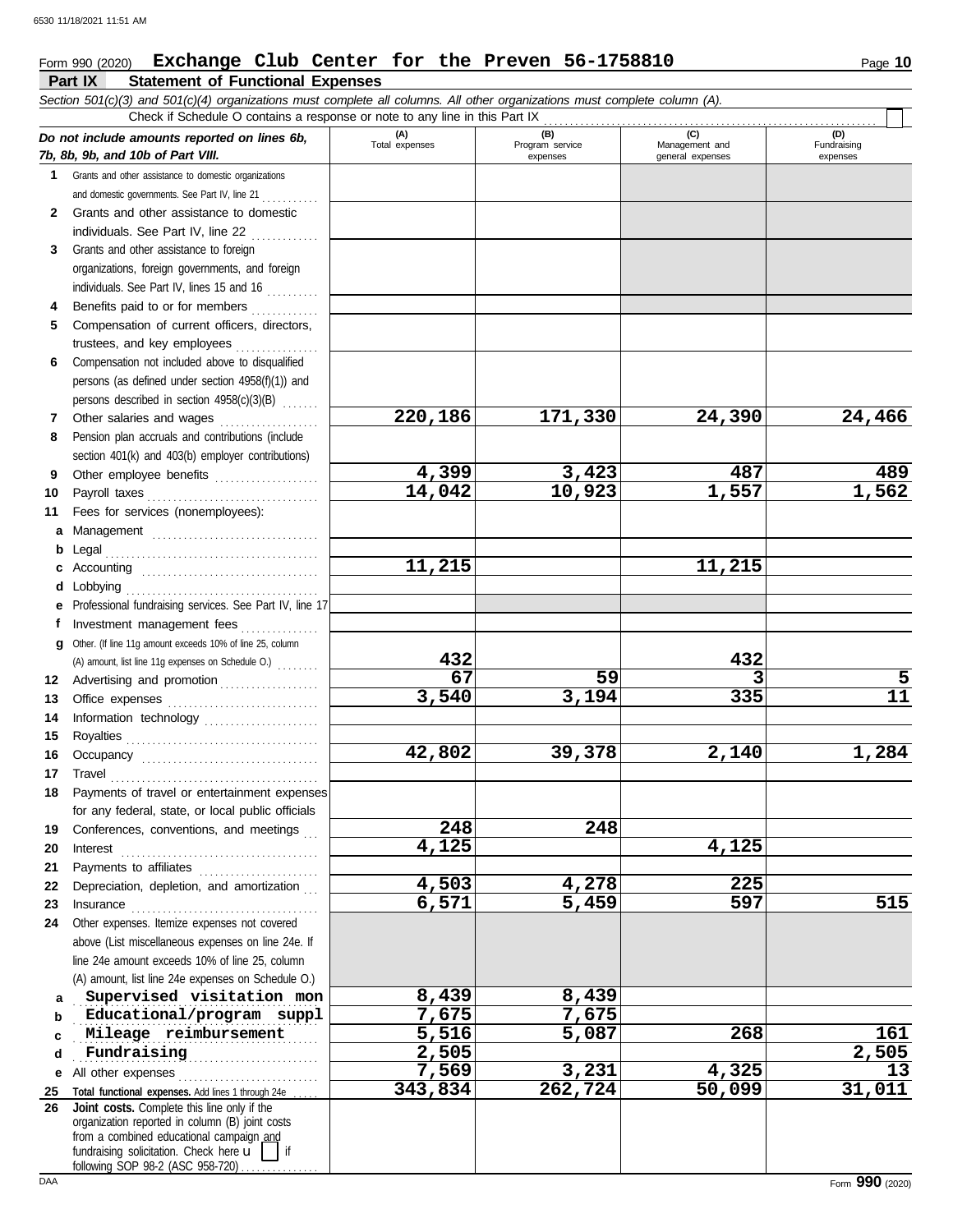Form 990 (2020) **Exchange Club Center for the Preven 56-1758810**

## Part IX Statement of Functional Expenses

*Section 501(c)(3) and 501(c)(4) organizations must complete all columns. All other organizations must complete column (A).*

Check if Schedule O contains a response or note to any line in this Part IX

| *Do not include amounts reported on lines 6b, 7b, 8b, 9b, and 10b of Part VIII.* | (A) Total expenses | (B) Program service expenses | (C) Management and general expenses | (D) Fundraising expenses |
|---|---|---|---|---|
| **1** Grants and other assistance to domestic organizations and domestic governments. See Part IV, line 21 | | | | |
| **2** Grants and other assistance to domestic individuals. See Part IV, line 22 | | | | |
| **3** Grants and other assistance to foreign organizations, foreign governments, and foreign individuals. See Part IV, lines 15 and 16 | | | | |
| **4** Benefits paid to or for members | | | | |
| **5** Compensation of current officers, directors, trustees, and key employees | | | | |
| **6** Compensation not included above to disqualified persons (as defined under section 4958(f)(1)) and persons described in section 4958(c)(3)(B) | | | | |
| **7** Other salaries and wages | 220,186 | 171,330 | 24,390 | 24,466 |
| **8** Pension plan accruals and contributions (include section 401(k) and 403(b) employer contributions) | | | | |
| **9** Other employee benefits | 4,399 | 3,423 | 487 | 489 |
| **10** Payroll taxes | 14,042 | 10,923 | 1,557 | 1,562 |
| **11** Fees for services (nonemployees): | | | | |
| **a** Management | | | | |
| **b** Legal | | | | |
| **c** Accounting | 11,215 | | 11,215 | |
| **d** Lobbying | | | | |
| **e** Professional fundraising services. See Part IV, line 17 | | | | |
| **f** Investment management fees | | | | |
| **g** Other. (If line 11g amount exceeds 10% of line 25, column (A) amount, list line 11g expenses on Schedule O.) | 432 | | 432 | |
| **12** Advertising and promotion | 67 | 59 | 3 | 5 |
| **13** Office expenses | 3,540 | 3,194 | 335 | 11 |
| **14** Information technology | | | | |
| **15** Royalties | | | | |
| **16** Occupancy | 42,802 | 39,378 | 2,140 | 1,284 |
| **17** Travel | | | | |
| **18** Payments of travel or entertainment expenses for any federal, state, or local public officials | | | | |
| **19** Conferences, conventions, and meetings | 248 | 248 | | |
| **20** Interest | 4,125 | | 4,125 | |
| **21** Payments to affiliates | | | | |
| **22** Depreciation, depletion, and amortization | 4,503 | 4,278 | 225 | |
| **23** Insurance | 6,571 | 5,459 | 597 | 515 |
| **24** Other expenses. Itemize expenses not covered above (List miscellaneous expenses on line 24e. If line 24e amount exceeds 10% of line 25, column (A) amount, list line 24e expenses on Schedule O.) | | | | |
| **a** Supervised visitation mon | 8,439 | 8,439 | | |
| **b** Educational/program suppl | 7,675 | 7,675 | | |
| **c** Mileage reimbursement | 5,516 | 5,087 | 268 | 161 |
| **d** Fundraising | 2,505 | | | 2,505 |
| **e** All other expenses | 7,569 | 3,231 | 4,325 | 13 |
| **25** **Total functional expenses.** Add lines 1 through 24e | 343,834 | 262,724 | 50,099 | 31,011 |
| **26** **Joint costs.** Complete this line only if the organization reported in column (B) joint costs from a combined educational campaign and fundraising solicitation. Check here ☐ if following SOP 98-2 (ASC 958-720) | | | | |

Form **990** (2020)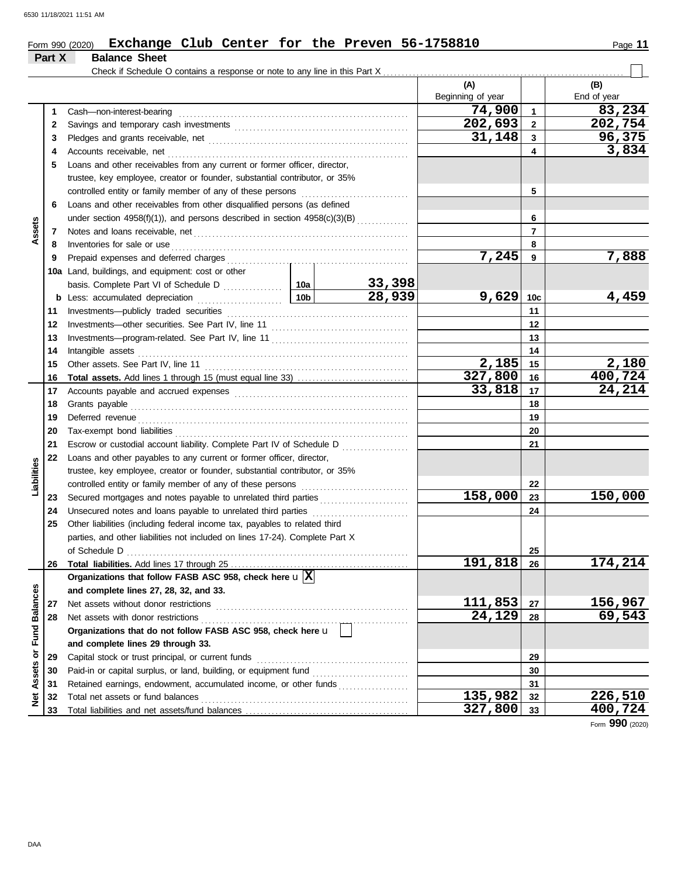Form 990 (2020) **Exchange Club Center for the Preven 56-1758810**

**Part X Balance Sheet**

Check if Schedule O contains a response or note to any line in this Part X ☐

| | | Description | | | (A) Beginning of year | | (B) End of year |
|---|---|---|---|---|---|---|---|
| **Assets** | 1 | Cash—non-interest-bearing | | | 74,900 | 1 | 83,234 |
| | 2 | Savings and temporary cash investments | | | 202,693 | 2 | 202,754 |
| | 3 | Pledges and grants receivable, net | | | 31,148 | 3 | 96,375 |
| | 4 | Accounts receivable, net | | | | 4 | 3,834 |
| | 5 | Loans and other receivables from any current or former officer, director, trustee, key employee, creator or founder, substantial contributor, or 35% controlled entity or family member of any of these persons | | | | 5 | |
| | 6 | Loans and other receivables from other disqualified persons (as defined under section 4958(f)(1)), and persons described in section 4958(c)(3)(B) | | | | 6 | |
| | 7 | Notes and loans receivable, net | | | | 7 | |
| | 8 | Inventories for sale or use | | | | 8 | |
| | 9 | Prepaid expenses and deferred charges | | | 7,245 | 9 | 7,888 |
| | 10a | Land, buildings, and equipment: cost or other basis. Complete Part VI of Schedule D | 10a | 33,398 | | | |
| | b | Less: accumulated depreciation | 10b | 28,939 | 9,629 | 10c | 4,459 |
| | 11 | Investments—publicly traded securities | | | | 11 | |
| | 12 | Investments—other securities. See Part IV, line 11 | | | | 12 | |
| | 13 | Investments—program-related. See Part IV, line 11 | | | | 13 | |
| | 14 | Intangible assets | | | | 14 | |
| | 15 | Other assets. See Part IV, line 11 | | | 2,185 | 15 | 2,180 |
| | 16 | **Total assets.** Add lines 1 through 15 (must equal line 33) | | | 327,800 | 16 | 400,724 |
| **Liabilities** | 17 | Accounts payable and accrued expenses | | | 33,818 | 17 | 24,214 |
| | 18 | Grants payable | | | | 18 | |
| | 19 | Deferred revenue | | | | 19 | |
| | 20 | Tax-exempt bond liabilities | | | | 20 | |
| | 21 | Escrow or custodial account liability. Complete Part IV of Schedule D | | | | 21 | |
| | 22 | Loans and other payables to any current or former officer, director, trustee, key employee, creator or founder, substantial contributor, or 35% controlled entity or family member of any of these persons | | | | 22 | |
| | 23 | Secured mortgages and notes payable to unrelated third parties | | | 158,000 | 23 | 150,000 |
| | 24 | Unsecured notes and loans payable to unrelated third parties | | | | 24 | |
| | 25 | Other liabilities (including federal income tax, payables to related third parties, and other liabilities not included on lines 17-24). Complete Part X of Schedule D | | | | 25 | |
| | 26 | **Total liabilities.** Add lines 17 through 25 | | | 191,818 | 26 | 174,214 |
| **Net Assets or Fund Balances** | | **Organizations that follow FASB ASC 958, check here** u ☒ **and complete lines 27, 28, 32, and 33.** | | | | | |
| | 27 | Net assets without donor restrictions | | | 111,853 | 27 | 156,967 |
| | 28 | Net assets with donor restrictions | | | 24,129 | 28 | 69,543 |
| | | **Organizations that do not follow FASB ASC 958, check here** u ☐ **and complete lines 29 through 33.** | | | | | |
| | 29 | Capital stock or trust principal, or current funds | | | | 29 | |
| | 30 | Paid-in or capital surplus, or land, building, or equipment fund | | | | 30 | |
| | 31 | Retained earnings, endowment, accumulated income, or other funds | | | | 31 | |
| | 32 | Total net assets or fund balances | | | 135,982 | 32 | 226,510 |
| | 33 | Total liabilities and net assets/fund balances | | | 327,800 | 33 | 400,724 |

Form **990** (2020)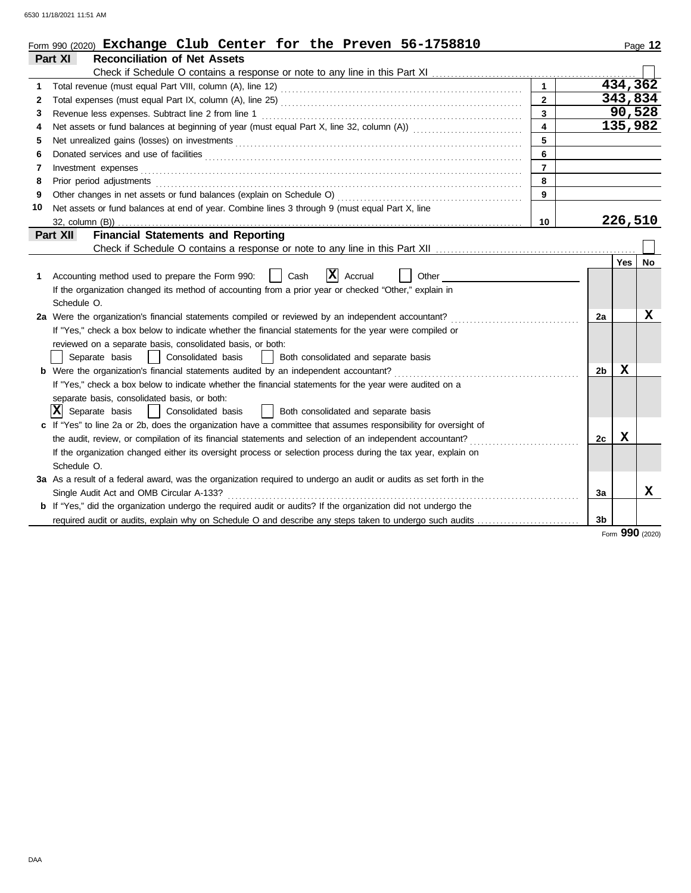Form 990 (2020) **Exchange Club Center for the Preven 56-1758810**

## Part XI Reconciliation of Net Assets

Check if Schedule O contains a response or note to any line in this Part XI ☐

| | | | |
|---|---|---|---|
| 1 | Total revenue (must equal Part VIII, column (A), line 12) | 1 | 434,362 |
| 2 | Total expenses (must equal Part IX, column (A), line 25) | 2 | 343,834 |
| 3 | Revenue less expenses. Subtract line 2 from line 1 | 3 | 90,528 |
| 4 | Net assets or fund balances at beginning of year (must equal Part X, line 32, column (A)) | 4 | 135,982 |
| 5 | Net unrealized gains (losses) on investments | 5 | |
| 6 | Donated services and use of facilities | 6 | |
| 7 | Investment expenses | 7 | |
| 8 | Prior period adjustments | 8 | |
| 9 | Other changes in net assets or fund balances (explain on Schedule O) | 9 | |
| 10 | Net assets or fund balances at end of year. Combine lines 3 through 9 (must equal Part X, line 32, column (B)) | 10 | 226,510 |

## Part XII Financial Statements and Reporting

Check if Schedule O contains a response or note to any line in this Part XII ☐

| | | | Yes | No |
|---|---|---|---|---|
| 1 | Accounting method used to prepare the Form 990: ☐ Cash ☒ Accrual ☐ Other<br>If the organization changed its method of accounting from a prior year or checked "Other," explain in Schedule O. | | | |
| 2a | Were the organization's financial statements compiled or reviewed by an independent accountant?<br>If "Yes," check a box below to indicate whether the financial statements for the year were compiled or reviewed on a separate basis, consolidated basis, or both:<br>☐ Separate basis ☐ Consolidated basis ☐ Both consolidated and separate basis | 2a | | X |
| b | Were the organization's financial statements audited by an independent accountant?<br>If "Yes," check a box below to indicate whether the financial statements for the year were audited on a separate basis, consolidated basis, or both:<br>☒ Separate basis ☐ Consolidated basis ☐ Both consolidated and separate basis | 2b | X | |
| c | If "Yes" to line 2a or 2b, does the organization have a committee that assumes responsibility for oversight of the audit, review, or compilation of its financial statements and selection of an independent accountant?<br>If the organization changed either its oversight process or selection process during the tax year, explain on Schedule O. | 2c | X | |
| 3a | As a result of a federal award, was the organization required to undergo an audit or audits as set forth in the Single Audit Act and OMB Circular A-133? | 3a | | X |
| b | If "Yes," did the organization undergo the required audit or audits? If the organization did not undergo the required audit or audits, explain why on Schedule O and describe any steps taken to undergo such audits | 3b | | |

Form **990** (2020)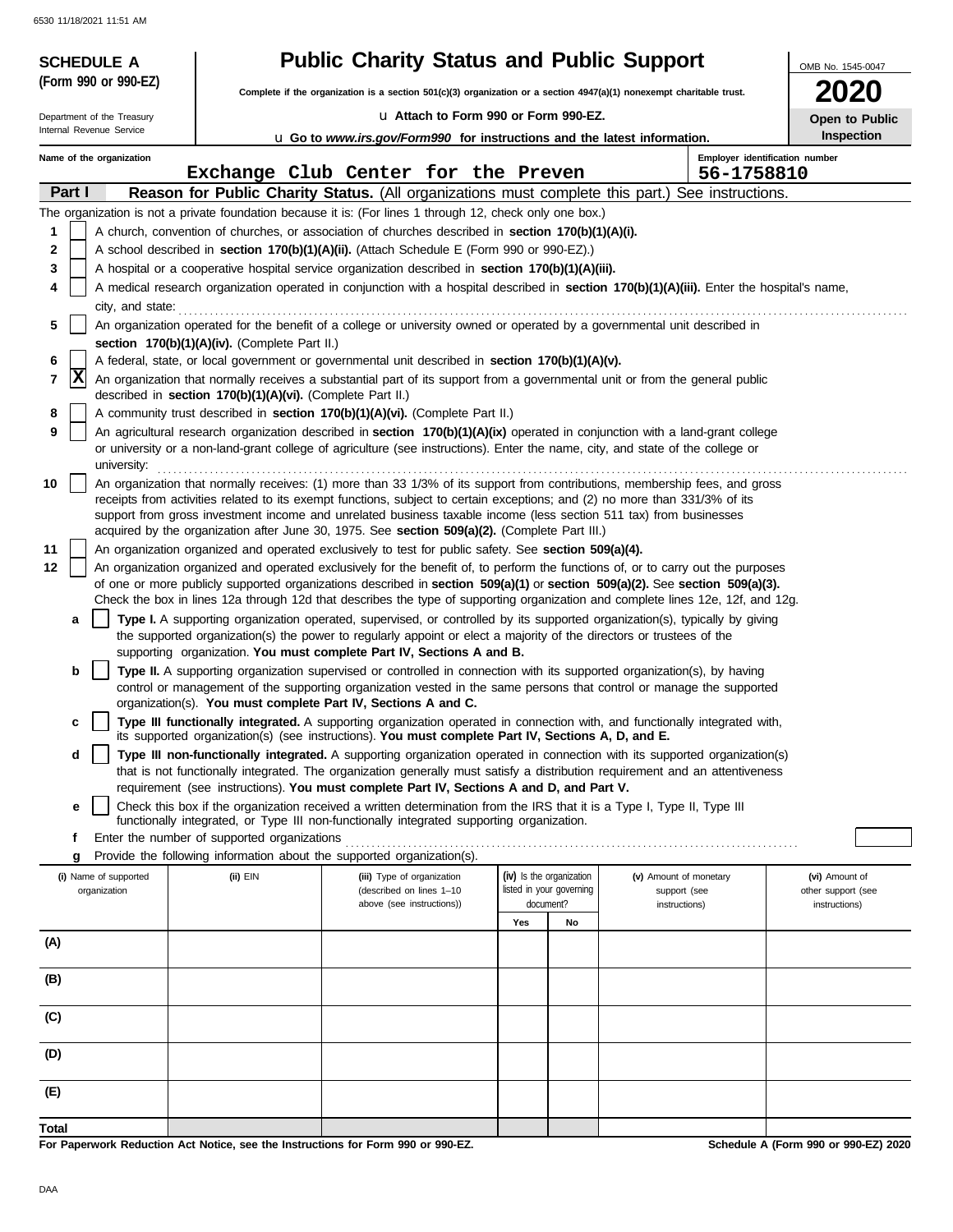6530 11/18/2021 11:51 AM

**SCHEDULE A (Form 990 or 990-EZ)**

Department of the Treasury
Internal Revenue Service

# Public Charity Status and Public Support

**Complete if the organization is a section 501(c)(3) organization or a section 4947(a)(1) nonexempt charitable trust.**

u Attach to Form 990 or Form 990-EZ.

u Go to *www.irs.gov/Form990* for instructions and the latest information.

OMB No. 1545-0047

**2020**

**Open to Public Inspection**

Name of the organization: Exchange Club Center for the Preven

Employer identification number: 56-1758810

**Part I** **Reason for Public Charity Status.** (All organizations must complete this part.) See instructions.

The organization is not a private foundation because it is: (For lines 1 through 12, check only one box.)

1. [ ] A church, convention of churches, or association of churches described in **section 170(b)(1)(A)(i).**
2. [ ] A school described in **section 170(b)(1)(A)(ii).** (Attach Schedule E (Form 990 or 990-EZ).)
3. [ ] A hospital or a cooperative hospital service organization described in **section 170(b)(1)(A)(iii).**
4. [ ] A medical research organization operated in conjunction with a hospital described in **section 170(b)(1)(A)(iii).** Enter the hospital's name, city, and state:
5. [ ] An organization operated for the benefit of a college or university owned or operated by a governmental unit described in **section 170(b)(1)(A)(iv).** (Complete Part II.)
6. [ ] A federal, state, or local government or governmental unit described in **section 170(b)(1)(A)(v).**
7. [X] An organization that normally receives a substantial part of its support from a governmental unit or from the general public described in **section 170(b)(1)(A)(vi).** (Complete Part II.)
8. [ ] A community trust described in **section 170(b)(1)(A)(vi).** (Complete Part II.)
9. [ ] An agricultural research organization described in **section 170(b)(1)(A)(ix)** operated in conjunction with a land-grant college or university or a non-land-grant college of agriculture (see instructions). Enter the name, city, and state of the college or university:
10. [ ] An organization that normally receives: (1) more than 33 1/3% of its support from contributions, membership fees, and gross receipts from activities related to its exempt functions, subject to certain exceptions; and (2) no more than 331/3% of its support from gross investment income and unrelated business taxable income (less section 511 tax) from businesses acquired by the organization after June 30, 1975. See **section 509(a)(2).** (Complete Part III.)
11. [ ] An organization organized and operated exclusively to test for public safety. See **section 509(a)(4).**
12. [ ] An organization organized and operated exclusively for the benefit of, to perform the functions of, or to carry out the purposes of one or more publicly supported organizations described in **section 509(a)(1)** or **section 509(a)(2).** See **section 509(a)(3).** Check the box in lines 12a through 12d that describes the type of supporting organization and complete lines 12e, 12f, and 12g.
   - **a** [ ] **Type I.** A supporting organization operated, supervised, or controlled by its supported organization(s), typically by giving the supported organization(s) the power to regularly appoint or elect a majority of the directors or trustees of the supporting organization. **You must complete Part IV, Sections A and B.**
   - **b** [ ] **Type II.** A supporting organization supervised or controlled in connection with its supported organization(s), by having control or management of the supporting organization vested in the same persons that control or manage the supported organization(s). **You must complete Part IV, Sections A and C.**
   - **c** [ ] **Type III functionally integrated.** A supporting organization operated in connection with, and functionally integrated with, its supported organization(s) (see instructions). **You must complete Part IV, Sections A, D, and E.**
   - **d** [ ] **Type III non-functionally integrated.** A supporting organization operated in connection with its supported organization(s) that is not functionally integrated. The organization generally must satisfy a distribution requirement and an attentiveness requirement (see instructions). **You must complete Part IV, Sections A and D, and Part V.**
   - **e** [ ] Check this box if the organization received a written determination from the IRS that it is a Type I, Type II, Type III functionally integrated, or Type III non-functionally integrated supporting organization.
   - **f** Enter the number of supported organizations
   - **g** Provide the following information about the supported organization(s).

| (i) Name of supported organization | (ii) EIN | (iii) Type of organization (described on lines 1–10 above (see instructions)) | (iv) Is the organization listed in your governing document? Yes | No | (v) Amount of monetary support (see instructions) | (vi) Amount of other support (see instructions) |
|---|---|---|---|---|---|---|
| (A) | | | | | | |
| (B) | | | | | | |
| (C) | | | | | | |
| (D) | | | | | | |
| (E) | | | | | | |
| **Total** | | | | | | |

**For Paperwork Reduction Act Notice, see the Instructions for Form 990 or 990-EZ.**

**Schedule A (Form 990 or 990-EZ) 2020**

DAA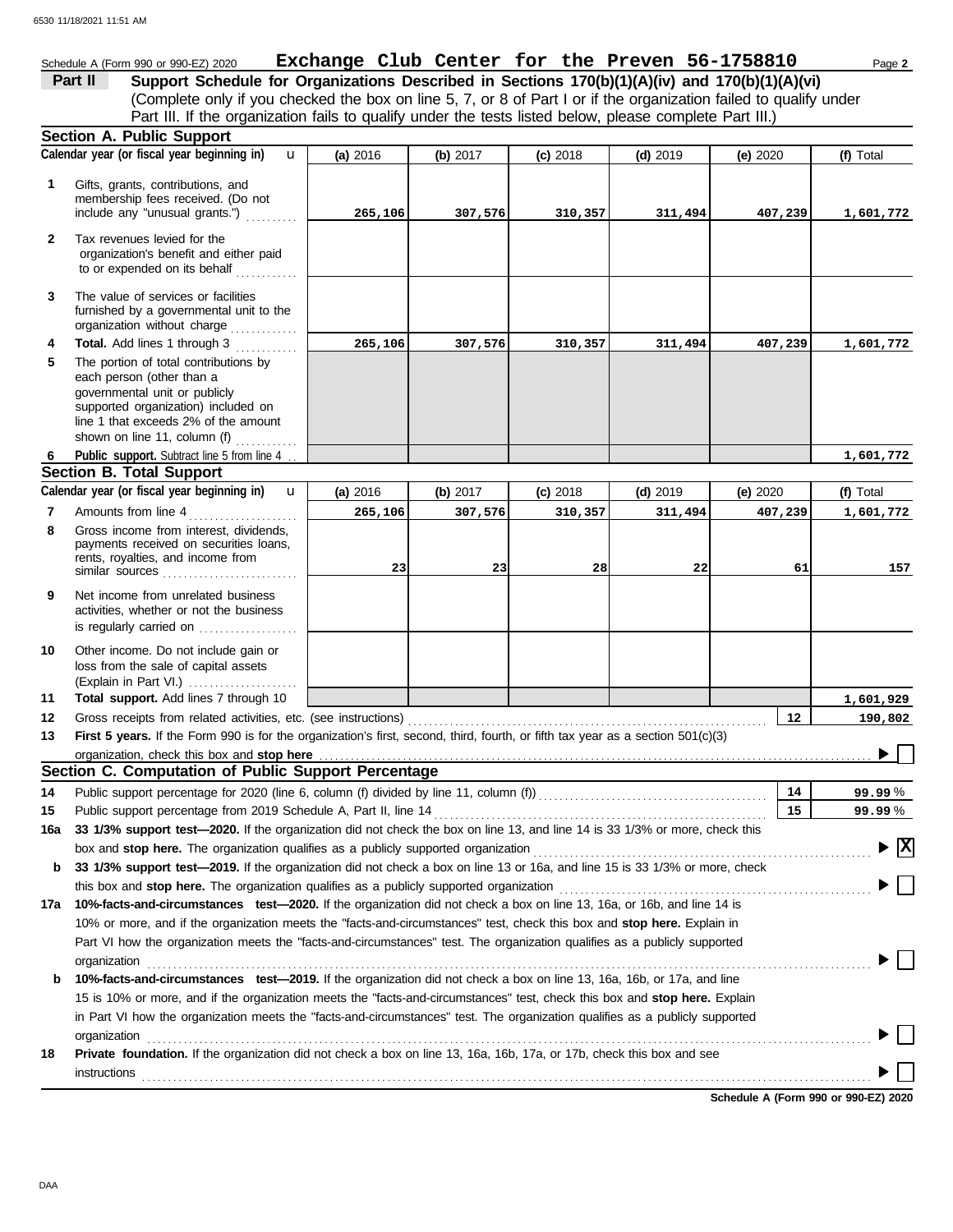Schedule A (Form 990 or 990-EZ) 2020 **Exchange Club Center for the Preven 56-1758810** Page **2**

## Part II Support Schedule for Organizations Described in Sections 170(b)(1)(A)(iv) and 170(b)(1)(A)(vi)

(Complete only if you checked the box on line 5, 7, or 8 of Part I or if the organization failed to qualify under Part III. If the organization fails to qualify under the tests listed below, please complete Part III.)

### Section A. Public Support

| | Calendar year (or fiscal year beginning in) | (a) 2016 | (b) 2017 | (c) 2018 | (d) 2019 | (e) 2020 | (f) Total |
|---|---|---|---|---|---|---|---|
| 1 | Gifts, grants, contributions, and membership fees received. (Do not include any "unusual grants.") | 265,106 | 307,576 | 310,357 | 311,494 | 407,239 | 1,601,772 |
| 2 | Tax revenues levied for the organization's benefit and either paid to or expended on its behalf | | | | | | |
| 3 | The value of services or facilities furnished by a governmental unit to the organization without charge | | | | | | |
| 4 | **Total.** Add lines 1 through 3 | 265,106 | 307,576 | 310,357 | 311,494 | 407,239 | 1,601,772 |
| 5 | The portion of total contributions by each person (other than a governmental unit or publicly supported organization) included on line 1 that exceeds 2% of the amount shown on line 11, column (f) | | | | | | |
| 6 | **Public support.** Subtract line 5 from line 4 | | | | | | 1,601,772 |

### Section B. Total Support

| | Calendar year (or fiscal year beginning in) | (a) 2016 | (b) 2017 | (c) 2018 | (d) 2019 | (e) 2020 | (f) Total |
|---|---|---|---|---|---|---|---|
| 7 | Amounts from line 4 | 265,106 | 307,576 | 310,357 | 311,494 | 407,239 | 1,601,772 |
| 8 | Gross income from interest, dividends, payments received on securities loans, rents, royalties, and income from similar sources | 23 | 23 | 28 | 22 | 61 | 157 |
| 9 | Net income from unrelated business activities, whether or not the business is regularly carried on | | | | | | |
| 10 | Other income. Do not include gain or loss from the sale of capital assets (Explain in Part VI.) | | | | | | |
| 11 | **Total support.** Add lines 7 through 10 | | | | | | 1,601,929 |

**12** Gross receipts from related activities, etc. (see instructions) — **12** — 190,802

**13** **First 5 years.** If the Form 990 is for the organization's first, second, third, fourth, or fifth tax year as a section 501(c)(3) organization, check this box and **stop here** ☐

### Section C. Computation of Public Support Percentage

**14** Public support percentage for 2020 (line 6, column (f) divided by line 11, column (f)) — **14** — 99.99 %

**15** Public support percentage from 2019 Schedule A, Part II, line 14 — **15** — 99.99 %

**16a** **33 1/3% support test—2020.** If the organization did not check the box on line 13, and line 14 is 33 1/3% or more, check this box and **stop here.** The organization qualifies as a publicly supported organization ☒

**b** **33 1/3% support test—2019.** If the organization did not check a box on line 13 or 16a, and line 15 is 33 1/3% or more, check this box and **stop here.** The organization qualifies as a publicly supported organization ☐

**17a** **10%-facts-and-circumstances test—2020.** If the organization did not check a box on line 13, 16a, or 16b, and line 14 is 10% or more, and if the organization meets the "facts-and-circumstances" test, check this box and **stop here.** Explain in Part VI how the organization meets the "facts-and-circumstances" test. The organization qualifies as a publicly supported organization ☐

**b** **10%-facts-and-circumstances test—2019.** If the organization did not check a box on line 13, 16a, 16b, or 17a, and line 15 is 10% or more, and if the organization meets the "facts-and-circumstances" test, check this box and **stop here.** Explain in Part VI how the organization meets the "facts-and-circumstances" test. The organization qualifies as a publicly supported organization ☐

**18** **Private foundation.** If the organization did not check a box on line 13, 16a, 16b, 17a, or 17b, check this box and see instructions ☐

**Schedule A (Form 990 or 990-EZ) 2020**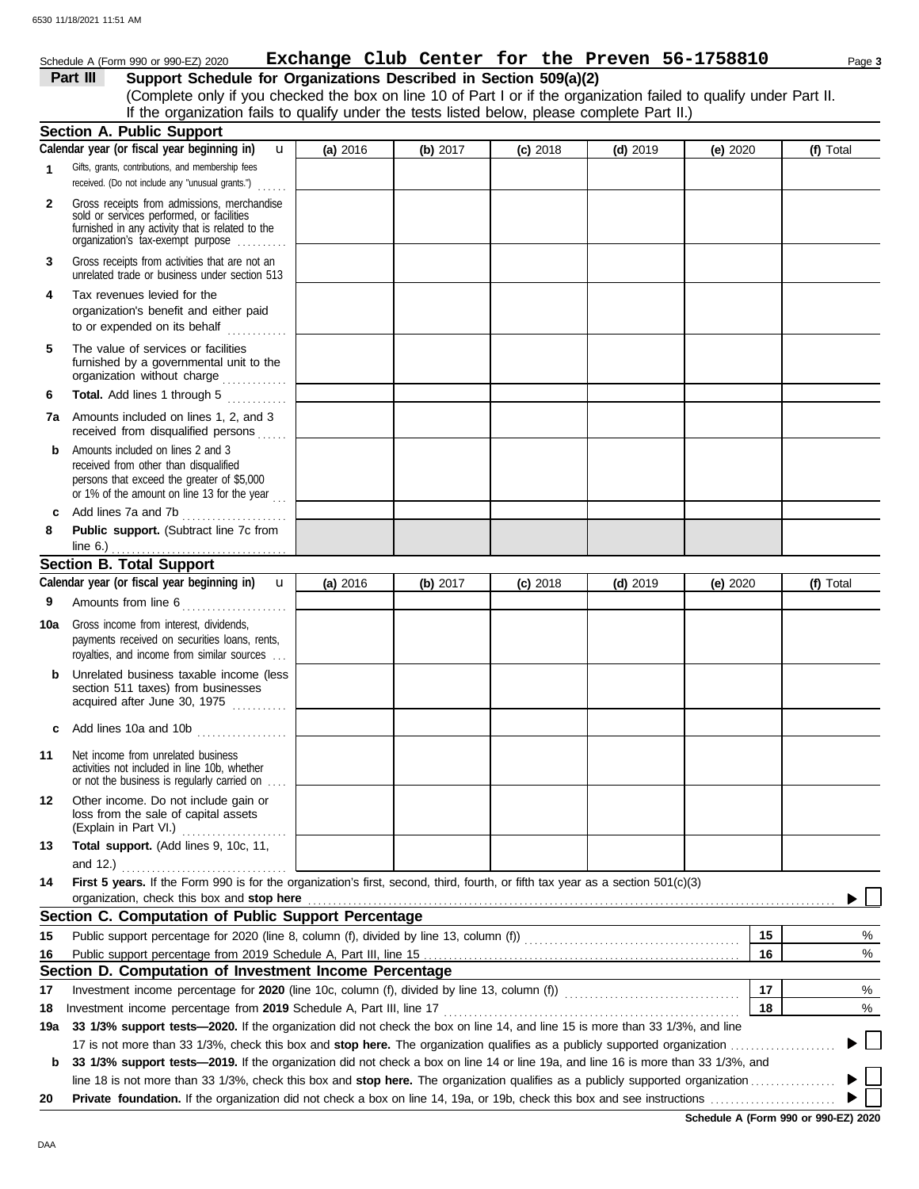Schedule A (Form 990 or 990-EZ) 2020 **Exchange Club Center for the Preven 56-1758810**

**Part III** **Support Schedule for Organizations Described in Section 509(a)(2)**

(Complete only if you checked the box on line 10 of Part I or if the organization failed to qualify under Part II. If the organization fails to qualify under the tests listed below, please complete Part II.)

## Section A. Public Support

| Calendar year (or fiscal year beginning in) | (a) 2016 | (b) 2017 | (c) 2018 | (d) 2019 | (e) 2020 | (f) Total |
|---|---|---|---|---|---|---|
| **1** Gifts, grants, contributions, and membership fees received. (Do not include any "unusual grants.") | | | | | | |
| **2** Gross receipts from admissions, merchandise sold or services performed, or facilities furnished in any activity that is related to the organization's tax-exempt purpose | | | | | | |
| **3** Gross receipts from activities that are not an unrelated trade or business under section 513 | | | | | | |
| **4** Tax revenues levied for the organization's benefit and either paid to or expended on its behalf | | | | | | |
| **5** The value of services or facilities furnished by a governmental unit to the organization without charge | | | | | | |
| **6** **Total.** Add lines 1 through 5 | | | | | | |
| **7a** Amounts included on lines 1, 2, and 3 received from disqualified persons | | | | | | |
| **b** Amounts included on lines 2 and 3 received from other than disqualified persons that exceed the greater of $5,000 or 1% of the amount on line 13 for the year | | | | | | |
| **c** Add lines 7a and 7b | | | | | | |
| **8** **Public support.** (Subtract line 7c from line 6.) | | | | | | |

## Section B. Total Support

| Calendar year (or fiscal year beginning in) | (a) 2016 | (b) 2017 | (c) 2018 | (d) 2019 | (e) 2020 | (f) Total |
|---|---|---|---|---|---|---|
| **9** Amounts from line 6 | | | | | | |
| **10a** Gross income from interest, dividends, payments received on securities loans, rents, royalties, and income from similar sources | | | | | | |
| **b** Unrelated business taxable income (less section 511 taxes) from businesses acquired after June 30, 1975 | | | | | | |
| **c** Add lines 10a and 10b | | | | | | |
| **11** Net income from unrelated business activities not included in line 10b, whether or not the business is regularly carried on | | | | | | |
| **12** Other income. Do not include gain or loss from the sale of capital assets (Explain in Part VI.) | | | | | | |
| **13** **Total support.** (Add lines 9, 10c, 11, and 12.) | | | | | | |

**14** **First 5 years.** If the Form 990 is for the organization's first, second, third, fourth, or fifth tax year as a section 501(c)(3) organization, check this box and **stop here** ▶ ☐

## Section C. Computation of Public Support Percentage

| | | | |
|---|---|---|---|
| **15** | Public support percentage for 2020 (line 8, column (f), divided by line 13, column (f)) | 15 | % |
| **16** | Public support percentage from 2019 Schedule A, Part III, line 15 | 16 | % |

## Section D. Computation of Investment Income Percentage

| | | | |
|---|---|---|---|
| **17** | Investment income percentage for **2020** (line 10c, column (f), divided by line 13, column (f)) | 17 | % |
| **18** | Investment income percentage from **2019** Schedule A, Part III, line 17 | 18 | % |

**19a** **33 1/3% support tests—2020.** If the organization did not check the box on line 14, and line 15 is more than 33 1/3%, and line 17 is not more than 33 1/3%, check this box and **stop here.** The organization qualifies as a publicly supported organization ▶ ☐

**b** **33 1/3% support tests—2019.** If the organization did not check a box on line 14 or line 19a, and line 16 is more than 33 1/3%, and line 18 is not more than 33 1/3%, check this box and **stop here.** The organization qualifies as a publicly supported organization ▶ ☐

**20** **Private foundation.** If the organization did not check a box on line 14, 19a, or 19b, check this box and see instructions ▶ ☐

**Schedule A (Form 990 or 990-EZ) 2020**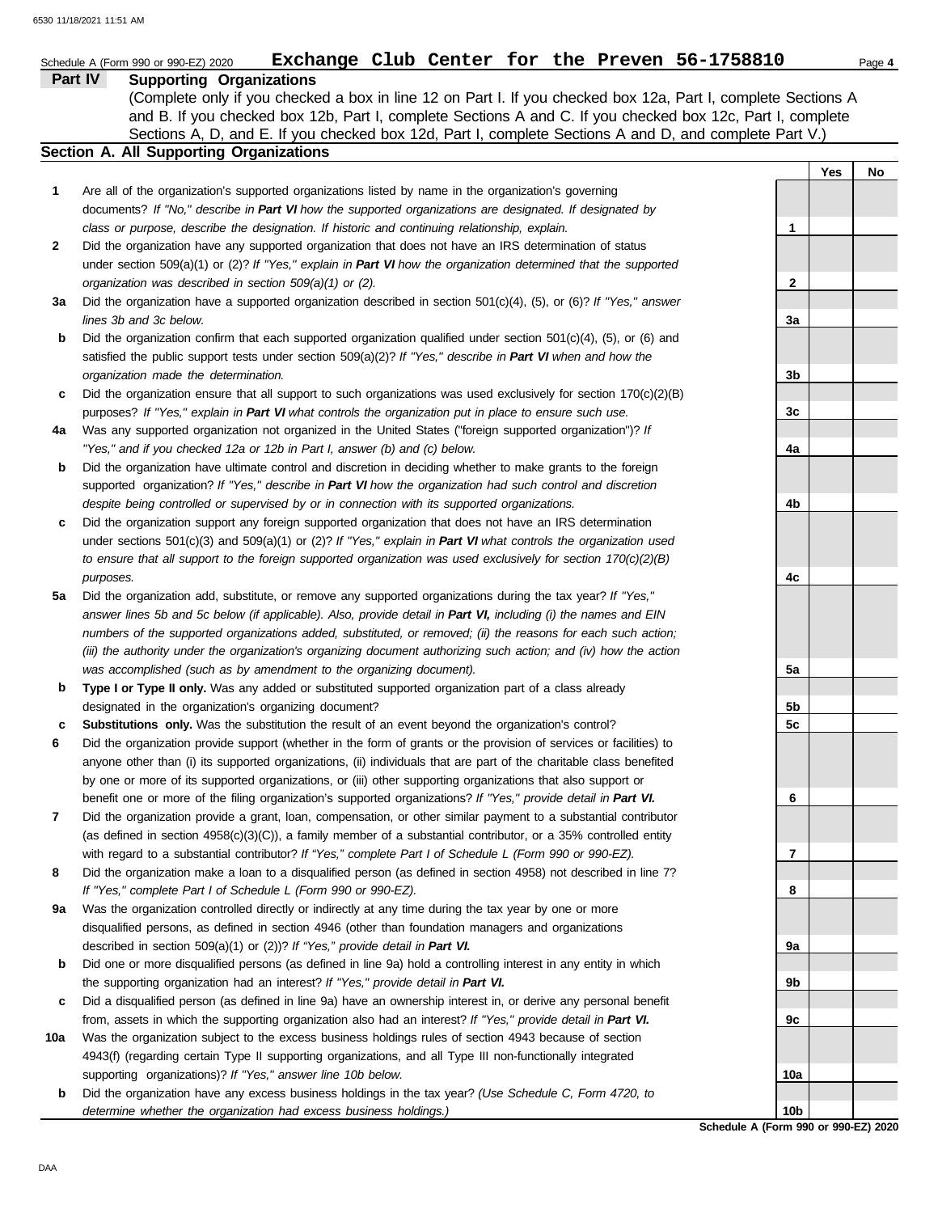Schedule A (Form 990 or 990-EZ) 2020 **Exchange Club Center for the Preven 56-1758810**

## Part IV Supporting Organizations

(Complete only if you checked a box in line 12 on Part I. If you checked box 12a, Part I, complete Sections A and B. If you checked box 12b, Part I, complete Sections A and C. If you checked box 12c, Part I, complete Sections A, D, and E. If you checked box 12d, Part I, complete Sections A and D, and complete Part V.)

### Section A. All Supporting Organizations

| | | Line | Yes | No |
|---|---|---|---|---|
| **1** | Are all of the organization's supported organizations listed by name in the organization's governing documents? *If "No," describe in **Part VI** how the supported organizations are designated. If designated by class or purpose, describe the designation. If historic and continuing relationship, explain.* | 1 | | |
| **2** | Did the organization have any supported organization that does not have an IRS determination of status under section 509(a)(1) or (2)? *If "Yes," explain in **Part VI** how the organization determined that the supported organization was described in section 509(a)(1) or (2).* | 2 | | |
| **3a** | Did the organization have a supported organization described in section 501(c)(4), (5), or (6)? *If "Yes," answer lines 3b and 3c below.* | 3a | | |
| **b** | Did the organization confirm that each supported organization qualified under section 501(c)(4), (5), or (6) and satisfied the public support tests under section 509(a)(2)? *If "Yes," describe in **Part VI** when and how the organization made the determination.* | 3b | | |
| **c** | Did the organization ensure that all support to such organizations was used exclusively for section 170(c)(2)(B) purposes? *If "Yes," explain in **Part VI** what controls the organization put in place to ensure such use.* | 3c | | |
| **4a** | Was any supported organization not organized in the United States ("foreign supported organization")? *If "Yes," and if you checked 12a or 12b in Part I, answer (b) and (c) below.* | 4a | | |
| **b** | Did the organization have ultimate control and discretion in deciding whether to make grants to the foreign supported organization? *If "Yes," describe in **Part VI** how the organization had such control and discretion despite being controlled or supervised by or in connection with its supported organizations.* | 4b | | |
| **c** | Did the organization support any foreign supported organization that does not have an IRS determination under sections 501(c)(3) and 509(a)(1) or (2)? *If "Yes," explain in **Part VI** what controls the organization used to ensure that all support to the foreign supported organization was used exclusively for section 170(c)(2)(B) purposes.* | 4c | | |
| **5a** | Did the organization add, substitute, or remove any supported organizations during the tax year? *If "Yes," answer lines 5b and 5c below (if applicable). Also, provide detail in **Part VI,** including (i) the names and EIN numbers of the supported organizations added, substituted, or removed; (ii) the reasons for each such action; (iii) the authority under the organization's organizing document authorizing such action; and (iv) how the action was accomplished (such as by amendment to the organizing document).* | 5a | | |
| **b** | **Type I or Type II only.** Was any added or substituted supported organization part of a class already designated in the organization's organizing document? | 5b | | |
| **c** | **Substitutions only.** Was the substitution the result of an event beyond the organization's control? | 5c | | |
| **6** | Did the organization provide support (whether in the form of grants or the provision of services or facilities) to anyone other than (i) its supported organizations, (ii) individuals that are part of the charitable class benefited by one or more of its supported organizations, or (iii) other supporting organizations that also support or benefit one or more of the filing organization's supported organizations? *If "Yes," provide detail in **Part VI.*** | 6 | | |
| **7** | Did the organization provide a grant, loan, compensation, or other similar payment to a substantial contributor (as defined in section 4958(c)(3)(C)), a family member of a substantial contributor, or a 35% controlled entity with regard to a substantial contributor? *If "Yes," complete Part I of Schedule L (Form 990 or 990-EZ).* | 7 | | |
| **8** | Did the organization make a loan to a disqualified person (as defined in section 4958) not described in line 7? *If "Yes," complete Part I of Schedule L (Form 990 or 990-EZ).* | 8 | | |
| **9a** | Was the organization controlled directly or indirectly at any time during the tax year by one or more disqualified persons, as defined in section 4946 (other than foundation managers and organizations described in section 509(a)(1) or (2))? *If "Yes," provide detail in **Part VI.*** | 9a | | |
| **b** | Did one or more disqualified persons (as defined in line 9a) hold a controlling interest in any entity in which the supporting organization had an interest? *If "Yes," provide detail in **Part VI.*** | 9b | | |
| **c** | Did a disqualified person (as defined in line 9a) have an ownership interest in, or derive any personal benefit from, assets in which the supporting organization also had an interest? *If "Yes," provide detail in **Part VI.*** | 9c | | |
| **10a** | Was the organization subject to the excess business holdings rules of section 4943 because of section 4943(f) (regarding certain Type II supporting organizations, and all Type III non-functionally integrated supporting organizations)? *If "Yes," answer line 10b below.* | 10a | | |
| **b** | Did the organization have any excess business holdings in the tax year? *(Use Schedule C, Form 4720, to determine whether the organization had excess business holdings.)* | 10b | | |

**Schedule A (Form 990 or 990-EZ) 2020**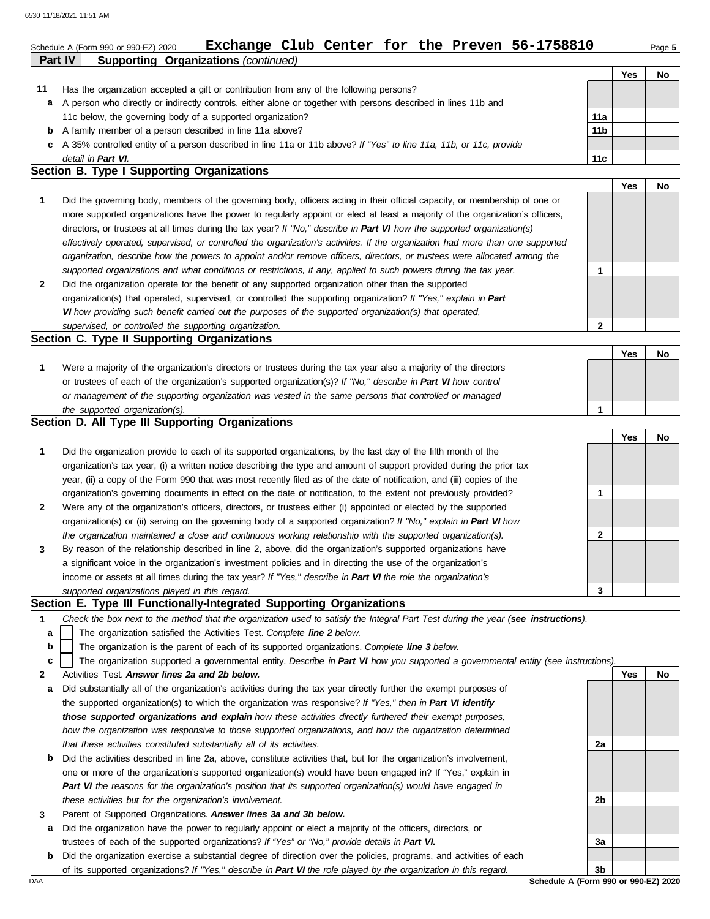Schedule A (Form 990 or 990-EZ) 2020 **Exchange Club Center for the Preven 56-1758810**

**Part IV Supporting Organizations** *(continued)*

| | | | Yes | No |
|---|---|---|---|---|
| **11** | Has the organization accepted a gift or contribution from any of the following persons? | | | |
| **a** | A person who directly or indirectly controls, either alone or together with persons described in lines 11b and 11c below, the governing body of a supported organization? | **11a** | | |
| **b** | A family member of a person described in line 11a above? | **11b** | | |
| **c** | A 35% controlled entity of a person described in line 11a or 11b above? *If "Yes" to line 11a, 11b, or 11c, provide detail in **Part VI.*** | **11c** | | |

## Section B. Type I Supporting Organizations

| | | | Yes | No |
|---|---|---|---|---|
| **1** | Did the governing body, members of the governing body, officers acting in their official capacity, or membership of one or more supported organizations have the power to regularly appoint or elect at least a majority of the organization's officers, directors, or trustees at all times during the tax year? *If "No," describe in **Part VI** how the supported organization(s) effectively operated, supervised, or controlled the organization's activities. If the organization had more than one supported organization, describe how the powers to appoint and/or remove officers, directors, or trustees were allocated among the supported organizations and what conditions or restrictions, if any, applied to such powers during the tax year.* | **1** | | |
| **2** | Did the organization operate for the benefit of any supported organization other than the supported organization(s) that operated, supervised, or controlled the supporting organization? *If "Yes," explain in **Part VI** how providing such benefit carried out the purposes of the supported organization(s) that operated, supervised, or controlled the supporting organization.* | **2** | | |

## Section C. Type II Supporting Organizations

| | | | Yes | No |
|---|---|---|---|---|
| **1** | Were a majority of the organization's directors or trustees during the tax year also a majority of the directors or trustees of each of the organization's supported organization(s)? *If "No," describe in **Part VI** how control or management of the supporting organization was vested in the same persons that controlled or managed the supported organization(s).* | **1** | | |

## Section D. All Type III Supporting Organizations

| | | | Yes | No |
|---|---|---|---|---|
| **1** | Did the organization provide to each of its supported organizations, by the last day of the fifth month of the organization's tax year, (i) a written notice describing the type and amount of support provided during the prior tax year, (ii) a copy of the Form 990 that was most recently filed as of the date of notification, and (iii) copies of the organization's governing documents in effect on the date of notification, to the extent not previously provided? | **1** | | |
| **2** | Were any of the organization's officers, directors, or trustees either (i) appointed or elected by the supported organization(s) or (ii) serving on the governing body of a supported organization? *If "No," explain in **Part VI** how the organization maintained a close and continuous working relationship with the supported organization(s).* | **2** | | |
| **3** | By reason of the relationship described in line 2, above, did the organization's supported organizations have a significant voice in the organization's investment policies and in directing the use of the organization's income or assets at all times during the tax year? *If "Yes," describe in **Part VI** the role the organization's supported organizations played in this regard.* | **3** | | |

## Section E. Type III Functionally-Integrated Supporting Organizations

**1** *Check the box next to the method that the organization used to satisfy the Integral Part Test during the year (**see instructions**).*

- **a** ☐ The organization satisfied the Activities Test. *Complete **line 2** below.*
- **b** ☐ The organization is the parent of each of its supported organizations. *Complete **line 3** below.*
- **c** ☐ The organization supported a governmental entity. *Describe in **Part VI** how you supported a governmental entity (see instructions).*

| | | | Yes | No |
|---|---|---|---|---|
| **2** | Activities Test. ***Answer lines 2a and 2b below.*** | | | |
| **a** | Did substantially all of the organization's activities during the tax year directly further the exempt purposes of the supported organization(s) to which the organization was responsive? *If "Yes," then in **Part VI identify those supported organizations and explain** how these activities directly furthered their exempt purposes, how the organization was responsive to those supported organizations, and how the organization determined that these activities constituted substantially all of its activities.* | **2a** | | |
| **b** | Did the activities described in line 2a, above, constitute activities that, but for the organization's involvement, one or more of the organization's supported organization(s) would have been engaged in? If "Yes," explain in ***Part VI*** *the reasons for the organization's position that its supported organization(s) would have engaged in these activities but for the organization's involvement.* | **2b** | | |
| **3** | Parent of Supported Organizations. ***Answer lines 3a and 3b below.*** | | | |
| **a** | Did the organization have the power to regularly appoint or elect a majority of the officers, directors, or trustees of each of the supported organizations? *If "Yes" or "No," provide details in **Part VI.*** | **3a** | | |
| **b** | Did the organization exercise a substantial degree of direction over the policies, programs, and activities of each of its supported organizations? *If "Yes," describe in **Part VI** the role played by the organization in this regard.* | **3b** | | |

DAA **Schedule A (Form 990 or 990-EZ) 2020**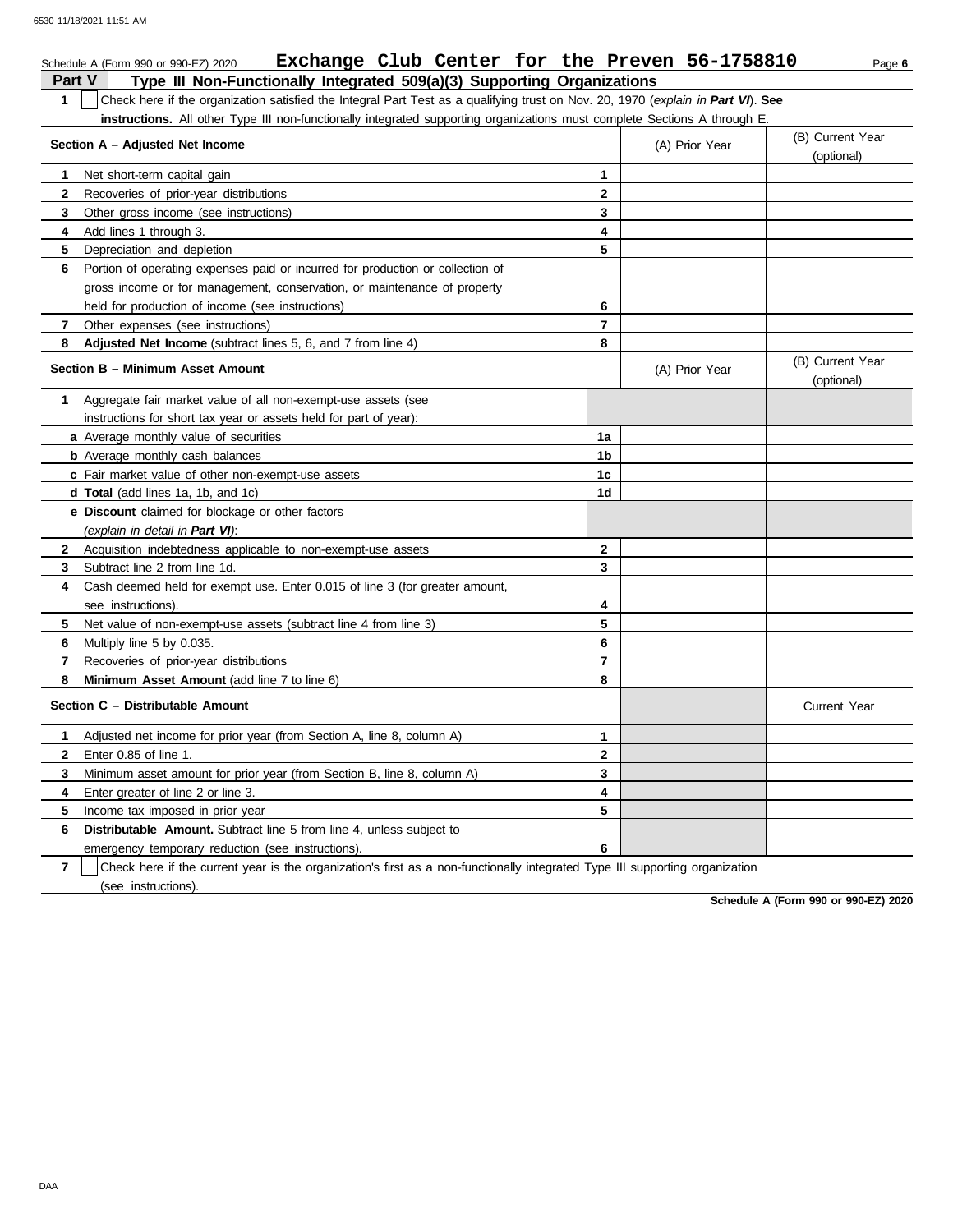Schedule A (Form 990 or 990-EZ) 2020 **Exchange Club Center for the Preven 56-1758810**

## Part V Type III Non-Functionally Integrated 509(a)(3) Supporting Organizations

**1** ☐ Check here if the organization satisfied the Integral Part Test as a qualifying trust on Nov. 20, 1970 (*explain in* ***Part VI***). **See instructions.** All other Type III non-functionally integrated supporting organizations must complete Sections A through E.

| Section A – Adjusted Net Income | | (A) Prior Year | (B) Current Year (optional) |
|---|---|---|---|
| **1** Net short-term capital gain | 1 | | |
| **2** Recoveries of prior-year distributions | 2 | | |
| **3** Other gross income (see instructions) | 3 | | |
| **4** Add lines 1 through 3. | 4 | | |
| **5** Depreciation and depletion | 5 | | |
| **6** Portion of operating expenses paid or incurred for production or collection of gross income or for management, conservation, or maintenance of property held for production of income (see instructions) | 6 | | |
| **7** Other expenses (see instructions) | 7 | | |
| **8** **Adjusted Net Income** (subtract lines 5, 6, and 7 from line 4) | 8 | | |

| Section B – Minimum Asset Amount | | (A) Prior Year | (B) Current Year (optional) |
|---|---|---|---|
| **1** Aggregate fair market value of all non-exempt-use assets (see instructions for short tax year or assets held for part of year): | | | |
| **a** Average monthly value of securities | 1a | | |
| **b** Average monthly cash balances | 1b | | |
| **c** Fair market value of other non-exempt-use assets | 1c | | |
| **d** **Total** (add lines 1a, 1b, and 1c) | 1d | | |
| **e** **Discount** claimed for blockage or other factors (*explain in detail in* ***Part VI***): | | | |
| **2** Acquisition indebtedness applicable to non-exempt-use assets | 2 | | |
| **3** Subtract line 2 from line 1d. | 3 | | |
| **4** Cash deemed held for exempt use. Enter 0.015 of line 3 (for greater amount, see instructions). | 4 | | |
| **5** Net value of non-exempt-use assets (subtract line 4 from line 3) | 5 | | |
| **6** Multiply line 5 by 0.035. | 6 | | |
| **7** Recoveries of prior-year distributions | 7 | | |
| **8** **Minimum Asset Amount** (add line 7 to line 6) | 8 | | |

| Section C – Distributable Amount | | | Current Year |
|---|---|---|---|
| **1** Adjusted net income for prior year (from Section A, line 8, column A) | 1 | | |
| **2** Enter 0.85 of line 1. | 2 | | |
| **3** Minimum asset amount for prior year (from Section B, line 8, column A) | 3 | | |
| **4** Enter greater of line 2 or line 3. | 4 | | |
| **5** Income tax imposed in prior year | 5 | | |
| **6** **Distributable Amount.** Subtract line 5 from line 4, unless subject to emergency temporary reduction (see instructions). | 6 | | |

**7** ☐ Check here if the current year is the organization's first as a non-functionally integrated Type III supporting organization (see instructions).

**Schedule A (Form 990 or 990-EZ) 2020**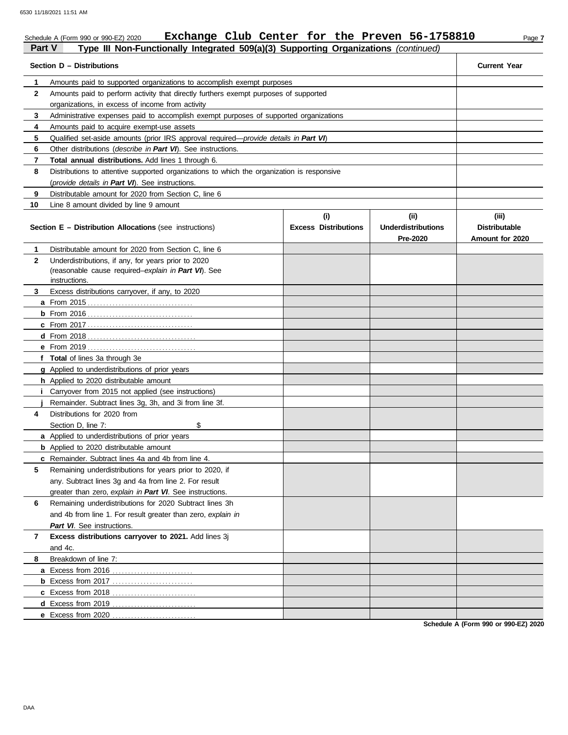Schedule A (Form 990 or 990-EZ) 2020 **Exchange Club Center for the Preven 56-1758810**

## Part V Type III Non-Functionally Integrated 509(a)(3) Supporting Organizations *(continued)*

| | **Section D – Distributions** | **Current Year** |
|---|---|---|
| **1** | Amounts paid to supported organizations to accomplish exempt purposes | |
| **2** | Amounts paid to perform activity that directly furthers exempt purposes of supported organizations, in excess of income from activity | |
| **3** | Administrative expenses paid to accomplish exempt purposes of supported organizations | |
| **4** | Amounts paid to acquire exempt-use assets | |
| **5** | Qualified set-aside amounts (prior IRS approval required—*provide details in **Part VI***) | |
| **6** | Other distributions (*describe in **Part VI***). See instructions. | |
| **7** | **Total annual distributions.** Add lines 1 through 6. | |
| **8** | Distributions to attentive supported organizations to which the organization is responsive (*provide details in **Part VI***). See instructions. | |
| **9** | Distributable amount for 2020 from Section C, line 6 | |
| **10** | Line 8 amount divided by line 9 amount | |

| | **Section E – Distribution Allocations** (see instructions) | **(i) Excess Distributions** | **(ii) Underdistributions Pre-2020** | **(iii) Distributable Amount for 2020** |
|---|---|---|---|---|
| **1** | Distributable amount for 2020 from Section C, line 6 | | | |
| **2** | Underdistributions, if any, for years prior to 2020 (reasonable cause required–*explain in **Part VI***). See instructions. | | | |
| **3** | Excess distributions carryover, if any, to 2020 | | | |
| **a** | From 2015 | | | |
| **b** | From 2016 | | | |
| **c** | From 2017 | | | |
| **d** | From 2018 | | | |
| **e** | From 2019 | | | |
| **f** | **Total** of lines 3a through 3e | | | |
| **g** | Applied to underdistributions of prior years | | | |
| **h** | Applied to 2020 distributable amount | | | |
| **i** | Carryover from 2015 not applied (see instructions) | | | |
| **j** | Remainder. Subtract lines 3g, 3h, and 3i from line 3f. | | | |
| **4** | Distributions for 2020 from Section D, line 7: $ | | | |
| **a** | Applied to underdistributions of prior years | | | |
| **b** | Applied to 2020 distributable amount | | | |
| **c** | Remainder. Subtract lines 4a and 4b from line 4. | | | |
| **5** | Remaining underdistributions for years prior to 2020, if any. Subtract lines 3g and 4a from line 2. For result greater than zero, *explain in **Part VI***. See instructions. | | | |
| **6** | Remaining underdistributions for 2020 Subtract lines 3h and 4b from line 1. For result greater than zero, *explain in **Part VI***. See instructions. | | | |
| **7** | **Excess distributions carryover to 2021.** Add lines 3j and 4c. | | | |
| **8** | Breakdown of line 7: | | | |
| **a** | Excess from 2016 | | | |
| **b** | Excess from 2017 | | | |
| **c** | Excess from 2018 | | | |
| **d** | Excess from 2019 | | | |
| **e** | Excess from 2020 | | | |

**Schedule A (Form 990 or 990-EZ) 2020**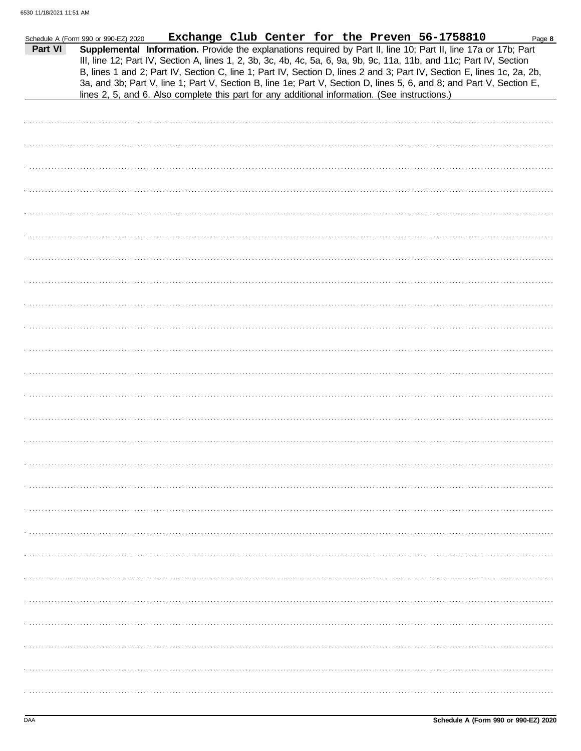Schedule A (Form 990 or 990-EZ) 2020 **Exchange Club Center for the Preven 56-1758810** Page **8**

**Part VI** **Supplemental Information.** Provide the explanations required by Part II, line 10; Part II, line 17a or 17b; Part III, line 12; Part IV, Section A, lines 1, 2, 3b, 3c, 4b, 4c, 5a, 6, 9a, 9b, 9c, 11a, 11b, and 11c; Part IV, Section B, lines 1 and 2; Part IV, Section C, line 1; Part IV, Section D, lines 2 and 3; Part IV, Section E, lines 1c, 2a, 2b, 3a, and 3b; Part V, line 1; Part V, Section B, line 1e; Part V, Section D, lines 5, 6, and 8; and Part V, Section E, lines 2, 5, and 6. Also complete this part for any additional information. (See instructions.)

DAA **Schedule A (Form 990 or 990-EZ) 2020**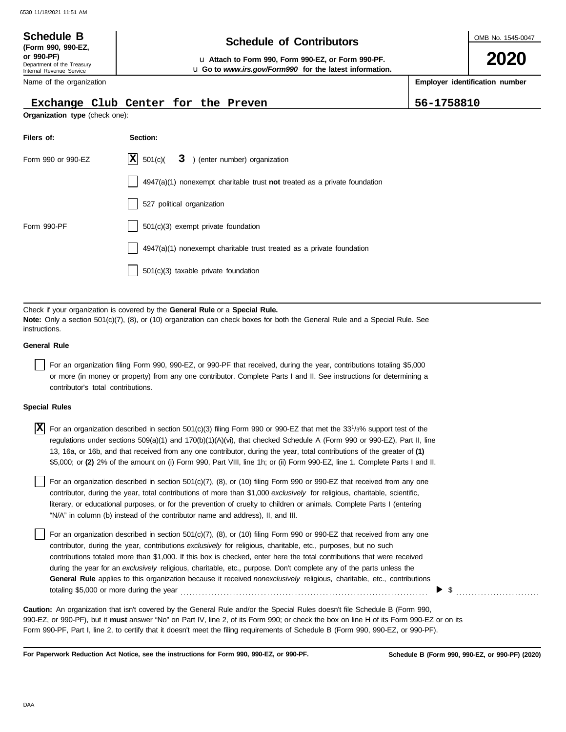**Schedule B**
**(Form 990, 990-EZ, or 990-PF)**
Department of the Treasury
Internal Revenue Service

# Schedule of Contributors

u **Attach to Form 990, Form 990-EZ, or Form 990-PF.**
u **Go to *www.irs.gov/Form990* for the latest information.**

OMB No. 1545-0047

**2020**

| Name of the organization | **Employer identification number** |
|---|---|
| Exchange Club Center for the Preven | 56-1758810 |

**Organization type** (check one):

| **Filers of:** | **Section:** |
|---|---|
| Form 990 or 990-EZ | [X] 501(c)( 3 ) (enter number) organization |
| | [ ] 4947(a)(1) nonexempt charitable trust **not** treated as a private foundation |
| | [ ] 527 political organization |
| Form 990-PF | [ ] 501(c)(3) exempt private foundation |
| | [ ] 4947(a)(1) nonexempt charitable trust treated as a private foundation |
| | [ ] 501(c)(3) taxable private foundation |

Check if your organization is covered by the **General Rule** or a **Special Rule.**
**Note:** Only a section 501(c)(7), (8), or (10) organization can check boxes for both the General Rule and a Special Rule. See instructions.

**General Rule**

[ ] For an organization filing Form 990, 990-EZ, or 990-PF that received, during the year, contributions totaling $5,000 or more (in money or property) from any one contributor. Complete Parts I and II. See instructions for determining a contributor's total contributions.

**Special Rules**

[X] For an organization described in section 501(c)(3) filing Form 990 or 990-EZ that met the 33 1/3% support test of the regulations under sections 509(a)(1) and 170(b)(1)(A)(vi), that checked Schedule A (Form 990 or 990-EZ), Part II, line 13, 16a, or 16b, and that received from any one contributor, during the year, total contributions of the greater of **(1)** $5,000; or **(2)** 2% of the amount on (i) Form 990, Part VIII, line 1h; or (ii) Form 990-EZ, line 1. Complete Parts I and II.

[ ] For an organization described in section 501(c)(7), (8), or (10) filing Form 990 or 990-EZ that received from any one contributor, during the year, total contributions of more than $1,000 *exclusively* for religious, charitable, scientific, literary, or educational purposes, or for the prevention of cruelty to children or animals. Complete Parts I (entering "N/A" in column (b) instead of the contributor name and address), II, and III.

[ ] For an organization described in section 501(c)(7), (8), or (10) filing Form 990 or 990-EZ that received from any one contributor, during the year, contributions *exclusively* for religious, charitable, etc., purposes, but no such contributions totaled more than $1,000. If this box is checked, enter here the total contributions that were received during the year for an *exclusively* religious, charitable, etc., purpose. Don't complete any of the parts unless the **General Rule** applies to this organization because it received *nonexclusively* religious, charitable, etc., contributions totaling $5,000 or more during the year ▶ $ ..........

**Caution:** An organization that isn't covered by the General Rule and/or the Special Rules doesn't file Schedule B (Form 990, 990-EZ, or 990-PF), but it **must** answer "No" on Part IV, line 2, of its Form 990; or check the box on line H of its Form 990-EZ or on its Form 990-PF, Part I, line 2, to certify that it doesn't meet the filing requirements of Schedule B (Form 990, 990-EZ, or 990-PF).

**For Paperwork Reduction Act Notice, see the instructions for Form 990, 990-EZ, or 990-PF.** **Schedule B (Form 990, 990-EZ, or 990-PF) (2020)**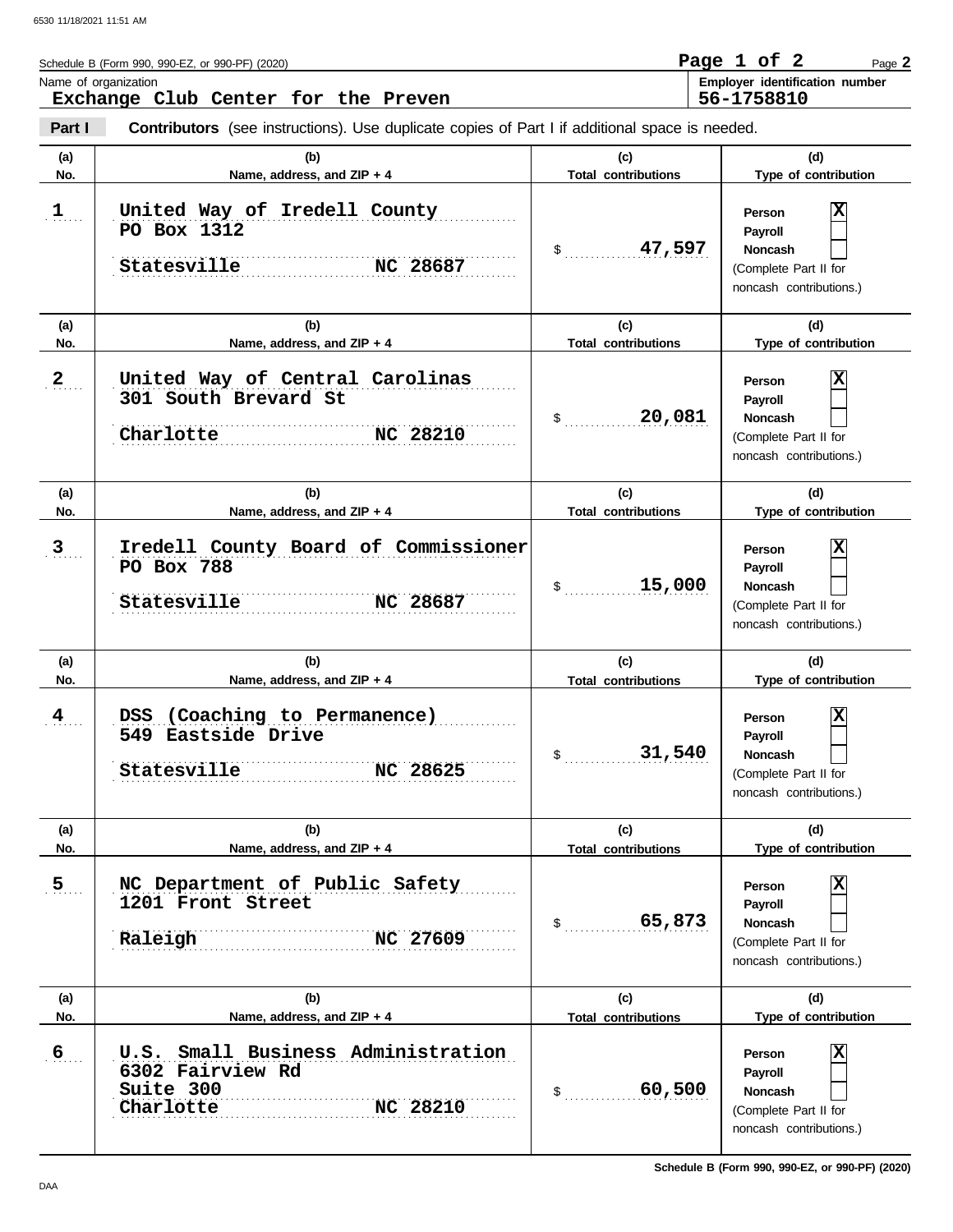Schedule B (Form 990, 990-EZ, or 990-PF) (2020)

**Name of organization**
Exchange Club Center for the Preven

**Employer identification number**
56-1758810

**Part I** **Contributors** (see instructions). Use duplicate copies of Part I if additional space is needed.

| (a) No. | (b) Name, address, and ZIP + 4 | (c) Total contributions | (d) Type of contribution |
|---|---|---|---|
| 1 | United Way of Iredell County<br>PO Box 1312<br>Statesville NC 28687 | $ 47,597 | Person [X]<br>Payroll [ ]<br>Noncash [ ]<br>(Complete Part II for noncash contributions.) |
| 2 | United Way of Central Carolinas<br>301 South Brevard St<br>Charlotte NC 28210 | $ 20,081 | Person [X]<br>Payroll [ ]<br>Noncash [ ]<br>(Complete Part II for noncash contributions.) |
| 3 | Iredell County Board of Commissioner<br>PO Box 788<br>Statesville NC 28687 | $ 15,000 | Person [X]<br>Payroll [ ]<br>Noncash [ ]<br>(Complete Part II for noncash contributions.) |
| 4 | DSS (Coaching to Permanence)<br>549 Eastside Drive<br>Statesville NC 28625 | $ 31,540 | Person [X]<br>Payroll [ ]<br>Noncash [ ]<br>(Complete Part II for noncash contributions.) |
| 5 | NC Department of Public Safety<br>1201 Front Street<br>Raleigh NC 27609 | $ 65,873 | Person [X]<br>Payroll [ ]<br>Noncash [ ]<br>(Complete Part II for noncash contributions.) |
| 6 | U.S. Small Business Administration<br>6302 Fairview Rd<br>Suite 300<br>Charlotte NC 28210 | $ 60,500 | Person [X]<br>Payroll [ ]<br>Noncash [ ]<br>(Complete Part II for noncash contributions.) |

Schedule B (Form 990, 990-EZ, or 990-PF) (2020)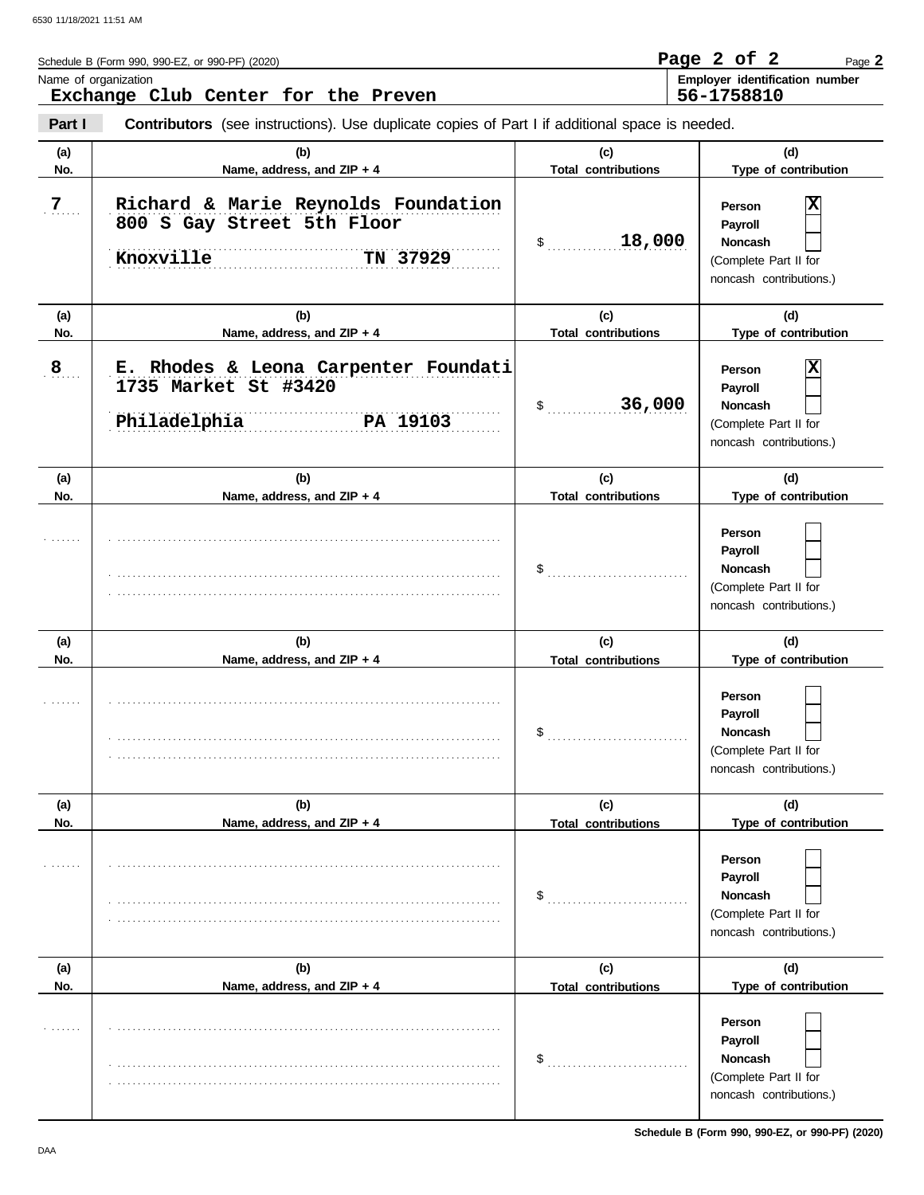Schedule B (Form 990, 990-EZ, or 990-PF) (2020)

Name of organization: **Exchange Club Center for the Preven**

Employer identification number: **56-1758810**

**Part I** **Contributors** (see instructions). Use duplicate copies of Part I if additional space is needed.

| (a) No. | (b) Name, address, and ZIP + 4 | (c) Total contributions | (d) Type of contribution |
|---|---|---|---|
| 7 | Richard & Marie Reynolds Foundation<br>800 S Gay Street 5th Floor<br>Knoxville TN 37929 | $ 18,000 | Person [X]<br>Payroll [ ]<br>Noncash [ ]<br>(Complete Part II for noncash contributions.) |
| 8 | E. Rhodes & Leona Carpenter Foundati<br>1735 Market St #3420<br>Philadelphia PA 19103 | $ 36,000 | Person [X]<br>Payroll [ ]<br>Noncash [ ]<br>(Complete Part II for noncash contributions.) |
| | | $ | Person [ ]<br>Payroll [ ]<br>Noncash [ ]<br>(Complete Part II for noncash contributions.) |
| | | $ | Person [ ]<br>Payroll [ ]<br>Noncash [ ]<br>(Complete Part II for noncash contributions.) |
| | | $ | Person [ ]<br>Payroll [ ]<br>Noncash [ ]<br>(Complete Part II for noncash contributions.) |
| | | $ | Person [ ]<br>Payroll [ ]<br>Noncash [ ]<br>(Complete Part II for noncash contributions.) |

Schedule B (Form 990, 990-EZ, or 990-PF) (2020)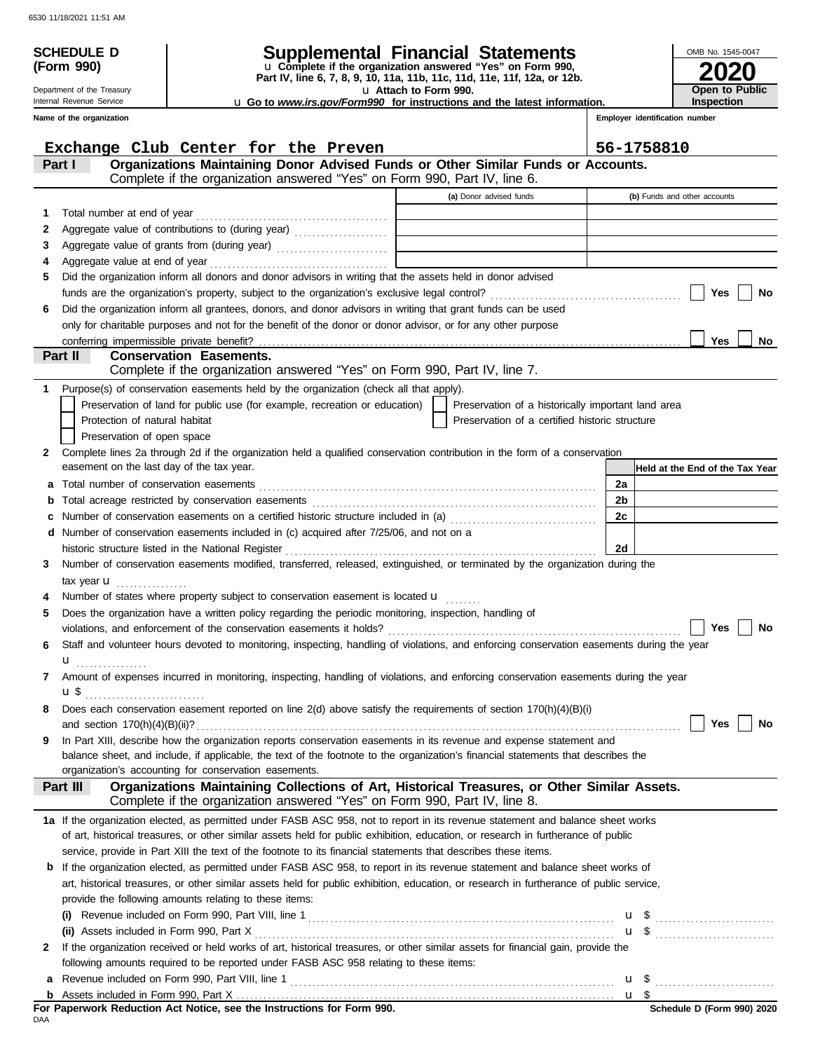6530 11/18/2021 11:51 AM

**SCHEDULE D (Form 990)**

Department of the Treasury
Internal Revenue Service

# Supplemental Financial Statements

u Complete if the organization answered "Yes" on Form 990, Part IV, line 6, 7, 8, 9, 10, 11a, 11b, 11c, 11d, 11e, 11f, 12a, or 12b.
u Attach to Form 990.
u Go to *www.irs.gov/Form990* for instructions and the latest information.

OMB No. 1545-0047

**2020**

**Open to Public Inspection**

**Name of the organization**: Exchange Club Center for the Preven

**Employer identification number**: 56-1758810

## Part I — Organizations Maintaining Donor Advised Funds or Other Similar Funds or Accounts.

Complete if the organization answered "Yes" on Form 990, Part IV, line 6.

| | | (a) Donor advised funds | (b) Funds and other accounts |
|---|---|---|---|
| 1 | Total number at end of year | | |
| 2 | Aggregate value of contributions to (during year) | | |
| 3 | Aggregate value of grants from (during year) | | |
| 4 | Aggregate value at end of year | | |

5 Did the organization inform all donors and donor advisors in writing that the assets held in donor advised funds are the organization's property, subject to the organization's exclusive legal control? ☐ Yes ☐ No

6 Did the organization inform all grantees, donors, and donor advisors in writing that grant funds can be used only for charitable purposes and not for the benefit of the donor or donor advisor, or for any other purpose conferring impermissible private benefit? ☐ Yes ☐ No

## Part II — Conservation Easements.

Complete if the organization answered "Yes" on Form 990, Part IV, line 7.

1 Purpose(s) of conservation easements held by the organization (check all that apply).

- ☐ Preservation of land for public use (for example, recreation or education)
- ☐ Preservation of a historically important land area
- ☐ Protection of natural habitat
- ☐ Preservation of a certified historic structure
- ☐ Preservation of open space

2 Complete lines 2a through 2d if the organization held a qualified conservation contribution in the form of a conservation easement on the last day of the tax year.

| | | | Held at the End of the Tax Year |
|---|---|---|---|
| a | Total number of conservation easements | 2a | |
| b | Total acreage restricted by conservation easements | 2b | |
| c | Number of conservation easements on a certified historic structure included in (a) | 2c | |
| d | Number of conservation easements included in (c) acquired after 7/25/06, and not on a historic structure listed in the National Register | 2d | |

3 Number of conservation easements modified, transferred, released, extinguished, or terminated by the organization during the tax year u

4 Number of states where property subject to conservation easement is located u

5 Does the organization have a written policy regarding the periodic monitoring, inspection, handling of violations, and enforcement of the conservation easements it holds? ☐ Yes ☐ No

6 Staff and volunteer hours devoted to monitoring, inspecting, handling of violations, and enforcing conservation easements during the year u

7 Amount of expenses incurred in monitoring, inspecting, handling of violations, and enforcing conservation easements during the year u $

8 Does each conservation easement reported on line 2(d) above satisfy the requirements of section 170(h)(4)(B)(i) and section 170(h)(4)(B)(ii)? ☐ Yes ☐ No

9 In Part XIII, describe how the organization reports conservation easements in its revenue and expense statement and balance sheet, and include, if applicable, the text of the footnote to the organization's financial statements that describes the organization's accounting for conservation easements.

## Part III — Organizations Maintaining Collections of Art, Historical Treasures, or Other Similar Assets.

Complete if the organization answered "Yes" on Form 990, Part IV, line 8.

1a If the organization elected, as permitted under FASB ASC 958, not to report in its revenue statement and balance sheet works of art, historical treasures, or other similar assets held for public exhibition, education, or research in furtherance of public service, provide in Part XIII the text of the footnote to its financial statements that describes these items.

b If the organization elected, as permitted under FASB ASC 958, to report in its revenue statement and balance sheet works of art, historical treasures, or other similar assets held for public exhibition, education, or research in furtherance of public service, provide the following amounts relating to these items:

(i) Revenue included on Form 990, Part VIII, line 1 u $

(ii) Assets included in Form 990, Part X u $

2 If the organization received or held works of art, historical treasures, or other similar assets for financial gain, provide the following amounts required to be reported under FASB ASC 958 relating to these items:

a Revenue included on Form 990, Part VIII, line 1 u $

b Assets included in Form 990, Part X u $

**For Paperwork Reduction Act Notice, see the Instructions for Form 990.**

DAA

**Schedule D (Form 990) 2020**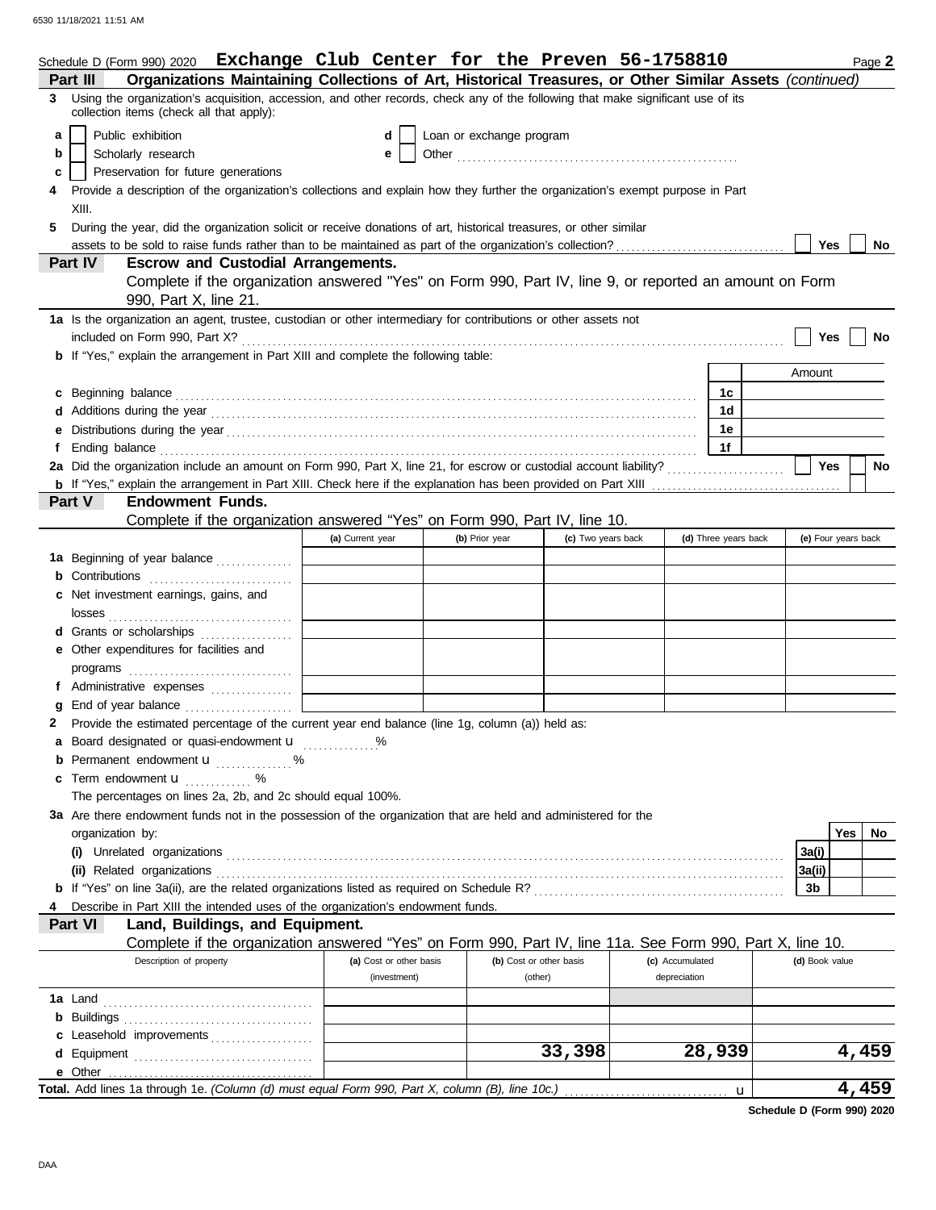Schedule D (Form 990) 2020 **Exchange Club Center for the Preven 56-1758810** Page **2**

**Part III — Organizations Maintaining Collections of Art, Historical Treasures, or Other Similar Assets** *(continued)*

**3** Using the organization's acquisition, accession, and other records, check any of the following that make significant use of its collection items (check all that apply):

- **a** ☐ Public exhibition
- **b** ☐ Scholarly research
- **c** ☐ Preservation for future generations
- **d** ☐ Loan or exchange program
- **e** ☐ Other

**4** Provide a description of the organization's collections and explain how they further the organization's exempt purpose in Part XIII.

**5** During the year, did the organization solicit or receive donations of art, historical treasures, or other similar assets to be sold to raise funds rather than to be maintained as part of the organization's collection? ☐ Yes ☐ No

**Part IV — Escrow and Custodial Arrangements.**

Complete if the organization answered "Yes" on Form 990, Part IV, line 9, or reported an amount on Form 990, Part X, line 21.

**1a** Is the organization an agent, trustee, custodian or other intermediary for contributions or other assets not included on Form 990, Part X? ☐ Yes ☐ No

**b** If "Yes," explain the arrangement in Part XIII and complete the following table:

| | | Amount |
|---|---|---|
| **c** Beginning balance | 1c | |
| **d** Additions during the year | 1d | |
| **e** Distributions during the year | 1e | |
| **f** Ending balance | 1f | |

**2a** Did the organization include an amount on Form 990, Part X, line 21, for escrow or custodial account liability? ☐ Yes ☐ No

**b** If "Yes," explain the arrangement in Part XIII. Check here if the explanation has been provided on Part XIII ☐

**Part V — Endowment Funds.**

Complete if the organization answered "Yes" on Form 990, Part IV, line 10.

| | (a) Current year | (b) Prior year | (c) Two years back | (d) Three years back | (e) Four years back |
|---|---|---|---|---|---|
| **1a** Beginning of year balance | | | | | |
| **b** Contributions | | | | | |
| **c** Net investment earnings, gains, and losses | | | | | |
| **d** Grants or scholarships | | | | | |
| **e** Other expenditures for facilities and programs | | | | | |
| **f** Administrative expenses | | | | | |
| **g** End of year balance | | | | | |

**2** Provide the estimated percentage of the current year end balance (line 1g, column (a)) held as:

- **a** Board designated or quasi-endowment u ........ %
- **b** Permanent endowment u ........ %
- **c** Term endowment u ........ %

The percentages on lines 2a, 2b, and 2c should equal 100%.

**3a** Are there endowment funds not in the possession of the organization that are held and administered for the organization by:

| | | Yes | No |
|---|---|---|---|
| **(i)** Unrelated organizations | 3a(i) | | |
| **(ii)** Related organizations | 3a(ii) | | |
| **b** If "Yes" on line 3a(ii), are the related organizations listed as required on Schedule R? | 3b | | |

**4** Describe in Part XIII the intended uses of the organization's endowment funds.

**Part VI — Land, Buildings, and Equipment.**

Complete if the organization answered "Yes" on Form 990, Part IV, line 11a. See Form 990, Part X, line 10.

| Description of property | (a) Cost or other basis (investment) | (b) Cost or other basis (other) | (c) Accumulated depreciation | (d) Book value |
|---|---|---|---|---|
| **1a** Land | | | | |
| **b** Buildings | | | | |
| **c** Leasehold improvements | | | | |
| **d** Equipment | | 33,398 | 28,939 | 4,459 |
| **e** Other | | | | |
| **Total.** Add lines 1a through 1e. *(Column (d) must equal Form 990, Part X, column (B), line 10c.)* u | | | | 4,459 |

**Schedule D (Form 990) 2020**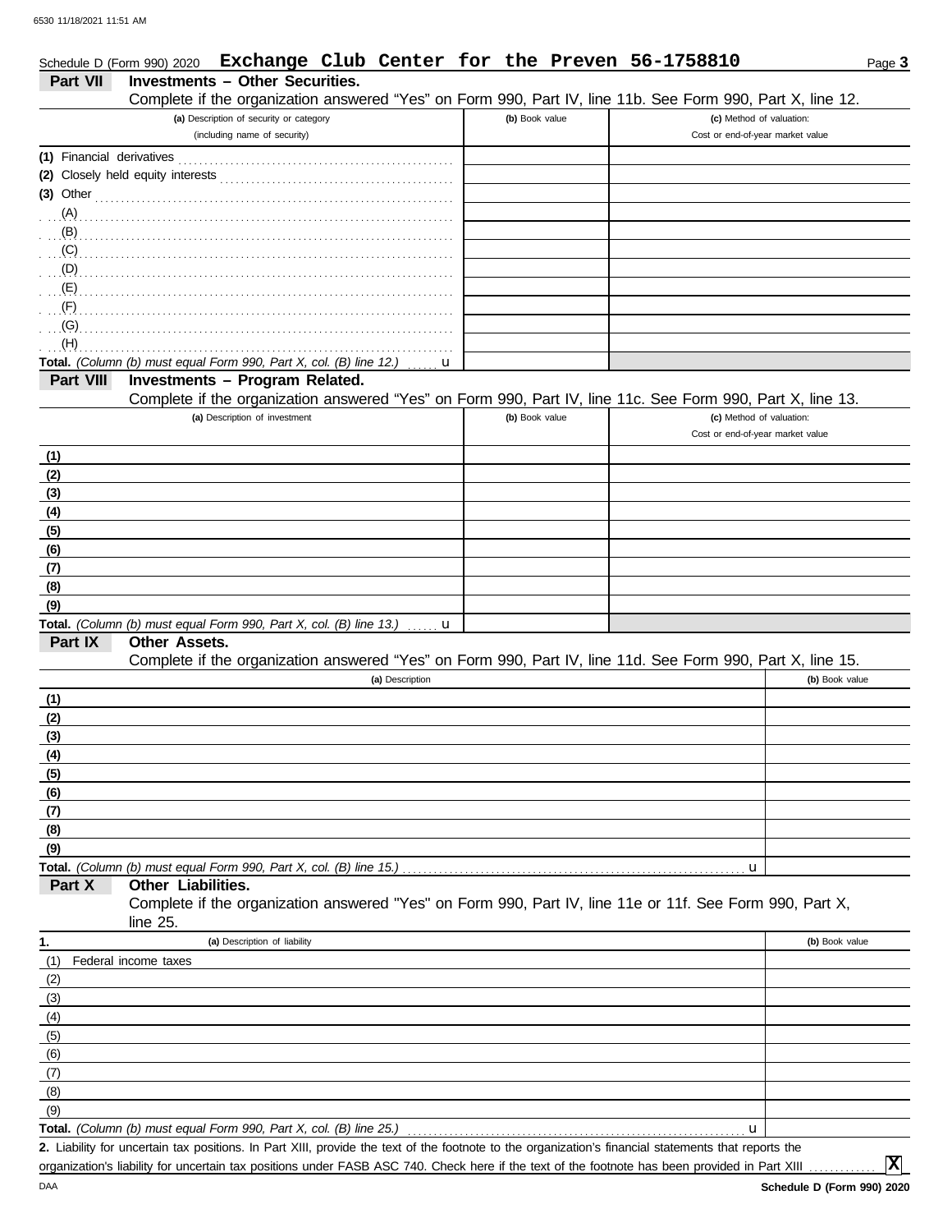Schedule D (Form 990) 2020 **Exchange Club Center for the Preven 56-1758810** Page **3**

**Part VII Investments – Other Securities.**

Complete if the organization answered "Yes" on Form 990, Part IV, line 11b. See Form 990, Part X, line 12.

| (a) Description of security or category (including name of security) | (b) Book value | (c) Method of valuation: Cost or end-of-year market value |
|---|---|---|
| (1) Financial derivatives | | |
| (2) Closely held equity interests | | |
| (3) Other | | |
| (A) | | |
| (B) | | |
| (C) | | |
| (D) | | |
| (E) | | |
| (F) | | |
| (G) | | |
| (H) | | |
| **Total.** *(Column (b) must equal Form 990, Part X, col. (B) line 12.)* u | | |

**Part VIII Investments – Program Related.**

Complete if the organization answered "Yes" on Form 990, Part IV, line 11c. See Form 990, Part X, line 13.

| (a) Description of investment | (b) Book value | (c) Method of valuation: Cost or end-of-year market value |
|---|---|---|
| (1) | | |
| (2) | | |
| (3) | | |
| (4) | | |
| (5) | | |
| (6) | | |
| (7) | | |
| (8) | | |
| (9) | | |
| **Total.** *(Column (b) must equal Form 990, Part X, col. (B) line 13.)* u | | |

**Part IX Other Assets.**

Complete if the organization answered "Yes" on Form 990, Part IV, line 11d. See Form 990, Part X, line 15.

| (a) Description | (b) Book value |
|---|---|
| (1) | |
| (2) | |
| (3) | |
| (4) | |
| (5) | |
| (6) | |
| (7) | |
| (8) | |
| (9) | |
| **Total.** *(Column (b) must equal Form 990, Part X, col. (B) line 15.)* u | |

**Part X Other Liabilities.**

Complete if the organization answered "Yes" on Form 990, Part IV, line 11e or 11f. See Form 990, Part X, line 25.

| 1. (a) Description of liability | (b) Book value |
|---|---|
| (1) Federal income taxes | |
| (2) | |
| (3) | |
| (4) | |
| (5) | |
| (6) | |
| (7) | |
| (8) | |
| (9) | |
| **Total.** *(Column (b) must equal Form 990, Part X, col. (B) line 25.)* u | |

**2.** Liability for uncertain tax positions. In Part XIII, provide the text of the footnote to the organization's financial statements that reports the organization's liability for uncertain tax positions under FASB ASC 740. Check here if the text of the footnote has been provided in Part XIII ............ **X**

DAA **Schedule D (Form 990) 2020**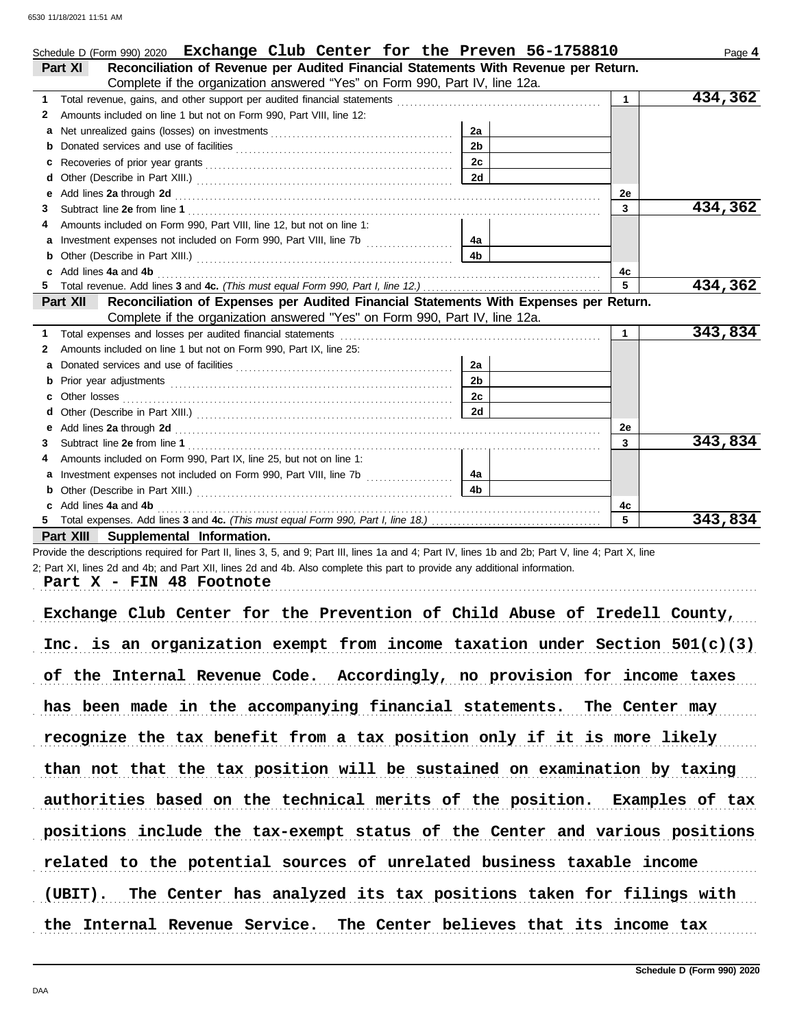Schedule D (Form 990) 2020 **Exchange Club Center for the Preven 56-1758810**

## Part XI Reconciliation of Revenue per Audited Financial Statements With Revenue per Return.

Complete if the organization answered "Yes" on Form 990, Part IV, line 12a.

| | | | | | |
|---|---|---|---|---|---|
| 1 | Total revenue, gains, and other support per audited financial statements | | | 1 | 434,362 |
| 2 | Amounts included on line 1 but not on Form 990, Part VIII, line 12: | | | | |
| a | Net unrealized gains (losses) on investments | 2a | | | |
| b | Donated services and use of facilities | 2b | | | |
| c | Recoveries of prior year grants | 2c | | | |
| d | Other (Describe in Part XIII.) | 2d | | | |
| e | Add lines **2a** through **2d** | | | 2e | |
| 3 | Subtract line **2e** from line **1** | | | 3 | 434,362 |
| 4 | Amounts included on Form 990, Part VIII, line 12, but not on line 1: | | | | |
| a | Investment expenses not included on Form 990, Part VIII, line 7b | 4a | | | |
| b | Other (Describe in Part XIII.) | 4b | | | |
| c | Add lines **4a** and **4b** | | | 4c | |
| 5 | Total revenue. Add lines **3** and **4c.** *(This must equal Form 990, Part I, line 12.)* | | | 5 | 434,362 |

## Part XII Reconciliation of Expenses per Audited Financial Statements With Expenses per Return.

Complete if the organization answered "Yes" on Form 990, Part IV, line 12a.

| | | | | | |
|---|---|---|---|---|---|
| 1 | Total expenses and losses per audited financial statements | | | 1 | 343,834 |
| 2 | Amounts included on line 1 but not on Form 990, Part IX, line 25: | | | | |
| a | Donated services and use of facilities | 2a | | | |
| b | Prior year adjustments | 2b | | | |
| c | Other losses | 2c | | | |
| d | Other (Describe in Part XIII.) | 2d | | | |
| e | Add lines **2a** through **2d** | | | 2e | |
| 3 | Subtract line **2e** from line **1** | | | 3 | 343,834 |
| 4 | Amounts included on Form 990, Part IX, line 25, but not on line 1: | | | | |
| a | Investment expenses not included on Form 990, Part VIII, line 7b | 4a | | | |
| b | Other (Describe in Part XIII.) | 4b | | | |
| c | Add lines **4a** and **4b** | | | 4c | |
| 5 | Total expenses. Add lines **3** and **4c.** *(This must equal Form 990, Part I, line 18.)* | | | 5 | 343,834 |

## Part XIII Supplemental Information.

Provide the descriptions required for Part II, lines 3, 5, and 9; Part III, lines 1a and 4; Part IV, lines 1b and 2b; Part V, line 4; Part X, line 2; Part XI, lines 2d and 4b; and Part XII, lines 2d and 4b. Also complete this part to provide any additional information.

**Part X - FIN 48 Footnote**

Exchange Club Center for the Prevention of Child Abuse of Iredell County, Inc. is an organization exempt from income taxation under Section 501(c)(3) of the Internal Revenue Code. Accordingly, no provision for income taxes has been made in the accompanying financial statements. The Center may recognize the tax benefit from a tax position only if it is more likely than not that the tax position will be sustained on examination by taxing authorities based on the technical merits of the position. Examples of tax positions include the tax-exempt status of the Center and various positions related to the potential sources of unrelated business taxable income (UBIT). The Center has analyzed its tax positions taken for filings with the Internal Revenue Service. The Center believes that its income tax

Schedule D (Form 990) 2020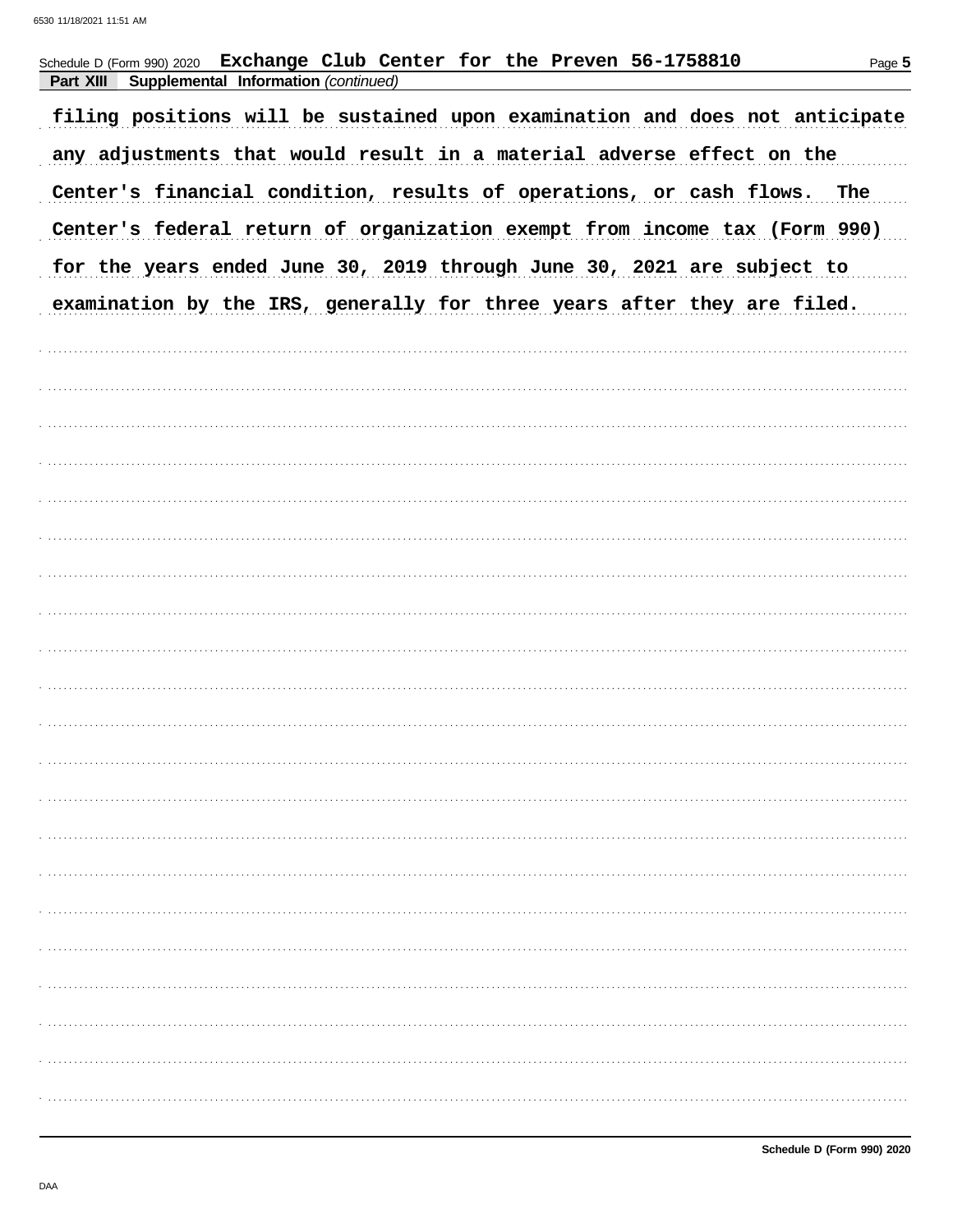Schedule D (Form 990) 2020 Exchange Club Center for the Preven 56-1758810

**Part XIII Supplemental Information** *(continued)*

filing positions will be sustained upon examination and does not anticipate any adjustments that would result in a material adverse effect on the Center's financial condition, results of operations, or cash flows. The Center's federal return of organization exempt from income tax (Form 990) for the years ended June 30, 2019 through June 30, 2021 are subject to examination by the IRS, generally for three years after they are filed.

Schedule D (Form 990) 2020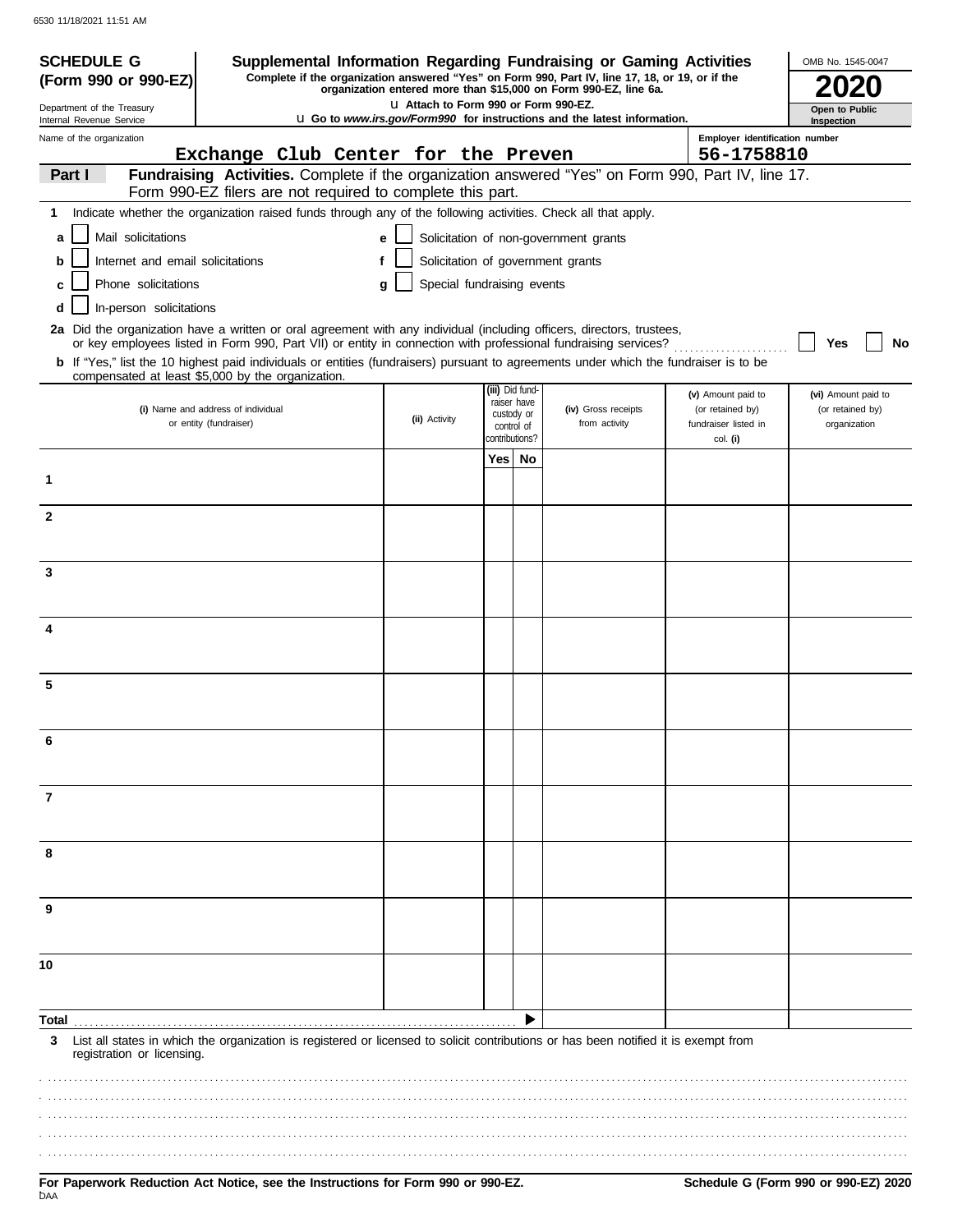6530 11/18/2021 11:51 AM

# SCHEDULE G (Form 990 or 990-EZ)

Department of the Treasury
Internal Revenue Service

## Supplemental Information Regarding Fundraising or Gaming Activities

**Complete if the organization answered "Yes" on Form 990, Part IV, line 17, 18, or 19, or if the organization entered more than $15,000 on Form 990-EZ, line 6a.**

u Attach to Form 990 or Form 990-EZ.

u Go to *www.irs.gov/Form990* for instructions and the latest information.

OMB No. 1545-0047

**2020**

**Open to Public Inspection**

Name of the organization: Exchange Club Center for the Preven

Employer identification number: 56-1758810

**Part I** **Fundraising Activities.** Complete if the organization answered "Yes" on Form 990, Part IV, line 17. Form 990-EZ filers are not required to complete this part.

**1** Indicate whether the organization raised funds through any of the following activities. Check all that apply.

- **a** ☐ Mail solicitations
- **b** ☐ Internet and email solicitations
- **c** ☐ Phone solicitations
- **d** ☐ In-person solicitations
- **e** ☐ Solicitation of non-government grants
- **f** ☐ Solicitation of government grants
- **g** ☐ Special fundraising events

**2a** Did the organization have a written or oral agreement with any individual (including officers, directors, trustees, or key employees listed in Form 990, Part VII) or entity in connection with professional fundraising services? ☐ **Yes** ☐ **No**

**b** If "Yes," list the 10 highest paid individuals or entities (fundraisers) pursuant to agreements under which the fundraiser is to be compensated at least $5,000 by the organization.

| | (i) Name and address of individual or entity (fundraiser) | (ii) Activity | (iii) Did fund-raiser have custody or control of contributions? Yes | No | (iv) Gross receipts from activity | (v) Amount paid to (or retained by) fundraiser listed in col. (i) | (vi) Amount paid to (or retained by) organization |
|---|---|---|---|---|---|---|---|
| 1 | | | | | | | |
| 2 | | | | | | | |
| 3 | | | | | | | |
| 4 | | | | | | | |
| 5 | | | | | | | |
| 6 | | | | | | | |
| 7 | | | | | | | |
| 8 | | | | | | | |
| 9 | | | | | | | |
| 10 | | | | | | | |
| **Total** | | | | ▶ | | | |

**3** List all states in which the organization is registered or licensed to solicit contributions or has been notified it is exempt from registration or licensing.

**For Paperwork Reduction Act Notice, see the Instructions for Form 990 or 990-EZ.** **Schedule G (Form 990 or 990-EZ) 2020**

DAA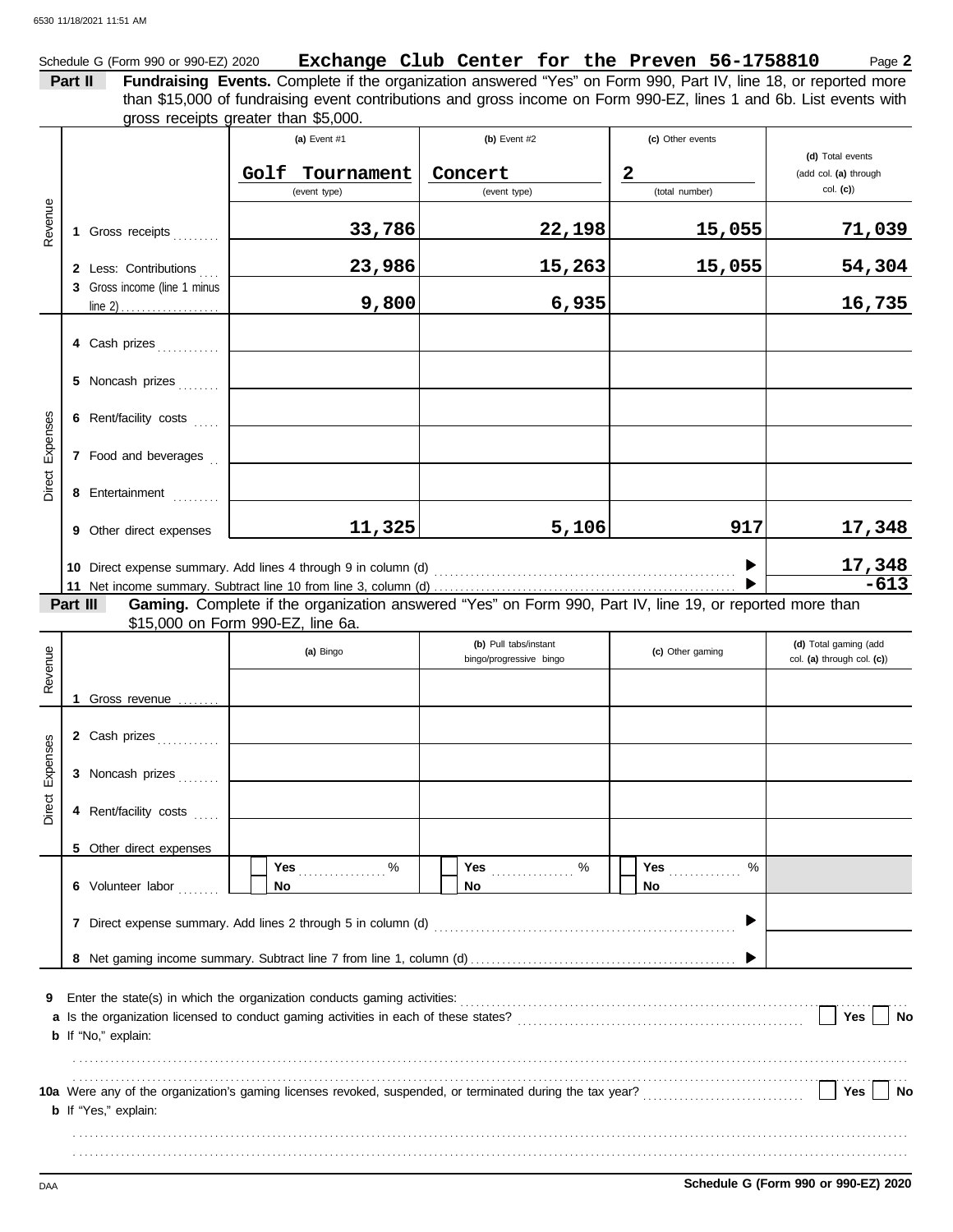Schedule G (Form 990 or 990-EZ) 2020 **Exchange Club Center for the Preven 56-1758810** Page **2**

**Part II** **Fundraising Events.** Complete if the organization answered "Yes" on Form 990, Part IV, line 18, or reported more than $15,000 of fundraising event contributions and gross income on Form 990-EZ, lines 1 and 6b. List events with gross receipts greater than $5,000.

| | | (a) Event #1 | (b) Event #2 | (c) Other events | (d) Total events (add col. (a) through col. (c)) |
|---|---|---|---|---|---|
| | | Golf Tournament (event type) | Concert (event type) | 2 (total number) | |
| Revenue | 1 Gross receipts | 33,786 | 22,198 | 15,055 | 71,039 |
| | 2 Less: Contributions | 23,986 | 15,263 | 15,055 | 54,304 |
| | 3 Gross income (line 1 minus line 2) | 9,800 | 6,935 | | 16,735 |
| Direct Expenses | 4 Cash prizes | | | | |
| | 5 Noncash prizes | | | | |
| | 6 Rent/facility costs | | | | |
| | 7 Food and beverages | | | | |
| | 8 Entertainment | | | | |
| | 9 Other direct expenses | 11,325 | 5,106 | 917 | 17,348 |
| | 10 Direct expense summary. Add lines 4 through 9 in column (d) | | | | 17,348 |
| | 11 Net income summary. Subtract line 10 from line 3, column (d) | | | | -613 |

**Part III** **Gaming.** Complete if the organization answered "Yes" on Form 990, Part IV, line 19, or reported more than $15,000 on Form 990-EZ, line 6a.

| | | (a) Bingo | (b) Pull tabs/instant bingo/progressive bingo | (c) Other gaming | (d) Total gaming (add col. (a) through col. (c)) |
|---|---|---|---|---|---|
| Revenue | 1 Gross revenue | | | | |
| Direct Expenses | 2 Cash prizes | | | | |
| | 3 Noncash prizes | | | | |
| | 4 Rent/facility costs | | | | |
| | 5 Other direct expenses | | | | |
| | 6 Volunteer labor | Yes ..... % / No | Yes ..... % / No | Yes ..... % / No | |
| | 7 Direct expense summary. Add lines 2 through 5 in column (d) | | | | |
| | 8 Net gaming income summary. Subtract line 7 from line 1, column (d) | | | | |

**9** Enter the state(s) in which the organization conducts gaming activities: ..........

**a** Is the organization licensed to conduct gaming activities in each of these states? ☐ Yes ☐ No

**b** If "No," explain:

..........

**10a** Were any of the organization's gaming licenses revoked, suspended, or terminated during the tax year? ☐ Yes ☐ No

**b** If "Yes," explain:

..........

DAA **Schedule G (Form 990 or 990-EZ) 2020**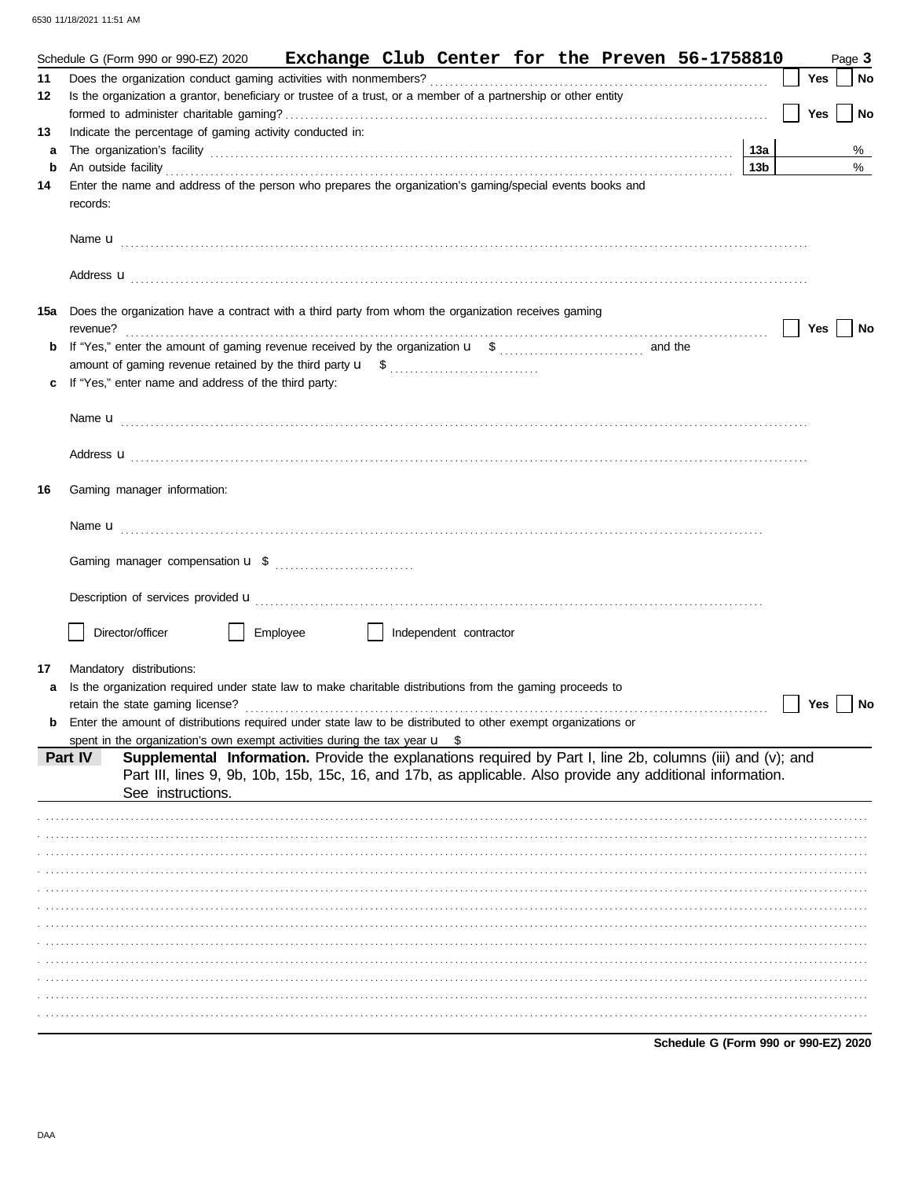Schedule G (Form 990 or 990-EZ) 2020 **Exchange Club Center for the Preven 56-1758810**

**11** Does the organization conduct gaming activities with nonmembers? ☐ Yes ☐ No

**12** Is the organization a grantor, beneficiary or trustee of a trust, or a member of a partnership or other entity formed to administer charitable gaming? ☐ Yes ☐ No

**13** Indicate the percentage of gaming activity conducted in:

**a** The organization's facility **13a** %

**b** An outside facility **13b** %

**14** Enter the name and address of the person who prepares the organization's gaming/special events books and records:

Name u

Address u

**15a** Does the organization have a contract with a third party from whom the organization receives gaming revenue? ☐ Yes ☐ No

**b** If "Yes," enter the amount of gaming revenue received by the organization u $ and the amount of gaming revenue retained by the third party u $

**c** If "Yes," enter name and address of the third party:

Name u

Address u

**16** Gaming manager information:

Name u

Gaming manager compensation u $

Description of services provided u

☐ Director/officer ☐ Employee ☐ Independent contractor

**17** Mandatory distributions:

**a** Is the organization required under state law to make charitable distributions from the gaming proceeds to retain the state gaming license? ☐ Yes ☐ No

**b** Enter the amount of distributions required under state law to be distributed to other exempt organizations or spent in the organization's own exempt activities during the tax year u $

**Part IV** **Supplemental Information.** Provide the explanations required by Part I, line 2b, columns (iii) and (v); and Part III, lines 9, 9b, 10b, 15b, 15c, 16, and 17b, as applicable. Also provide any additional information. See instructions.

**Schedule G (Form 990 or 990-EZ) 2020**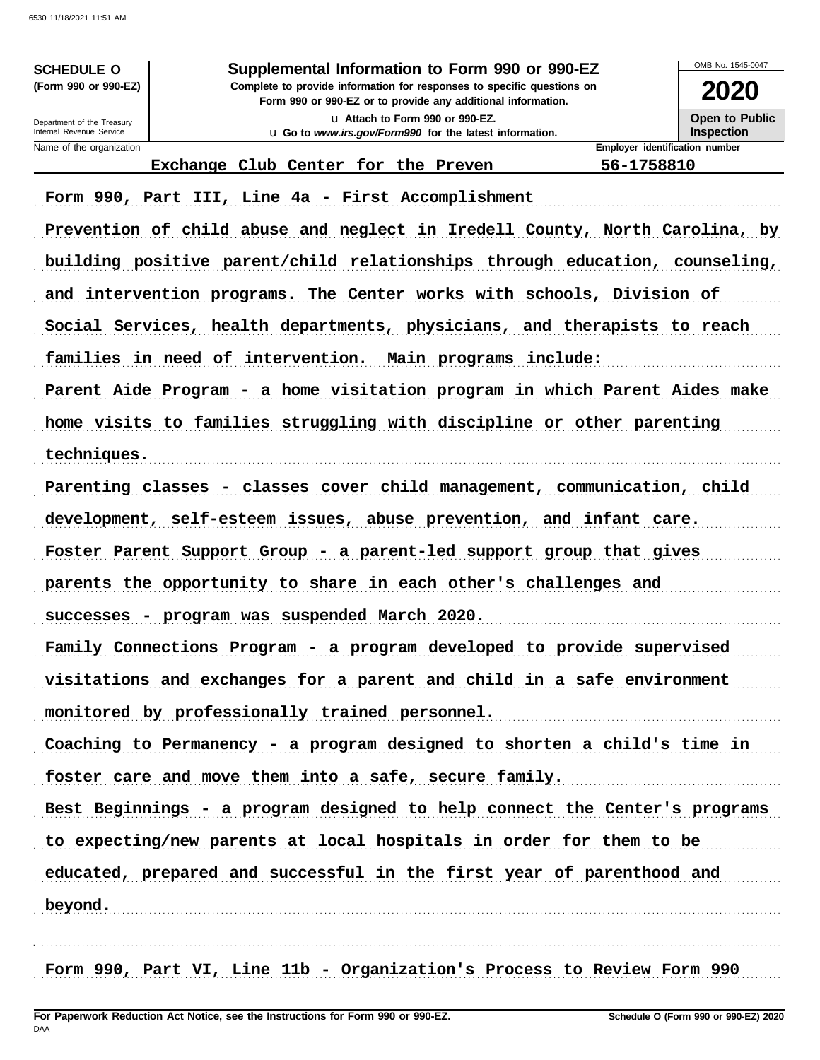**SCHEDULE O**
**(Form 990 or 990-EZ)**

Department of the Treasury
Internal Revenue Service

# Supplemental Information to Form 990 or 990-EZ

**Complete to provide information for responses to specific questions on Form 990 or 990-EZ or to provide any additional information.**

u **Attach to Form 990 or 990-EZ.**

u **Go to *www.irs.gov/Form990* for the latest information.**

OMB No. 1545-0047

**2020**

**Open to Public Inspection**

| Name of the organization | Employer identification number |
|---|---|
| Exchange Club Center for the Preven | 56-1758810 |

Form 990, Part III, Line 4a - First Accomplishment

Prevention of child abuse and neglect in Iredell County, North Carolina, by building positive parent/child relationships through education, counseling, and intervention programs. The Center works with schools, Division of Social Services, health departments, physicians, and therapists to reach families in need of intervention. Main programs include:

Parent Aide Program - a home visitation program in which Parent Aides make home visits to families struggling with discipline or other parenting techniques.

Parenting classes - classes cover child management, communication, child development, self-esteem issues, abuse prevention, and infant care.

Foster Parent Support Group - a parent-led support group that gives parents the opportunity to share in each other's challenges and successes - program was suspended March 2020.

Family Connections Program - a program developed to provide supervised visitations and exchanges for a parent and child in a safe environment monitored by professionally trained personnel.

Coaching to Permanency - a program designed to shorten a child's time in foster care and move them into a safe, secure family.

Best Beginnings - a program designed to help connect the Center's programs to expecting/new parents at local hospitals in order for them to be educated, prepared and successful in the first year of parenthood and beyond.

Form 990, Part VI, Line 11b - Organization's Process to Review Form 990

**For Paperwork Reduction Act Notice, see the Instructions for Form 990 or 990-EZ.**

**Schedule O (Form 990 or 990-EZ) 2020**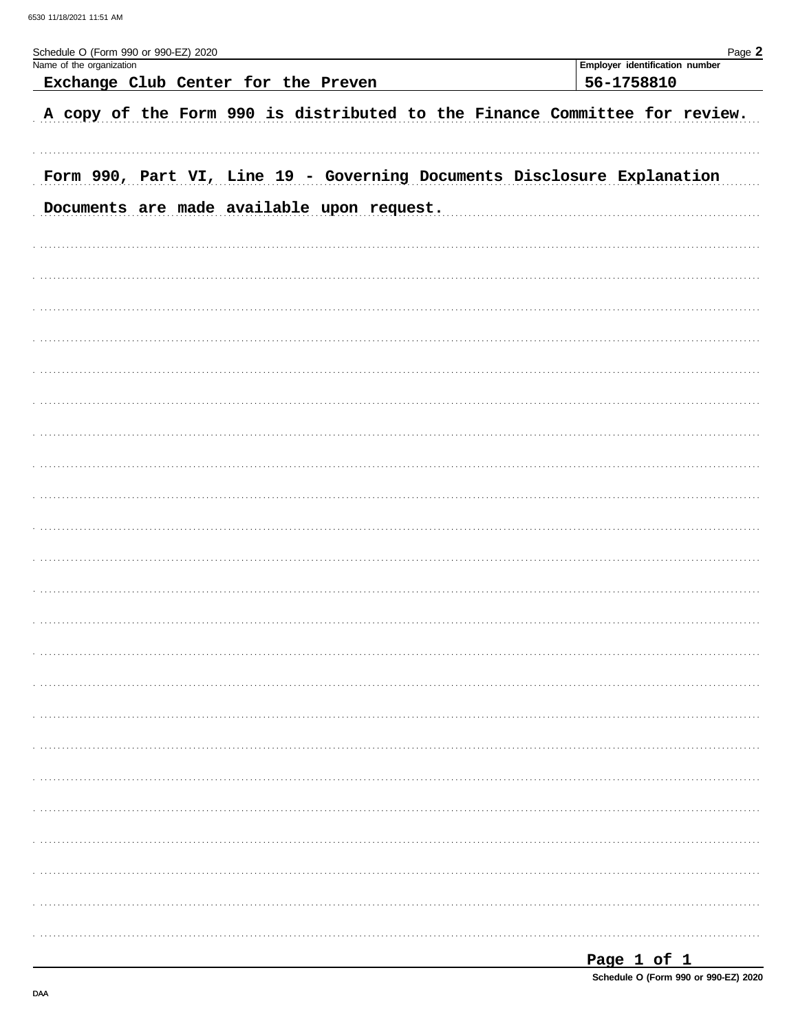Schedule O (Form 990 or 990-EZ) 2020

| Name of the organization | Employer identification number |
|---|---|
| Exchange Club Center for the Preven | 56-1758810 |

A copy of the Form 990 is distributed to the Finance Committee for review.

Form 990, Part VI, Line 19 - Governing Documents Disclosure Explanation

Documents are made available upon request.

Schedule O (Form 990 or 990-EZ) 2020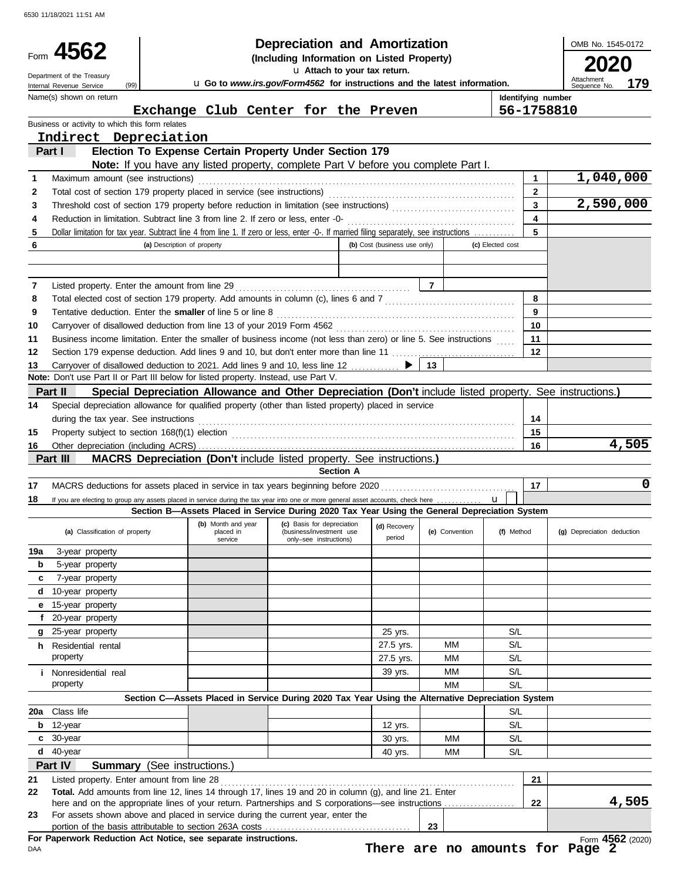6530 11/18/2021 11:51 AM

# Form 4562 — Depreciation and Amortization

**(Including Information on Listed Property)**

Attach to your tax return.

Go to *www.irs.gov/Form4562* for instructions and the latest information.

Department of the Treasury, Internal Revenue Service (99)

OMB No. 1545-0172 | **2020** | Attachment Sequence No. **179**

| Name(s) shown on return | Identifying number |
|---|---|
| Exchange Club Center for the Preven | 56-1758810 |

Business or activity to which this form relates: **Indirect Depreciation**

## Part I Election To Expense Certain Property Under Section 179

**Note:** If you have any listed property, complete Part V before you complete Part I.

| Line | Description | | Amount |
|---|---|---|---|
| 1 | Maximum amount (see instructions) | 1 | 1,040,000 |
| 2 | Total cost of section 179 property placed in service (see instructions) | 2 | |
| 3 | Threshold cost of section 179 property before reduction in limitation (see instructions) | 3 | 2,590,000 |
| 4 | Reduction in limitation. Subtract line 3 from line 2. If zero or less, enter -0- | 4 | |
| 5 | Dollar limitation for tax year. Subtract line 4 from line 1. If zero or less, enter -0-. If married filing separately, see instructions | 5 | |

| 6 | (a) Description of property | (b) Cost (business use only) | (c) Elected cost |
|---|---|---|---|
| | | | |
| | | | |

| Line | Description | | Amount |
|---|---|---|---|
| 7 | Listed property. Enter the amount from line 29 | 7 | |
| 8 | Total elected cost of section 179 property. Add amounts in column (c), lines 6 and 7 | 8 | |
| 9 | Tentative deduction. Enter the **smaller** of line 5 or line 8 | 9 | |
| 10 | Carryover of disallowed deduction from line 13 of your 2019 Form 4562 | 10 | |
| 11 | Business income limitation. Enter the smaller of business income (not less than zero) or line 5. See instructions | 11 | |
| 12 | Section 179 expense deduction. Add lines 9 and 10, but don't enter more than line 11 | 12 | |
| 13 | Carryover of disallowed deduction to 2021. Add lines 9 and 10, less line 12 | 13 | |

**Note:** Don't use Part II or Part III below for listed property. Instead, use Part V.

## Part II Special Depreciation Allowance and Other Depreciation (Don't include listed property. See instructions.)

| Line | Description | | Amount |
|---|---|---|---|
| 14 | Special depreciation allowance for qualified property (other than listed property) placed in service during the tax year. See instructions | 14 | |
| 15 | Property subject to section 168(f)(1) election | 15 | |
| 16 | Other depreciation (including ACRS) | 16 | 4,505 |

## Part III MACRS Depreciation (Don't include listed property. See instructions.)

### Section A

| Line | Description | | Amount |
|---|---|---|---|
| 17 | MACRS deductions for assets placed in service in tax years beginning before 2020 | 17 | 0 |
| 18 | If you are electing to group any assets placed in service during the tax year into one or more general asset accounts, check here | | ☐ |

### Section B—Assets Placed in Service During 2020 Tax Year Using the General Depreciation System

| (a) Classification of property | (b) Month and year placed in service | (c) Basis for depreciation (business/investment use only–see instructions) | (d) Recovery period | (e) Convention | (f) Method | (g) Depreciation deduction |
|---|---|---|---|---|---|---|
| 19a 3-year property | | | | | | |
| b 5-year property | | | | | | |
| c 7-year property | | | | | | |
| d 10-year property | | | | | | |
| e 15-year property | | | | | | |
| f 20-year property | | | | | | |
| g 25-year property | | | 25 yrs. | | S/L | |
| h Residential rental property | | | 27.5 yrs. | MM | S/L | |
| | | | 27.5 yrs. | MM | S/L | |
| i Nonresidential real property | | | 39 yrs. | MM | S/L | |
| | | | | MM | S/L | |

### Section C—Assets Placed in Service During 2020 Tax Year Using the Alternative Depreciation System

| (a) Classification of property | (b) Month and year placed in service | (c) Basis for depreciation | (d) Recovery period | (e) Convention | (f) Method | (g) Depreciation deduction |
|---|---|---|---|---|---|---|
| 20a Class life | | | | | S/L | |
| b 12-year | | | 12 yrs. | | S/L | |
| c 30-year | | | 30 yrs. | MM | S/L | |
| d 40-year | | | 40 yrs. | MM | S/L | |

## Part IV Summary (See instructions.)

| Line | Description | | Amount |
|---|---|---|---|
| 21 | Listed property. Enter amount from line 28 | 21 | |
| 22 | **Total.** Add amounts from line 12, lines 14 through 17, lines 19 and 20 in column (g), and line 21. Enter here and on the appropriate lines of your return. Partnerships and S corporations—see instructions | 22 | 4,505 |
| 23 | For assets shown above and placed in service during the current year, enter the portion of the basis attributable to section 263A costs | 23 | |

**For Paperwork Reduction Act Notice, see separate instructions.**

DAA

**There are no amounts for Page 2**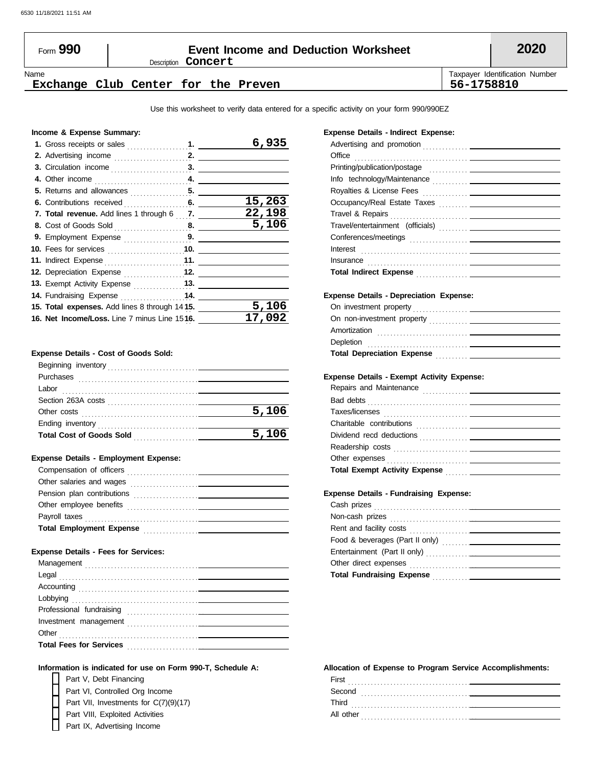6530 11/18/2021 11:51 AM

# Form 990 — Event Income and Deduction Worksheet — 2020

Description **Concert**

| Name | Taxpayer Identification Number |
| --- | --- |
| **Exchange Club Center for the Preven** | **56-1758810** |

Use this worksheet to verify data entered for a specific activity on your form 990/990EZ

### Income & Expense Summary:

| Line | Description | Amount |
| --- | --- | --- |
| 1. | Gross receipts or sales | 6,935 |
| 2. | Advertising income | |
| 3. | Circulation income | |
| 4. | Other income | |
| 5. | Returns and allowances | |
| 6. | Contributions received | 15,263 |
| 7. | **Total revenue.** Add lines 1 through 6 | 22,198 |
| 8. | Cost of Goods Sold | 5,106 |
| 9. | Employment Expense | |
| 10. | Fees for services | |
| 11. | Indirect Expense | |
| 12. | Depreciation Expense | |
| 13. | Exempt Activity Expense | |
| 14. | Fundraising Expense | |
| 15. | **Total expenses.** Add lines 8 through 14 | 5,106 |
| 16. | **Net Income/Loss.** Line 7 minus Line 15 | 17,092 |

### Expense Details - Cost of Goods Sold:

| Item | Amount |
| --- | --- |
| Beginning inventory | |
| Purchases | |
| Labor | |
| Section 263A costs | |
| Other costs | 5,106 |
| Ending inventory | |
| **Total Cost of Goods Sold** | 5,106 |

### Expense Details - Employment Expense:

| Item | Amount |
| --- | --- |
| Compensation of officers | |
| Other salaries and wages | |
| Pension plan contributions | |
| Other employee benefits | |
| Payroll taxes | |
| **Total Employment Expense** | |

### Expense Details - Fees for Services:

| Item | Amount |
| --- | --- |
| Management | |
| Legal | |
| Accounting | |
| Lobbying | |
| Professional fundraising | |
| Investment management | |
| Other | |
| **Total Fees for Services** | |

### Expense Details - Indirect Expense:

| Item | Amount |
| --- | --- |
| Advertising and promotion | |
| Office | |
| Printing/publication/postage | |
| Info technology/Maintenance | |
| Royalties & License Fees | |
| Occupancy/Real Estate Taxes | |
| Travel & Repairs | |
| Travel/entertainment (officials) | |
| Conferences/meetings | |
| Interest | |
| Insurance | |
| **Total Indirect Expense** | |

### Expense Details - Depreciation Expense:

| Item | Amount |
| --- | --- |
| On investment property | |
| On non-investment property | |
| Amortization | |
| Depletion | |
| **Total Depreciation Expense** | |

### Expense Details - Exempt Activity Expense:

| Item | Amount |
| --- | --- |
| Repairs and Maintenance | |
| Bad debts | |
| Taxes/licenses | |
| Charitable contributions | |
| Dividend recd deductions | |
| Readership costs | |
| Other expenses | |
| **Total Exempt Activity Expense** | |

### Expense Details - Fundraising Expense:

| Item | Amount |
| --- | --- |
| Cash prizes | |
| Non-cash prizes | |
| Rent and facility costs | |
| Food & beverages (Part II only) | |
| Entertainment (Part II only) | |
| Other direct expenses | |
| **Total Fundraising Expense** | |

### Information is indicated for use on Form 990-T, Schedule A:

- [ ] Part V, Debt Financing
- [ ] Part VI, Controlled Org Income
- [ ] Part VII, Investments for C(7)(9)(17)
- [ ] Part VIII, Exploited Activities
- [ ] Part IX, Advertising Income

### Allocation of Expense to Program Service Accomplishments:

| Item | Amount |
| --- | --- |
| First | |
| Second | |
| Third | |
| All other | |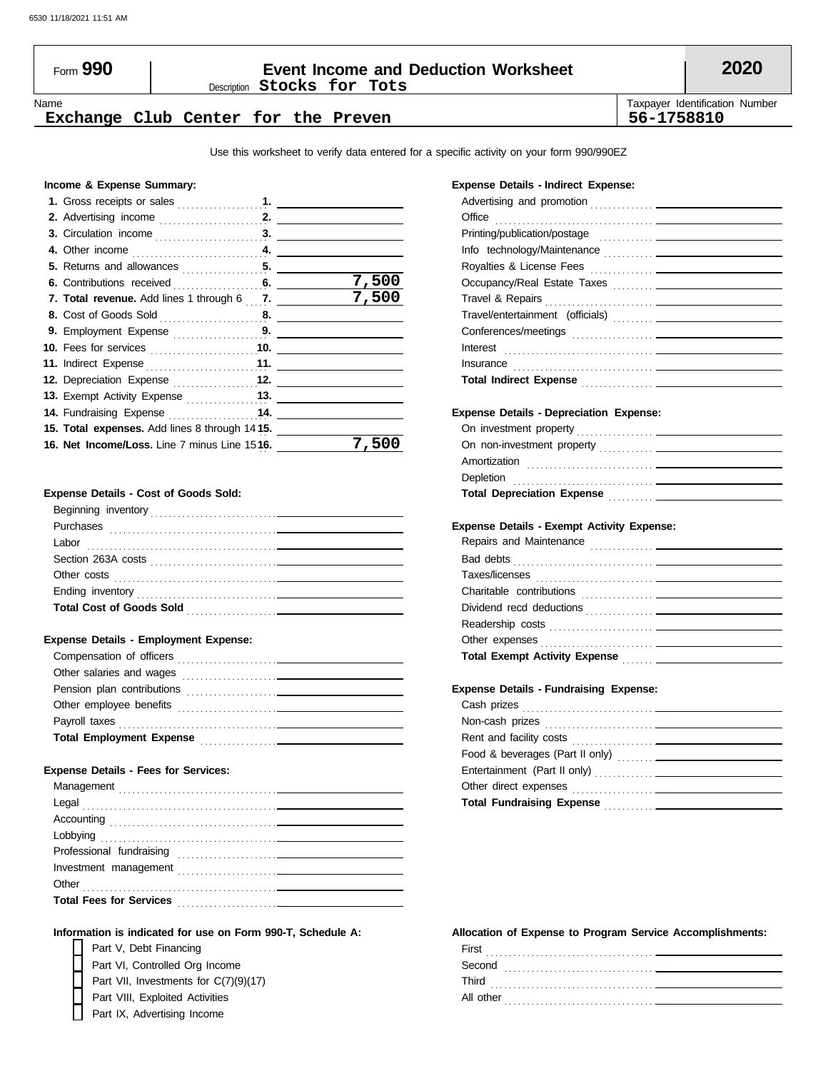Form **990**

# Event Income and Deduction Worksheet

Description **Stocks for Tots**

**2020**

Name: **Exchange Club Center for the Preven**

Taxpayer Identification Number: **56-1758810**

Use this worksheet to verify data entered for a specific activity on your form 990/990EZ

### Income & Expense Summary:

| Line | Description | Amount |
|---|---|---|
| 1. | Gross receipts or sales | |
| 2. | Advertising income | |
| 3. | Circulation income | |
| 4. | Other income | |
| 5. | Returns and allowances | |
| 6. | Contributions received | 7,500 |
| 7. | **Total revenue.** Add lines 1 through 6 | 7,500 |
| 8. | Cost of Goods Sold | |
| 9. | Employment Expense | |
| 10. | Fees for services | |
| 11. | Indirect Expense | |
| 12. | Depreciation Expense | |
| 13. | Exempt Activity Expense | |
| 14. | Fundraising Expense | |
| 15. | **Total expenses.** Add lines 8 through 14 | |
| 16. | **Net Income/Loss.** Line 7 minus Line 15 | 7,500 |

### Expense Details - Cost of Goods Sold:

| Item | Amount |
|---|---|
| Beginning inventory | |
| Purchases | |
| Labor | |
| Section 263A costs | |
| Other costs | |
| Ending inventory | |
| **Total Cost of Goods Sold** | |

### Expense Details - Employment Expense:

| Item | Amount |
|---|---|
| Compensation of officers | |
| Other salaries and wages | |
| Pension plan contributions | |
| Other employee benefits | |
| Payroll taxes | |
| **Total Employment Expense** | |

### Expense Details - Fees for Services:

| Item | Amount |
|---|---|
| Management | |
| Legal | |
| Accounting | |
| Lobbying | |
| Professional fundraising | |
| Investment management | |
| Other | |
| **Total Fees for Services** | |

### Expense Details - Indirect Expense:

| Item | Amount |
|---|---|
| Advertising and promotion | |
| Office | |
| Printing/publication/postage | |
| Info technology/Maintenance | |
| Royalties & License Fees | |
| Occupancy/Real Estate Taxes | |
| Travel & Repairs | |
| Travel/entertainment (officials) | |
| Conferences/meetings | |
| Interest | |
| Insurance | |
| **Total Indirect Expense** | |

### Expense Details - Depreciation Expense:

| Item | Amount |
|---|---|
| On investment property | |
| On non-investment property | |
| Amortization | |
| Depletion | |
| **Total Depreciation Expense** | |

### Expense Details - Exempt Activity Expense:

| Item | Amount |
|---|---|
| Repairs and Maintenance | |
| Bad debts | |
| Taxes/licenses | |
| Charitable contributions | |
| Dividend recd deductions | |
| Readership costs | |
| Other expenses | |
| **Total Exempt Activity Expense** | |

### Expense Details - Fundraising Expense:

| Item | Amount |
|---|---|
| Cash prizes | |
| Non-cash prizes | |
| Rent and facility costs | |
| Food & beverages (Part II only) | |
| Entertainment (Part II only) | |
| Other direct expenses | |
| **Total Fundraising Expense** | |

### Information is indicated for use on Form 990-T, Schedule A:

- [ ] Part V, Debt Financing
- [ ] Part VI, Controlled Org Income
- [ ] Part VII, Investments for C(7)(9)(17)
- [ ] Part VIII, Exploited Activities
- [ ] Part IX, Advertising Income

### Allocation of Expense to Program Service Accomplishments:

| Item | Amount |
|---|---|
| First | |
| Second | |
| Third | |
| All other | |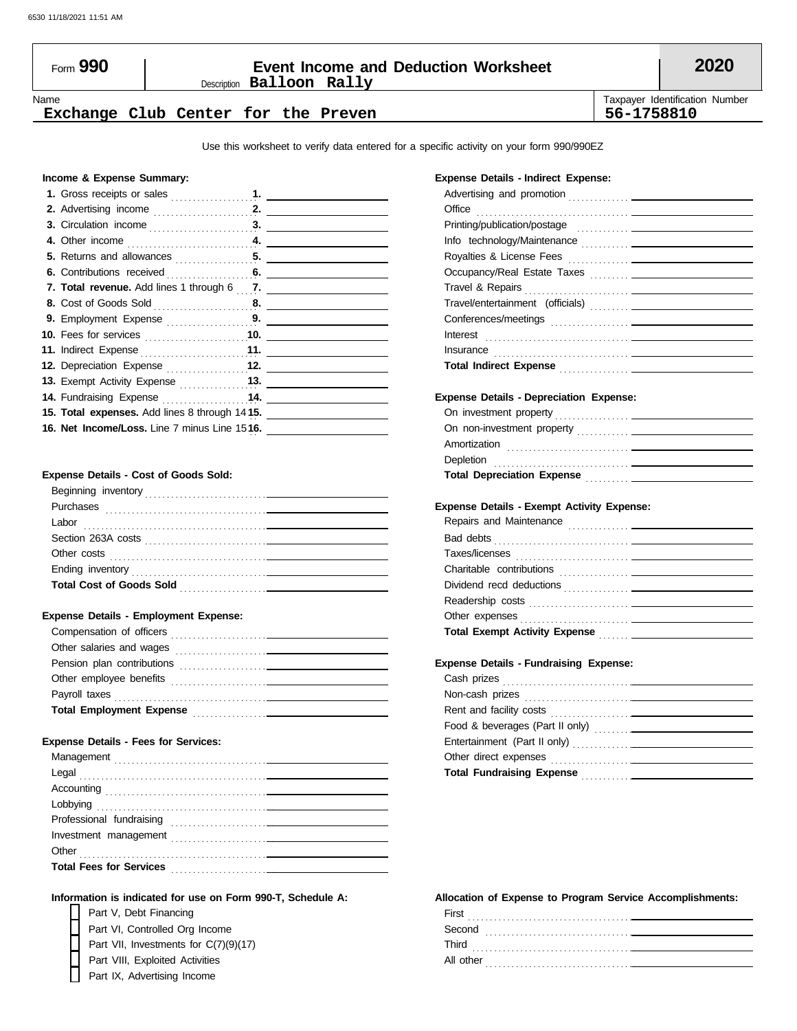Form **990**

# Event Income and Deduction Worksheet

Description **Balloon Rally**

**2020**

Name: **Exchange Club Center for the Preven**

Taxpayer Identification Number: **56-1758810**

Use this worksheet to verify data entered for a specific activity on your form 990/990EZ

**Income & Expense Summary:**

| | | |
|---|---|---|
| **1.** Gross receipts or sales | **1.** | |
| **2.** Advertising income | **2.** | |
| **3.** Circulation income | **3.** | |
| **4.** Other income | **4.** | |
| **5.** Returns and allowances | **5.** | |
| **6.** Contributions received | **6.** | |
| **7. Total revenue.** Add lines 1 through 6 | **7.** | |
| **8.** Cost of Goods Sold | **8.** | |
| **9.** Employment Expense | **9.** | |
| **10.** Fees for services | **10.** | |
| **11.** Indirect Expense | **11.** | |
| **12.** Depreciation Expense | **12.** | |
| **13.** Exempt Activity Expense | **13.** | |
| **14.** Fundraising Expense | **14.** | |
| **15. Total expenses.** Add lines 8 through 14 | **15.** | |
| **16. Net Income/Loss.** Line 7 minus Line 15 | **16.** | |

**Expense Details - Cost of Goods Sold:**

| | |
|---|---|
| Beginning inventory | |
| Purchases | |
| Labor | |
| Section 263A costs | |
| Other costs | |
| Ending inventory | |
| **Total Cost of Goods Sold** | |

**Expense Details - Employment Expense:**

| | |
|---|---|
| Compensation of officers | |
| Other salaries and wages | |
| Pension plan contributions | |
| Other employee benefits | |
| Payroll taxes | |
| **Total Employment Expense** | |

**Expense Details - Fees for Services:**

| | |
|---|---|
| Management | |
| Legal | |
| Accounting | |
| Lobbying | |
| Professional fundraising | |
| Investment management | |
| Other | |
| **Total Fees for Services** | |

**Information is indicated for use on Form 990-T, Schedule A:**

- [ ] Part V, Debt Financing
- [ ] Part VI, Controlled Org Income
- [ ] Part VII, Investments for C(7)(9)(17)
- [ ] Part VIII, Exploited Activities
- [ ] Part IX, Advertising Income

**Expense Details - Indirect Expense:**

| | |
|---|---|
| Advertising and promotion | |
| Office | |
| Printing/publication/postage | |
| Info technology/Maintenance | |
| Royalties & License Fees | |
| Occupancy/Real Estate Taxes | |
| Travel & Repairs | |
| Travel/entertainment (officials) | |
| Conferences/meetings | |
| Interest | |
| Insurance | |
| **Total Indirect Expense** | |

**Expense Details - Depreciation Expense:**

| | |
|---|---|
| On investment property | |
| On non-investment property | |
| Amortization | |
| Depletion | |
| **Total Depreciation Expense** | |

**Expense Details - Exempt Activity Expense:**

| | |
|---|---|
| Repairs and Maintenance | |
| Bad debts | |
| Taxes/licenses | |
| Charitable contributions | |
| Dividend recd deductions | |
| Readership costs | |
| Other expenses | |
| **Total Exempt Activity Expense** | |

**Expense Details - Fundraising Expense:**

| | |
|---|---|
| Cash prizes | |
| Non-cash prizes | |
| Rent and facility costs | |
| Food & beverages (Part II only) | |
| Entertainment (Part II only) | |
| Other direct expenses | |
| **Total Fundraising Expense** | |

**Allocation of Expense to Program Service Accomplishments:**

| | |
|---|---|
| First | |
| Second | |
| Third | |
| All other | |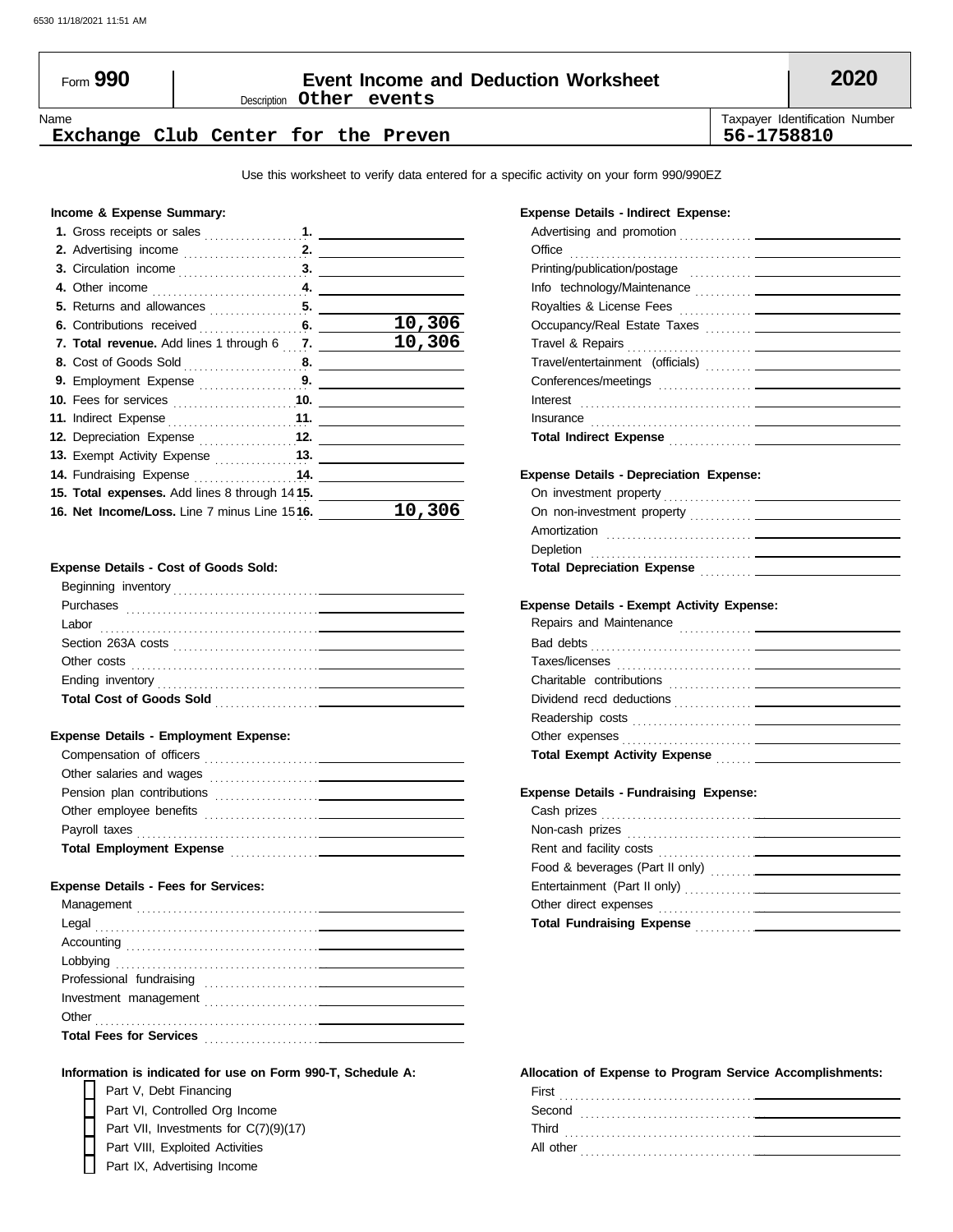# Form 990 — Event Income and Deduction Worksheet — 2020

Description **Other events**

Name: **Exchange Club Center for the Preven**

Taxpayer Identification Number: **56-1758810**

Use this worksheet to verify data entered for a specific activity on your form 990/990EZ

## Income & Expense Summary:

| Line | Description | Amount |
|---|---|---|
| 1. | Gross receipts or sales | |
| 2. | Advertising income | |
| 3. | Circulation income | |
| 4. | Other income | |
| 5. | Returns and allowances | |
| 6. | Contributions received | 10,306 |
| 7. | **Total revenue.** Add lines 1 through 6 | 10,306 |
| 8. | Cost of Goods Sold | |
| 9. | Employment Expense | |
| 10. | Fees for services | |
| 11. | Indirect Expense | |
| 12. | Depreciation Expense | |
| 13. | Exempt Activity Expense | |
| 14. | Fundraising Expense | |
| 15. | **Total expenses.** Add lines 8 through 14 | |
| 16. | **Net Income/Loss.** Line 7 minus Line 15 | 10,306 |

## Expense Details - Cost of Goods Sold:

| Item | Amount |
|---|---|
| Beginning inventory | |
| Purchases | |
| Labor | |
| Section 263A costs | |
| Other costs | |
| Ending inventory | |
| **Total Cost of Goods Sold** | |

## Expense Details - Employment Expense:

| Item | Amount |
|---|---|
| Compensation of officers | |
| Other salaries and wages | |
| Pension plan contributions | |
| Other employee benefits | |
| Payroll taxes | |
| **Total Employment Expense** | |

## Expense Details - Fees for Services:

| Item | Amount |
|---|---|
| Management | |
| Legal | |
| Accounting | |
| Lobbying | |
| Professional fundraising | |
| Investment management | |
| Other | |
| **Total Fees for Services** | |

## Expense Details - Indirect Expense:

| Item | Amount |
|---|---|
| Advertising and promotion | |
| Office | |
| Printing/publication/postage | |
| Info technology/Maintenance | |
| Royalties & License Fees | |
| Occupancy/Real Estate Taxes | |
| Travel & Repairs | |
| Travel/entertainment (officials) | |
| Conferences/meetings | |
| Interest | |
| Insurance | |
| **Total Indirect Expense** | |

## Expense Details - Depreciation Expense:

| Item | Amount |
|---|---|
| On investment property | |
| On non-investment property | |
| Amortization | |
| Depletion | |
| **Total Depreciation Expense** | |

## Expense Details - Exempt Activity Expense:

| Item | Amount |
|---|---|
| Repairs and Maintenance | |
| Bad debts | |
| Taxes/licenses | |
| Charitable contributions | |
| Dividend recd deductions | |
| Readership costs | |
| Other expenses | |
| **Total Exempt Activity Expense** | |

## Expense Details - Fundraising Expense:

| Item | Amount |
|---|---|
| Cash prizes | |
| Non-cash prizes | |
| Rent and facility costs | |
| Food & beverages (Part II only) | |
| Entertainment (Part II only) | |
| Other direct expenses | |
| **Total Fundraising Expense** | |

## Information is indicated for use on Form 990-T, Schedule A:

- [ ] Part V, Debt Financing
- [ ] Part VI, Controlled Org Income
- [ ] Part VII, Investments for C(7)(9)(17)
- [ ] Part VIII, Exploited Activities
- [ ] Part IX, Advertising Income

## Allocation of Expense to Program Service Accomplishments:

| Item | Amount |
|---|---|
| First | |
| Second | |
| Third | |
| All other | |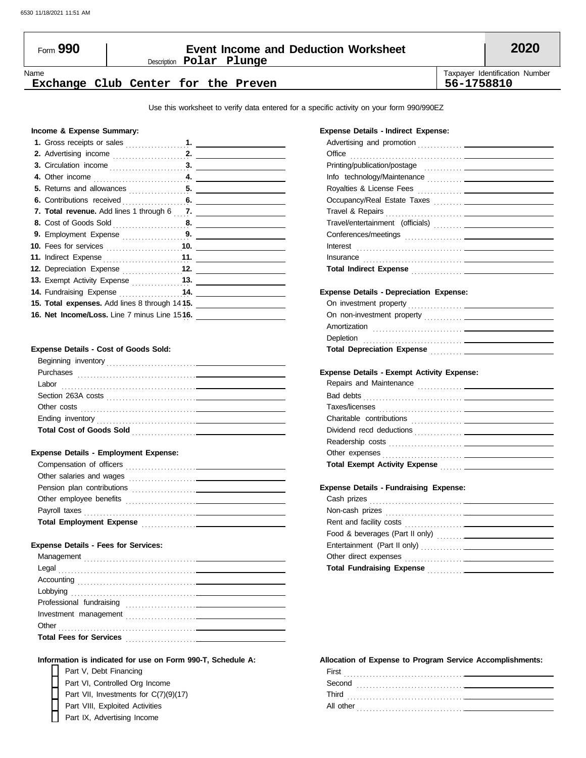# Form 990 — Event Income and Deduction Worksheet — 2020

Description **Polar Plunge**

Name: **Exchange Club Center for the Preven**

Taxpayer Identification Number: **56-1758810**

Use this worksheet to verify data entered for a specific activity on your form 990/990EZ

## Income & Expense Summary:

| Line | Description | Amount |
|---|---|---|
| 1. | Gross receipts or sales | |
| 2. | Advertising income | |
| 3. | Circulation income | |
| 4. | Other income | |
| 5. | Returns and allowances | |
| 6. | Contributions received | |
| 7. | **Total revenue.** Add lines 1 through 6 | |
| 8. | Cost of Goods Sold | |
| 9. | Employment Expense | |
| 10. | Fees for services | |
| 11. | Indirect Expense | |
| 12. | Depreciation Expense | |
| 13. | Exempt Activity Expense | |
| 14. | Fundraising Expense | |
| 15. | **Total expenses.** Add lines 8 through 14 | |
| 16. | **Net Income/Loss.** Line 7 minus Line 15 | |

## Expense Details - Cost of Goods Sold:

| Item | Amount |
|---|---|
| Beginning inventory | |
| Purchases | |
| Labor | |
| Section 263A costs | |
| Other costs | |
| Ending inventory | |
| **Total Cost of Goods Sold** | |

## Expense Details - Employment Expense:

| Item | Amount |
|---|---|
| Compensation of officers | |
| Other salaries and wages | |
| Pension plan contributions | |
| Other employee benefits | |
| Payroll taxes | |
| **Total Employment Expense** | |

## Expense Details - Fees for Services:

| Item | Amount |
|---|---|
| Management | |
| Legal | |
| Accounting | |
| Lobbying | |
| Professional fundraising | |
| Investment management | |
| Other | |
| **Total Fees for Services** | |

## Expense Details - Indirect Expense:

| Item | Amount |
|---|---|
| Advertising and promotion | |
| Office | |
| Printing/publication/postage | |
| Info technology/Maintenance | |
| Royalties & License Fees | |
| Occupancy/Real Estate Taxes | |
| Travel & Repairs | |
| Travel/entertainment (officials) | |
| Conferences/meetings | |
| Interest | |
| Insurance | |
| **Total Indirect Expense** | |

## Expense Details - Depreciation Expense:

| Item | Amount |
|---|---|
| On investment property | |
| On non-investment property | |
| Amortization | |
| Depletion | |
| **Total Depreciation Expense** | |

## Expense Details - Exempt Activity Expense:

| Item | Amount |
|---|---|
| Repairs and Maintenance | |
| Bad debts | |
| Taxes/licenses | |
| Charitable contributions | |
| Dividend recd deductions | |
| Readership costs | |
| Other expenses | |
| **Total Exempt Activity Expense** | |

## Expense Details - Fundraising Expense:

| Item | Amount |
|---|---|
| Cash prizes | |
| Non-cash prizes | |
| Rent and facility costs | |
| Food & beverages (Part II only) | |
| Entertainment (Part II only) | |
| Other direct expenses | |
| **Total Fundraising Expense** | |

## Information is indicated for use on Form 990-T, Schedule A:

- [ ] Part V, Debt Financing
- [ ] Part VI, Controlled Org Income
- [ ] Part VII, Investments for C(7)(9)(17)
- [ ] Part VIII, Exploited Activities
- [ ] Part IX, Advertising Income

## Allocation of Expense to Program Service Accomplishments:

| Item | Amount |
|---|---|
| First | |
| Second | |
| Third | |
| All other | |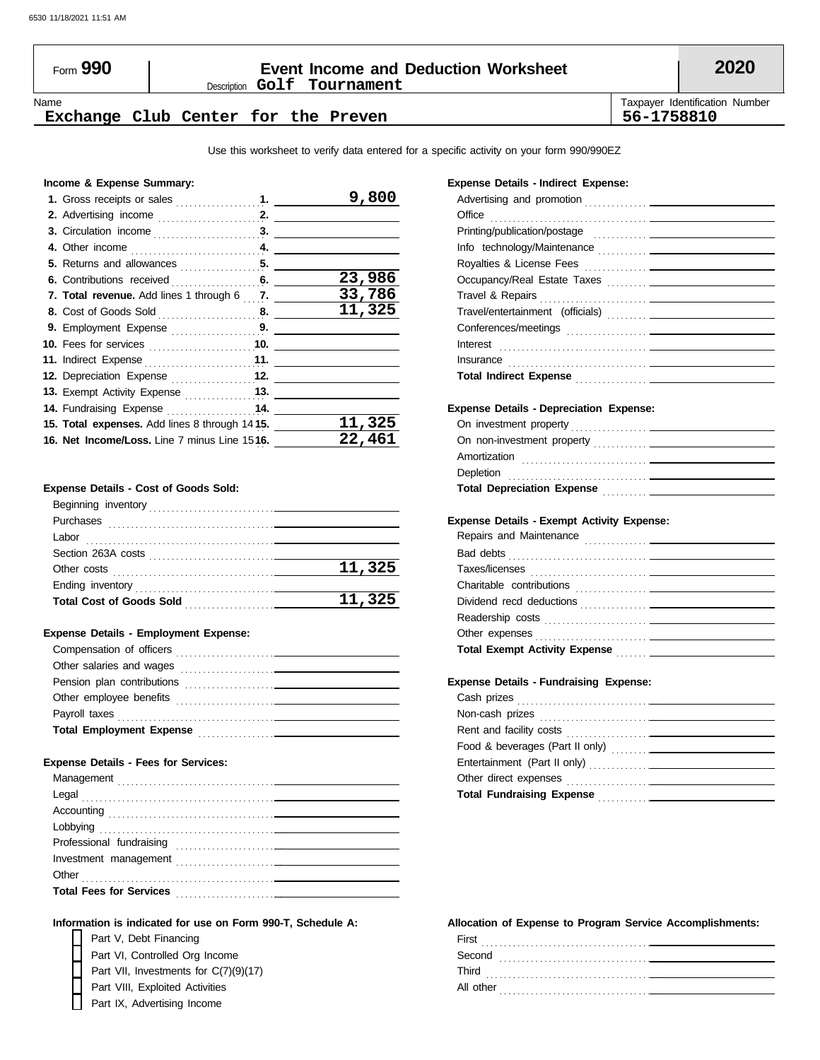Form **990**

# Event Income and Deduction Worksheet

Description **Golf Tournament**

**2020**

Name: **Exchange Club Center for the Preven**

Taxpayer Identification Number: **56-1758810**

Use this worksheet to verify data entered for a specific activity on your form 990/990EZ

### Income & Expense Summary:

| Line | Description | Amount |
|---|---|---|
| 1. | Gross receipts or sales | 9,800 |
| 2. | Advertising income | |
| 3. | Circulation income | |
| 4. | Other income | |
| 5. | Returns and allowances | |
| 6. | Contributions received | 23,986 |
| 7. | **Total revenue.** Add lines 1 through 6 | 33,786 |
| 8. | Cost of Goods Sold | 11,325 |
| 9. | Employment Expense | |
| 10. | Fees for services | |
| 11. | Indirect Expense | |
| 12. | Depreciation Expense | |
| 13. | Exempt Activity Expense | |
| 14. | Fundraising Expense | |
| 15. | **Total expenses.** Add lines 8 through 14 | 11,325 |
| 16. | **Net Income/Loss.** Line 7 minus Line 15 | 22,461 |

### Expense Details - Cost of Goods Sold:

| Item | Amount |
|---|---|
| Beginning inventory | |
| Purchases | |
| Labor | |
| Section 263A costs | |
| Other costs | 11,325 |
| Ending inventory | |
| **Total Cost of Goods Sold** | 11,325 |

### Expense Details - Employment Expense:

| Item | Amount |
|---|---|
| Compensation of officers | |
| Other salaries and wages | |
| Pension plan contributions | |
| Other employee benefits | |
| Payroll taxes | |
| **Total Employment Expense** | |

### Expense Details - Fees for Services:

| Item | Amount |
|---|---|
| Management | |
| Legal | |
| Accounting | |
| Lobbying | |
| Professional fundraising | |
| Investment management | |
| Other | |
| **Total Fees for Services** | |

### Expense Details - Indirect Expense:

| Item | Amount |
|---|---|
| Advertising and promotion | |
| Office | |
| Printing/publication/postage | |
| Info technology/Maintenance | |
| Royalties & License Fees | |
| Occupancy/Real Estate Taxes | |
| Travel & Repairs | |
| Travel/entertainment (officials) | |
| Conferences/meetings | |
| Interest | |
| Insurance | |
| **Total Indirect Expense** | |

### Expense Details - Depreciation Expense:

| Item | Amount |
|---|---|
| On investment property | |
| On non-investment property | |
| Amortization | |
| Depletion | |
| **Total Depreciation Expense** | |

### Expense Details - Exempt Activity Expense:

| Item | Amount |
|---|---|
| Repairs and Maintenance | |
| Bad debts | |
| Taxes/licenses | |
| Charitable contributions | |
| Dividend recd deductions | |
| Readership costs | |
| Other expenses | |
| **Total Exempt Activity Expense** | |

### Expense Details - Fundraising Expense:

| Item | Amount |
|---|---|
| Cash prizes | |
| Non-cash prizes | |
| Rent and facility costs | |
| Food & beverages (Part II only) | |
| Entertainment (Part II only) | |
| Other direct expenses | |
| **Total Fundraising Expense** | |

### Information is indicated for use on Form 990-T, Schedule A:

- [ ] Part V, Debt Financing
- [ ] Part VI, Controlled Org Income
- [ ] Part VII, Investments for C(7)(9)(17)
- [ ] Part VIII, Exploited Activities
- [ ] Part IX, Advertising Income

### Allocation of Expense to Program Service Accomplishments:

| Item | Amount |
|---|---|
| First | |
| Second | |
| Third | |
| All other | |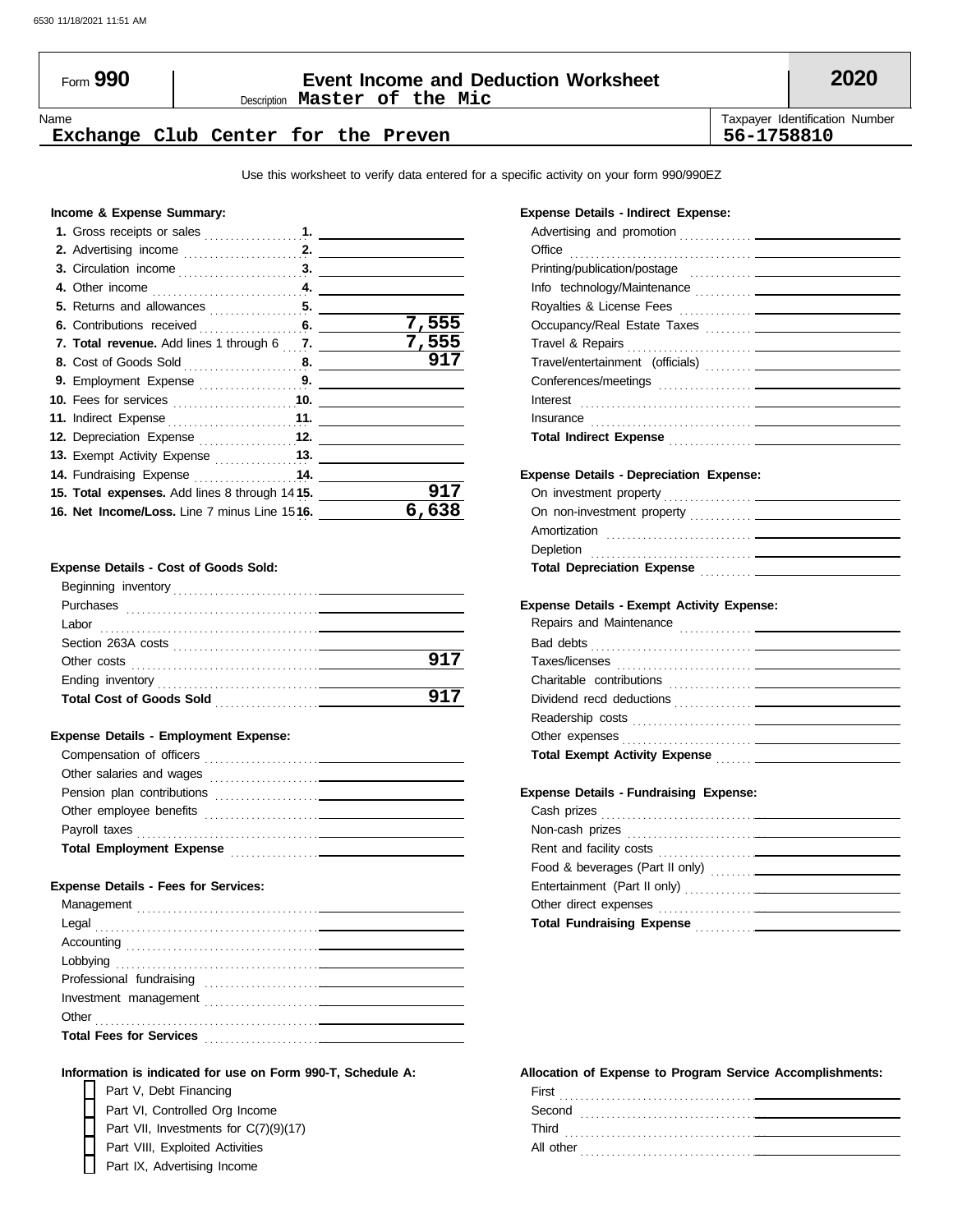Form **990**

# Event Income and Deduction Worksheet

Description **Master of the Mic**

**2020**

Name: **Exchange Club Center for the Preven**

Taxpayer Identification Number: **56-1758810**

Use this worksheet to verify data entered for a specific activity on your form 990/990EZ

### Income & Expense Summary:

| Line | Description | Amount |
|---|---|---|
| 1. | Gross receipts or sales | |
| 2. | Advertising income | |
| 3. | Circulation income | |
| 4. | Other income | |
| 5. | Returns and allowances | |
| 6. | Contributions received | 7,555 |
| 7. | **Total revenue.** Add lines 1 through 6 | 7,555 |
| 8. | Cost of Goods Sold | 917 |
| 9. | Employment Expense | |
| 10. | Fees for services | |
| 11. | Indirect Expense | |
| 12. | Depreciation Expense | |
| 13. | Exempt Activity Expense | |
| 14. | Fundraising Expense | |
| 15. | **Total expenses.** Add lines 8 through 14 | 917 |
| 16. | **Net Income/Loss.** Line 7 minus Line 15 | 6,638 |

### Expense Details - Cost of Goods Sold:

| Item | Amount |
|---|---|
| Beginning inventory | |
| Purchases | |
| Labor | |
| Section 263A costs | |
| Other costs | 917 |
| Ending inventory | |
| **Total Cost of Goods Sold** | 917 |

### Expense Details - Employment Expense:

| Item | Amount |
|---|---|
| Compensation of officers | |
| Other salaries and wages | |
| Pension plan contributions | |
| Other employee benefits | |
| Payroll taxes | |
| **Total Employment Expense** | |

### Expense Details - Fees for Services:

| Item | Amount |
|---|---|
| Management | |
| Legal | |
| Accounting | |
| Lobbying | |
| Professional fundraising | |
| Investment management | |
| Other | |
| **Total Fees for Services** | |

### Information is indicated for use on Form 990-T, Schedule A:

- [ ] Part V, Debt Financing
- [ ] Part VI, Controlled Org Income
- [ ] Part VII, Investments for C(7)(9)(17)
- [ ] Part VIII, Exploited Activities
- [ ] Part IX, Advertising Income

### Expense Details - Indirect Expense:

| Item | Amount |
|---|---|
| Advertising and promotion | |
| Office | |
| Printing/publication/postage | |
| Info technology/Maintenance | |
| Royalties & License Fees | |
| Occupancy/Real Estate Taxes | |
| Travel & Repairs | |
| Travel/entertainment (officials) | |
| Conferences/meetings | |
| Interest | |
| Insurance | |
| **Total Indirect Expense** | |

### Expense Details - Depreciation Expense:

| Item | Amount |
|---|---|
| On investment property | |
| On non-investment property | |
| Amortization | |
| Depletion | |
| **Total Depreciation Expense** | |

### Expense Details - Exempt Activity Expense:

| Item | Amount |
|---|---|
| Repairs and Maintenance | |
| Bad debts | |
| Taxes/licenses | |
| Charitable contributions | |
| Dividend recd deductions | |
| Readership costs | |
| Other expenses | |
| **Total Exempt Activity Expense** | |

### Expense Details - Fundraising Expense:

| Item | Amount |
|---|---|
| Cash prizes | |
| Non-cash prizes | |
| Rent and facility costs | |
| Food & beverages (Part II only) | |
| Entertainment (Part II only) | |
| Other direct expenses | |
| **Total Fundraising Expense** | |

### Allocation of Expense to Program Service Accomplishments:

| Item | Amount |
|---|---|
| First | |
| Second | |
| Third | |
| All other | |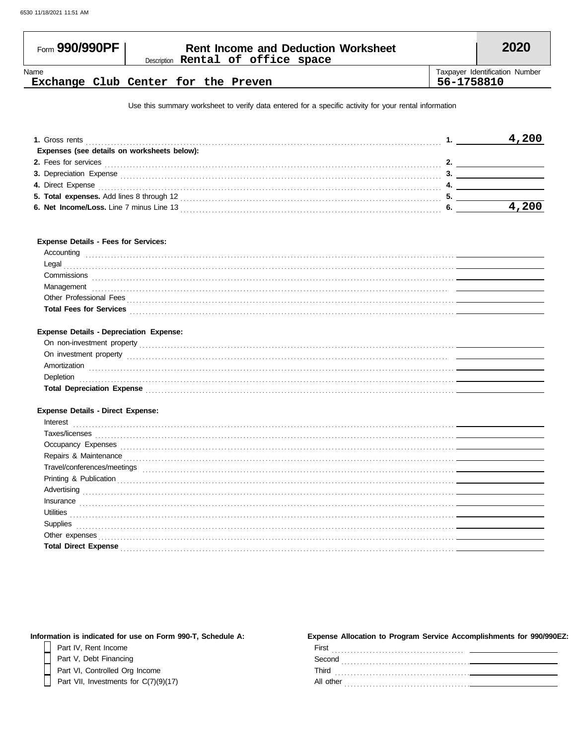Form **990/990PF**

# Rent Income and Deduction Worksheet

Description **Rental of office space**

**2020**

| Name | Taxpayer Identification Number |
|---|---|
| Exchange Club Center for the Preven | 56-1758810 |

Use this summary worksheet to verify data entered for a specific activity for your rental information

| | | |
|---|---|---|
| **1.** Gross rents | **1.** | 4,200 |
| **Expenses (see details on worksheets below):** | | |
| **2.** Fees for services | **2.** | |
| **3.** Depreciation Expense | **3.** | |
| **4.** Direct Expense | **4.** | |
| **5. Total expenses.** Add lines 8 through 12 | **5.** | |
| **6. Net Income/Loss.** Line 7 minus Line 13 | **6.** | 4,200 |

**Expense Details - Fees for Services:**

| | |
|---|---|
| Accounting | |
| Legal | |
| Commissions | |
| Management | |
| Other Professional Fees | |
| **Total Fees for Services** | |

**Expense Details - Depreciation Expense:**

| | |
|---|---|
| On non-investment property | |
| On investment property | |
| Amortization | |
| Depletion | |
| **Total Depreciation Expense** | |

**Expense Details - Direct Expense:**

| | |
|---|---|
| Interest | |
| Taxes/licenses | |
| Occupancy Expenses | |
| Repairs & Maintenance | |
| Travel/conferences/meetings | |
| Printing & Publication | |
| Advertising | |
| Insurance | |
| Utilities | |
| Supplies | |
| Other expenses | |
| **Total Direct Expense** | |

**Information is indicated for use on Form 990-T, Schedule A:**

- [ ] Part IV, Rent Income
- [ ] Part V, Debt Financing
- [ ] Part VI, Controlled Org Income
- [ ] Part VII, Investments for C(7)(9)(17)

**Expense Allocation to Program Service Accomplishments for 990/990EZ:**

| | |
|---|---|
| First | |
| Second | |
| Third | |
| All other | |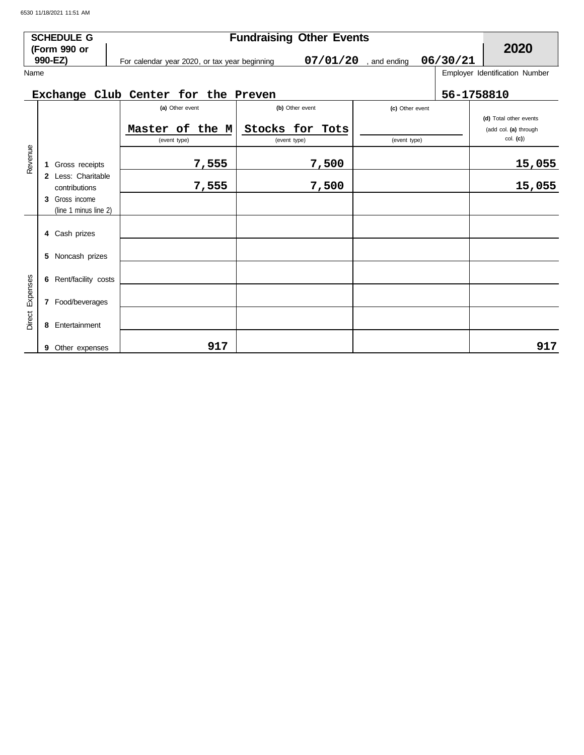6530 11/18/2021 11:51 AM

**SCHEDULE G (Form 990 or 990-EZ)**

# Fundraising Other Events

For calendar year 2020, or tax year beginning **07/01/20** , and ending **06/30/21**

**2020**

Name: **Exchange Club Center for the Preven**

Employer Identification Number: **56-1758810**

| | | (a) Other event | (b) Other event | (c) Other event | (d) Total other events (add col. (a) through col. (c)) |
|---|---|---|---|---|---|
| | | Master of the M (event type) | Stocks for Tots (event type) | (event type) | |
| Revenue | 1 Gross receipts | 7,555 | 7,500 | | 15,055 |
| | 2 Less: Charitable contributions | 7,555 | 7,500 | | 15,055 |
| | 3 Gross income (line 1 minus line 2) | | | | |
| Direct Expenses | 4 Cash prizes | | | | |
| | 5 Noncash prizes | | | | |
| | 6 Rent/facility costs | | | | |
| | 7 Food/beverages | | | | |
| | 8 Entertainment | | | | |
| | 9 Other expenses | 917 | | | 917 |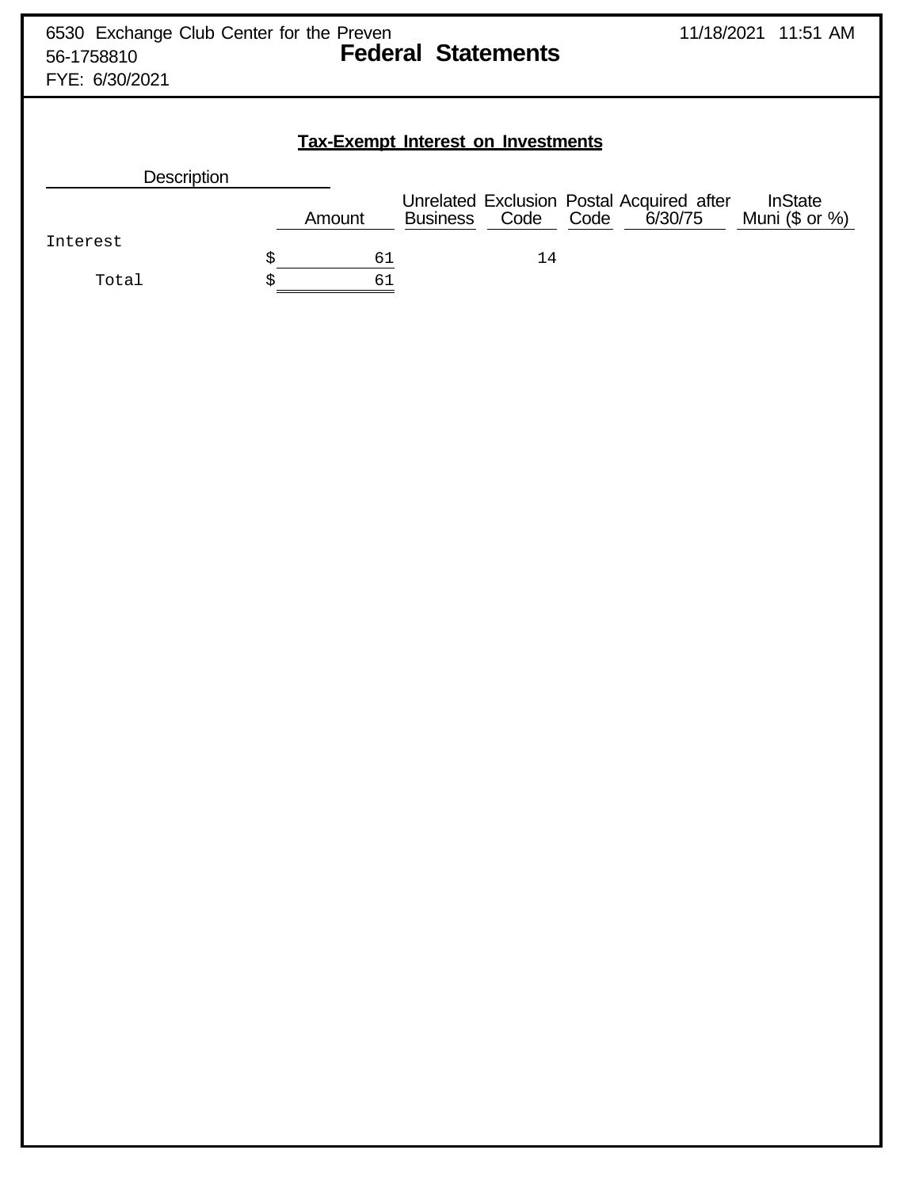6530 Exchange Club Center for the Preven
56-1758810
FYE: 6/30/2021

**Federal Statements**

11/18/2021 11:51 AM

## Tax-Exempt Interest on Investments

| Description | Amount | Unrelated Business | Exclusion Code | Postal Code | Acquired after 6/30/75 | InState Muni ($ or %) |
|---|---|---|---|---|---|---|
| Interest | $ 61 | | 14 | | | |
| Total | $ 61 | | | | | |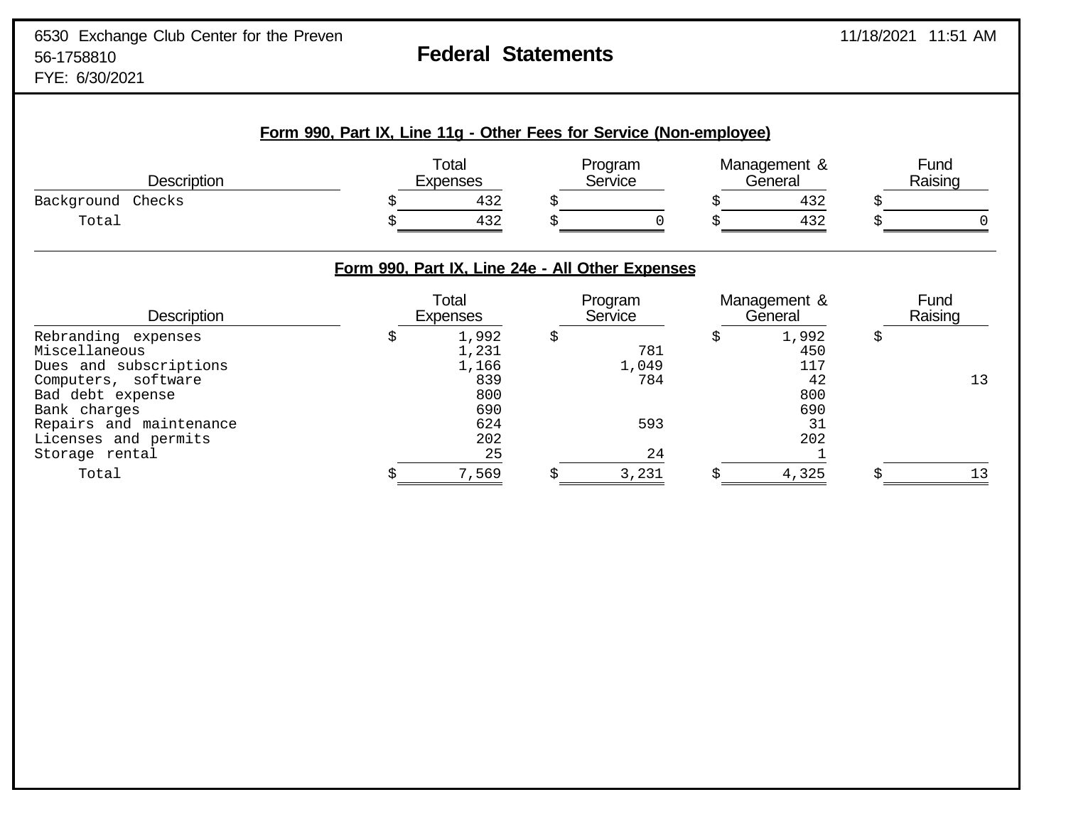6530 Exchange Club Center for the Preven
56-1758810
FYE: 6/30/2021

# Federal Statements

## Form 990, Part IX, Line 11g - Other Fees for Service (Non-employee)

| Description | Total Expenses | Program Service | Management & General | Fund Raising |
|---|---|---|---|---|
| Background Checks | $ 432 | $ | $ 432 | $ |
| Total | $ 432 | $ 0 | $ 432 | $ 0 |

## Form 990, Part IX, Line 24e - All Other Expenses

| Description | Total Expenses | Program Service | Management & General | Fund Raising |
|---|---|---|---|---|
| Rebranding expenses | $ 1,992 | $ | $ 1,992 | $ |
| Miscellaneous | 1,231 | 781 | 450 | |
| Dues and subscriptions | 1,166 | 1,049 | 117 | |
| Computers, software | 839 | 784 | 42 | 13 |
| Bad debt expense | 800 | | 800 | |
| Bank charges | 690 | | 690 | |
| Repairs and maintenance | 624 | 593 | 31 | |
| Licenses and permits | 202 | | 202 | |
| Storage rental | 25 | 24 | 1 | |
| Total | $ 7,569 | $ 3,231 | $ 4,325 | $ 13 |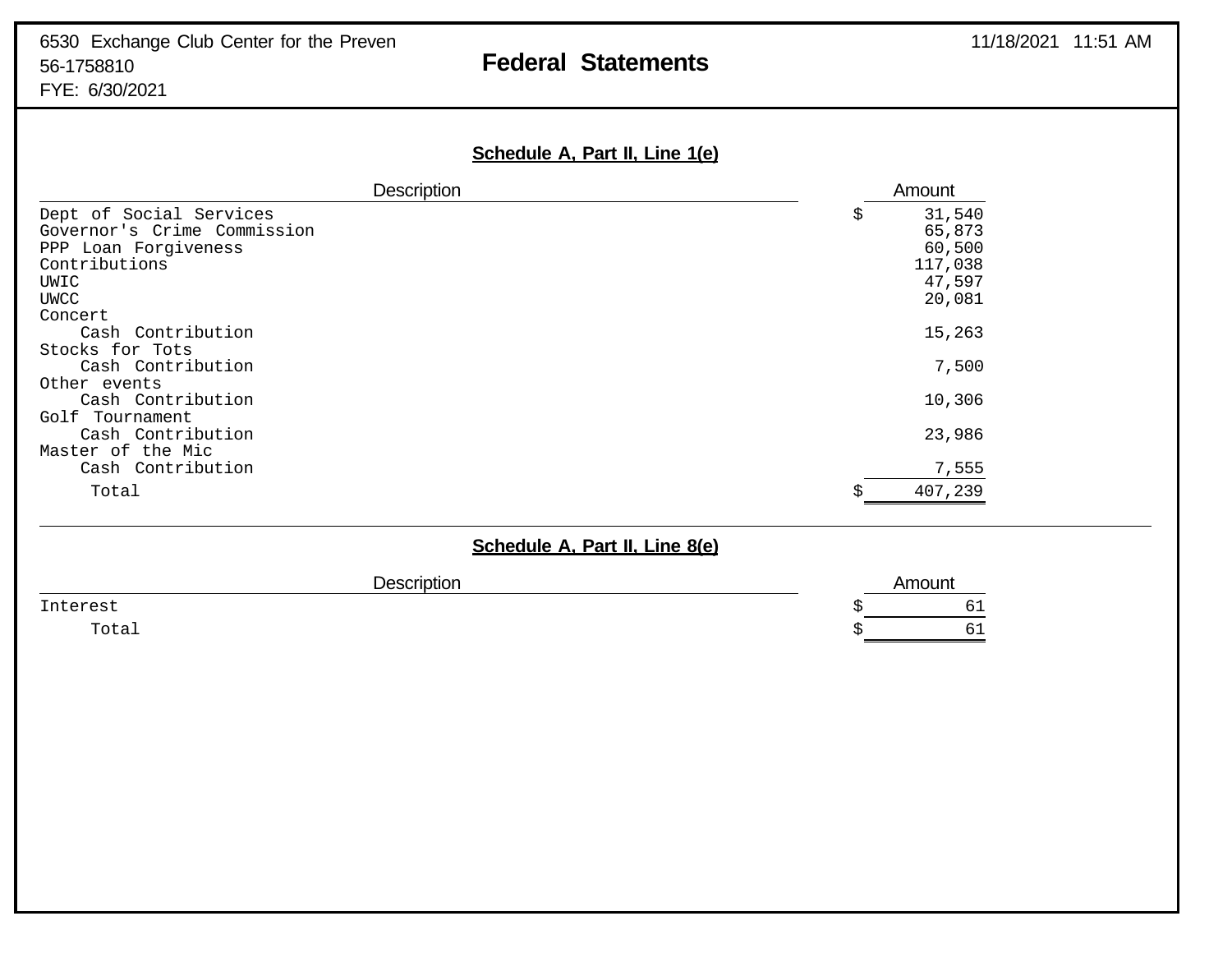# Federal Statements

6530 Exchange Club Center for the Preven
56-1758810
FYE: 6/30/2021

11/18/2021 11:51 AM

## Schedule A, Part II, Line 1(e)

| Description | Amount |
|---|---|
| Dept of Social Services | $ 31,540 |
| Governor's Crime Commission | 65,873 |
| PPP Loan Forgiveness | 60,500 |
| Contributions | 117,038 |
| UWIC | 47,597 |
| UWCC | 20,081 |
| Concert | |
| Cash Contribution | 15,263 |
| Stocks for Tots | |
| Cash Contribution | 7,500 |
| Other events | |
| Cash Contribution | 10,306 |
| Golf Tournament | |
| Cash Contribution | 23,986 |
| Master of the Mic | |
| Cash Contribution | 7,555 |
| Total | $ 407,239 |

## Schedule A, Part II, Line 8(e)

| Description | Amount |
|---|---|
| Interest | $ 61 |
| Total | $ 61 |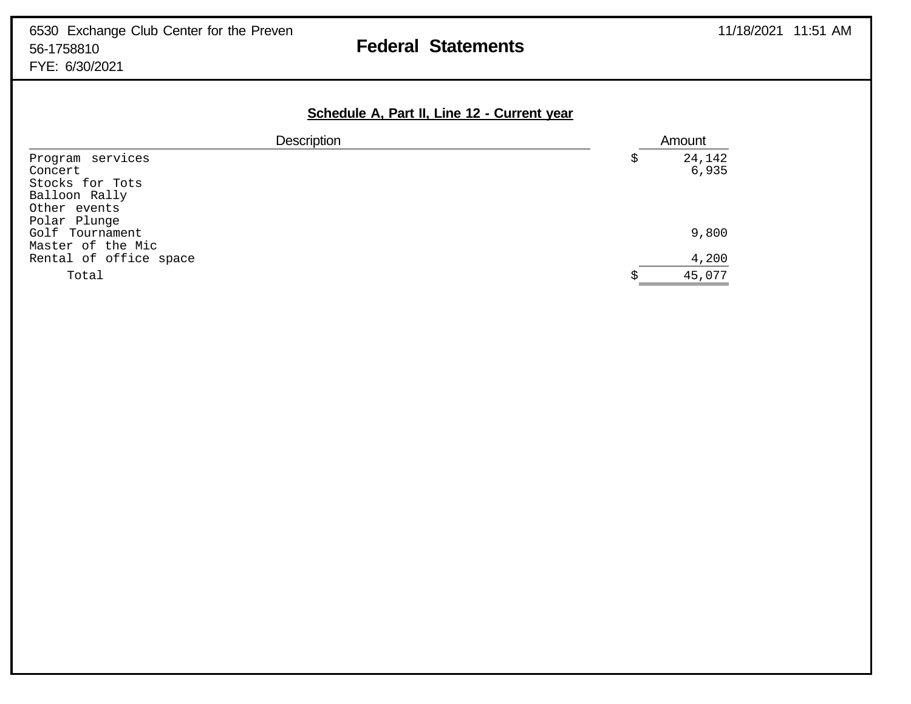6530 Exchange Club Center for the Preven
56-1758810
FYE: 6/30/2021

11/18/2021 11:51 AM

# Federal Statements

## Schedule A, Part II, Line 12 - Current year

| Description | Amount |
|---|---|
| Program services | $ 24,142 |
| Concert | 6,935 |
| Stocks for Tots | |
| Balloon Rally | |
| Other events | |
| Polar Plunge | |
| Golf Tournament | 9,800 |
| Master of the Mic | |
| Rental of office space | 4,200 |
| Total | $ 45,077 |